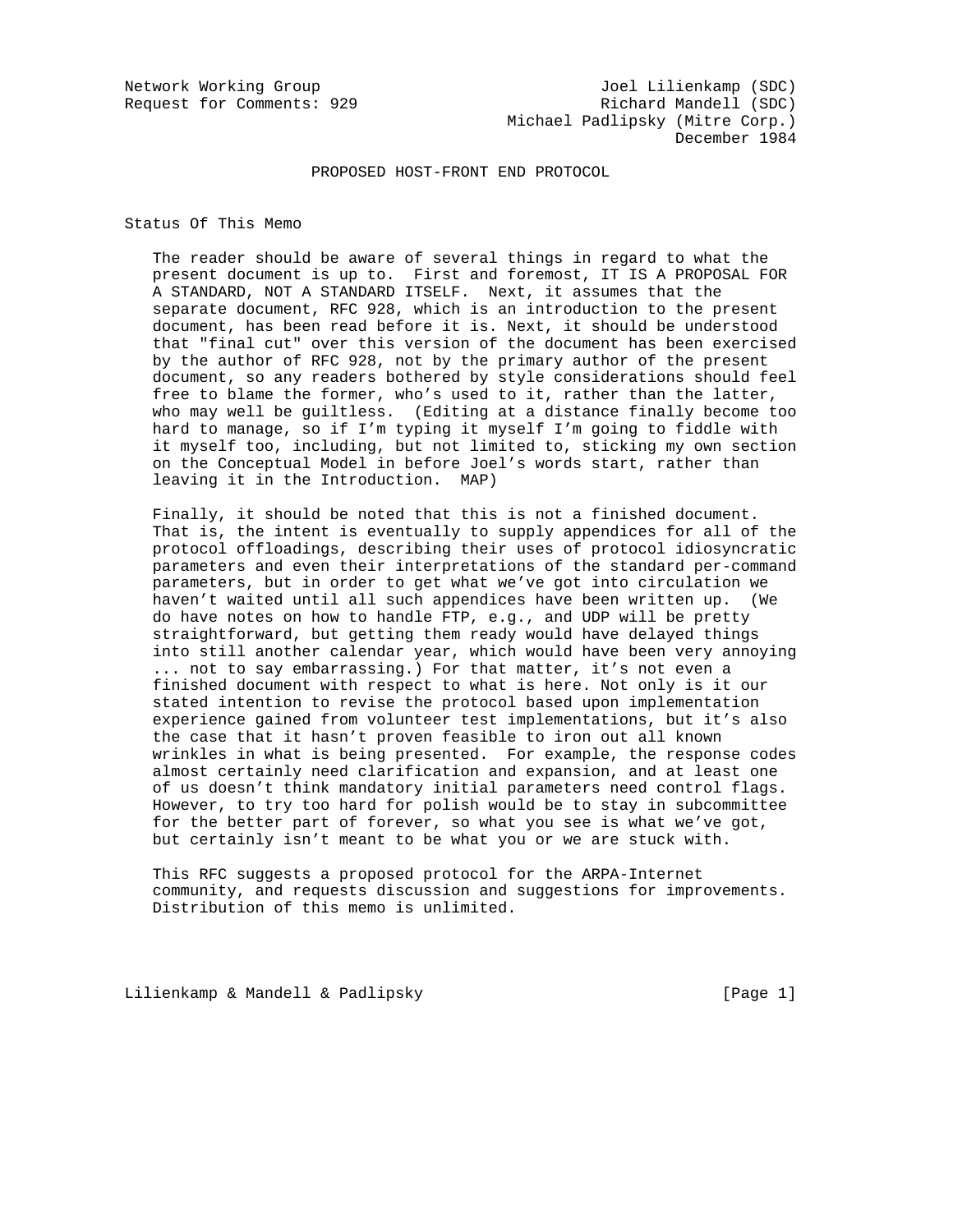Network Working Group                                    Joel Lilienkamp (SDC)
Request for Comments: 929                               Richard Mandell (SDC)
                                                  Michael Padlipsky (Mitre Corp.)
                                                                    December 1984

# PROPOSED HOST-FRONT END PROTOCOL

## Status Of This Memo

The reader should be aware of several things in regard to what the present document is up to. First and foremost, IT IS A PROPOSAL FOR A STANDARD, NOT A STANDARD ITSELF. Next, it assumes that the separate document, RFC 928, which is an introduction to the present document, has been read before it is. Next, it should be understood that "final cut" over this version of the document has been exercised by the author of RFC 928, not by the primary author of the present document, so any readers bothered by style considerations should feel free to blame the former, who's used to it, rather than the latter, who may well be guiltless. (Editing at a distance finally become too hard to manage, so if I'm typing it myself I'm going to fiddle with it myself too, including, but not limited to, sticking my own section on the Conceptual Model in before Joel's words start, rather than leaving it in the Introduction. MAP)

Finally, it should be noted that this is not a finished document. That is, the intent is eventually to supply appendices for all of the protocol offloadings, describing their uses of protocol idiosyncratic parameters and even their interpretations of the standard per-command parameters, but in order to get what we've got into circulation we haven't waited until all such appendices have been written up. (We do have notes on how to handle FTP, e.g., and UDP will be pretty straightforward, but getting them ready would have delayed things into still another calendar year, which would have been very annoying ... not to say embarrassing.) For that matter, it's not even a finished document with respect to what is here. Not only is it our stated intention to revise the protocol based upon implementation experience gained from volunteer test implementations, but it's also the case that it hasn't proven feasible to iron out all known wrinkles in what is being presented. For example, the response codes almost certainly need clarification and expansion, and at least one of us doesn't think mandatory initial parameters need control flags. However, to try too hard for polish would be to stay in subcommittee for the better part of forever, so what you see is what we've got, but certainly isn't meant to be what you or we are stuck with.

This RFC suggests a proposed protocol for the ARPA-Internet community, and requests discussion and suggestions for improvements. Distribution of this memo is unlimited.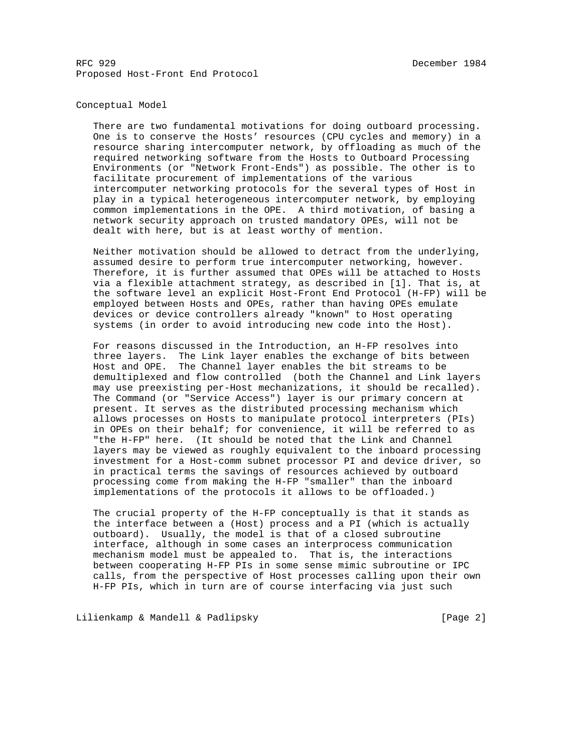## Conceptual Model

There are two fundamental motivations for doing outboard processing. One is to conserve the Hosts' resources (CPU cycles and memory) in a resource sharing intercomputer network, by offloading as much of the required networking software from the Hosts to Outboard Processing Environments (or "Network Front-Ends") as possible. The other is to facilitate procurement of implementations of the various intercomputer networking protocols for the several types of Host in play in a typical heterogeneous intercomputer network, by employing common implementations in the OPE. A third motivation, of basing a network security approach on trusted mandatory OPEs, will not be dealt with here, but is at least worthy of mention.

Neither motivation should be allowed to detract from the underlying, assumed desire to perform true intercomputer networking, however. Therefore, it is further assumed that OPEs will be attached to Hosts via a flexible attachment strategy, as described in [1]. That is, at the software level an explicit Host-Front End Protocol (H-FP) will be employed between Hosts and OPEs, rather than having OPEs emulate devices or device controllers already "known" to Host operating systems (in order to avoid introducing new code into the Host).

For reasons discussed in the Introduction, an H-FP resolves into three layers. The Link layer enables the exchange of bits between Host and OPE. The Channel layer enables the bit streams to be demultiplexed and flow controlled (both the Channel and Link layers may use preexisting per-Host mechanizations, it should be recalled). The Command (or "Service Access") layer is our primary concern at present. It serves as the distributed processing mechanism which allows processes on Hosts to manipulate protocol interpreters (PIs) in OPEs on their behalf; for convenience, it will be referred to as "the H-FP" here. (It should be noted that the Link and Channel layers may be viewed as roughly equivalent to the inboard processing investment for a Host-comm subnet processor PI and device driver, so in practical terms the savings of resources achieved by outboard processing come from making the H-FP "smaller" than the inboard implementations of the protocols it allows to be offloaded.)

The crucial property of the H-FP conceptually is that it stands as the interface between a (Host) process and a PI (which is actually outboard). Usually, the model is that of a closed subroutine interface, although in some cases an interprocess communication mechanism model must be appealed to. That is, the interactions between cooperating H-FP PIs in some sense mimic subroutine or IPC calls, from the perspective of Host processes calling upon their own H-FP PIs, which in turn are of course interfacing via just such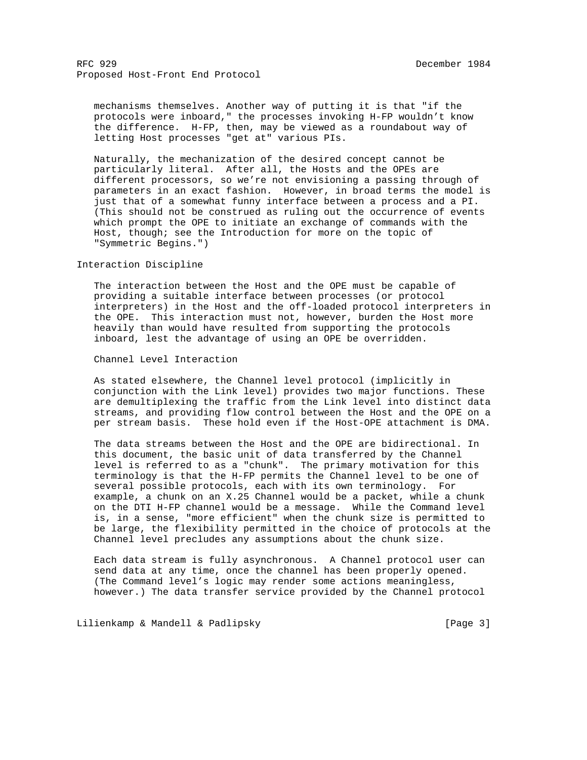mechanisms themselves. Another way of putting it is that "if the protocols were inboard," the processes invoking H-FP wouldn't know the difference. H-FP, then, may be viewed as a roundabout way of letting Host processes "get at" various PIs.

Naturally, the mechanization of the desired concept cannot be particularly literal. After all, the Hosts and the OPEs are different processors, so we're not envisioning a passing through of parameters in an exact fashion. However, in broad terms the model is just that of a somewhat funny interface between a process and a PI. (This should not be construed as ruling out the occurrence of events which prompt the OPE to initiate an exchange of commands with the Host, though; see the Introduction for more on the topic of "Symmetric Begins.")

## Interaction Discipline

The interaction between the Host and the OPE must be capable of providing a suitable interface between processes (or protocol interpreters) in the Host and the off-loaded protocol interpreters in the OPE. This interaction must not, however, burden the Host more heavily than would have resulted from supporting the protocols inboard, lest the advantage of using an OPE be overridden.

### Channel Level Interaction

As stated elsewhere, the Channel level protocol (implicitly in conjunction with the Link level) provides two major functions. These are demultiplexing the traffic from the Link level into distinct data streams, and providing flow control between the Host and the OPE on a per stream basis. These hold even if the Host-OPE attachment is DMA.

The data streams between the Host and the OPE are bidirectional. In this document, the basic unit of data transferred by the Channel level is referred to as a "chunk". The primary motivation for this terminology is that the H-FP permits the Channel level to be one of several possible protocols, each with its own terminology. For example, a chunk on an X.25 Channel would be a packet, while a chunk on the DTI H-FP channel would be a message. While the Command level is, in a sense, "more efficient" when the chunk size is permitted to be large, the flexibility permitted in the choice of protocols at the Channel level precludes any assumptions about the chunk size.

Each data stream is fully asynchronous. A Channel protocol user can send data at any time, once the channel has been properly opened. (The Command level's logic may render some actions meaningless, however.) The data transfer service provided by the Channel protocol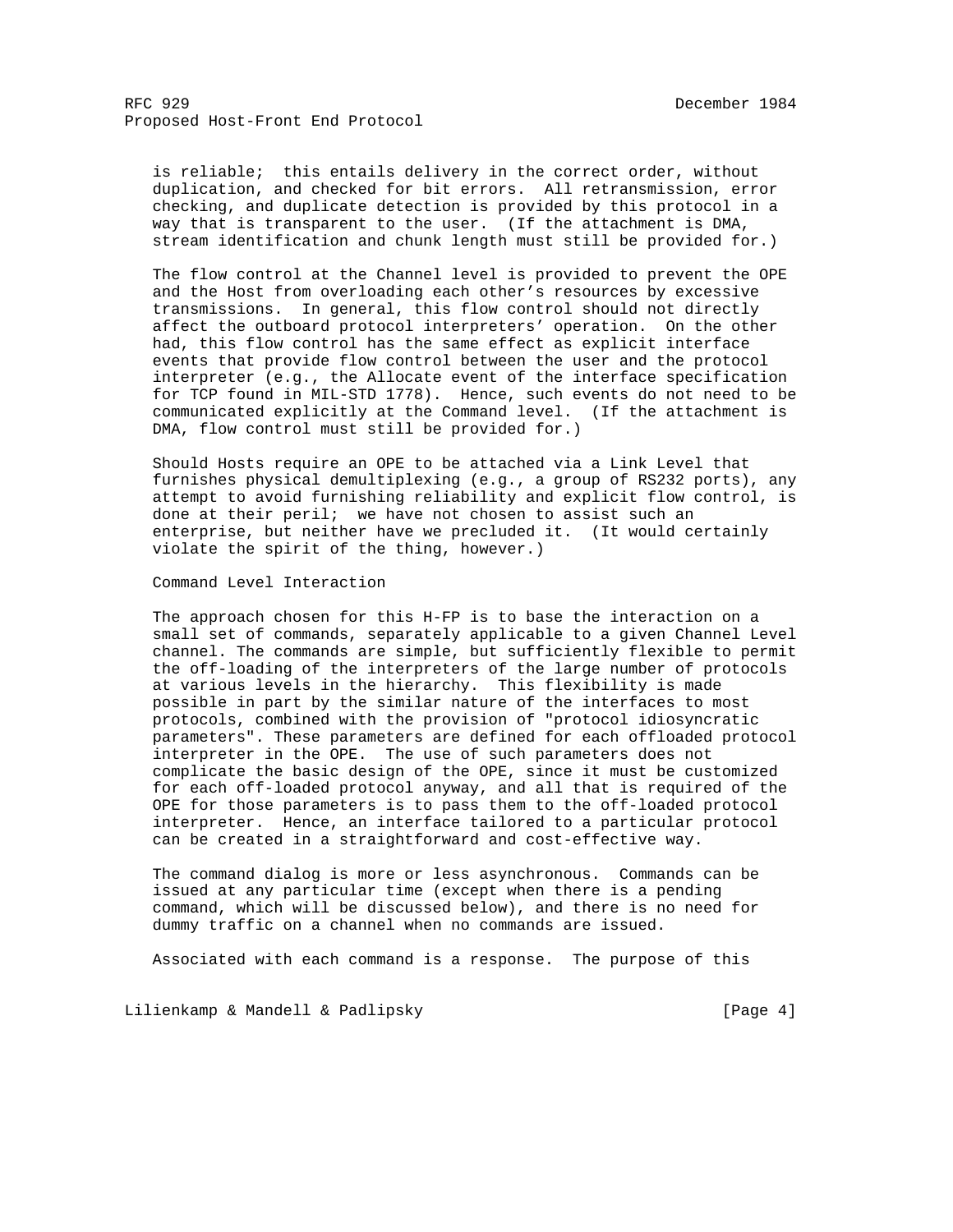is reliable; this entails delivery in the correct order, without duplication, and checked for bit errors. All retransmission, error checking, and duplicate detection is provided by this protocol in a way that is transparent to the user. (If the attachment is DMA, stream identification and chunk length must still be provided for.)

The flow control at the Channel level is provided to prevent the OPE and the Host from overloading each other's resources by excessive transmissions. In general, this flow control should not directly affect the outboard protocol interpreters' operation. On the other had, this flow control has the same effect as explicit interface events that provide flow control between the user and the protocol interpreter (e.g., the Allocate event of the interface specification for TCP found in MIL-STD 1778). Hence, such events do not need to be communicated explicitly at the Command level. (If the attachment is DMA, flow control must still be provided for.)

Should Hosts require an OPE to be attached via a Link Level that furnishes physical demultiplexing (e.g., a group of RS232 ports), any attempt to avoid furnishing reliability and explicit flow control, is done at their peril; we have not chosen to assist such an enterprise, but neither have we precluded it. (It would certainly violate the spirit of the thing, however.)

## Command Level Interaction

The approach chosen for this H-FP is to base the interaction on a small set of commands, separately applicable to a given Channel Level channel. The commands are simple, but sufficiently flexible to permit the off-loading of the interpreters of the large number of protocols at various levels in the hierarchy. This flexibility is made possible in part by the similar nature of the interfaces to most protocols, combined with the provision of "protocol idiosyncratic parameters". These parameters are defined for each offloaded protocol interpreter in the OPE. The use of such parameters does not complicate the basic design of the OPE, since it must be customized for each off-loaded protocol anyway, and all that is required of the OPE for those parameters is to pass them to the off-loaded protocol interpreter. Hence, an interface tailored to a particular protocol can be created in a straightforward and cost-effective way.

The command dialog is more or less asynchronous. Commands can be issued at any particular time (except when there is a pending command, which will be discussed below), and there is no need for dummy traffic on a channel when no commands are issued.

Associated with each command is a response. The purpose of this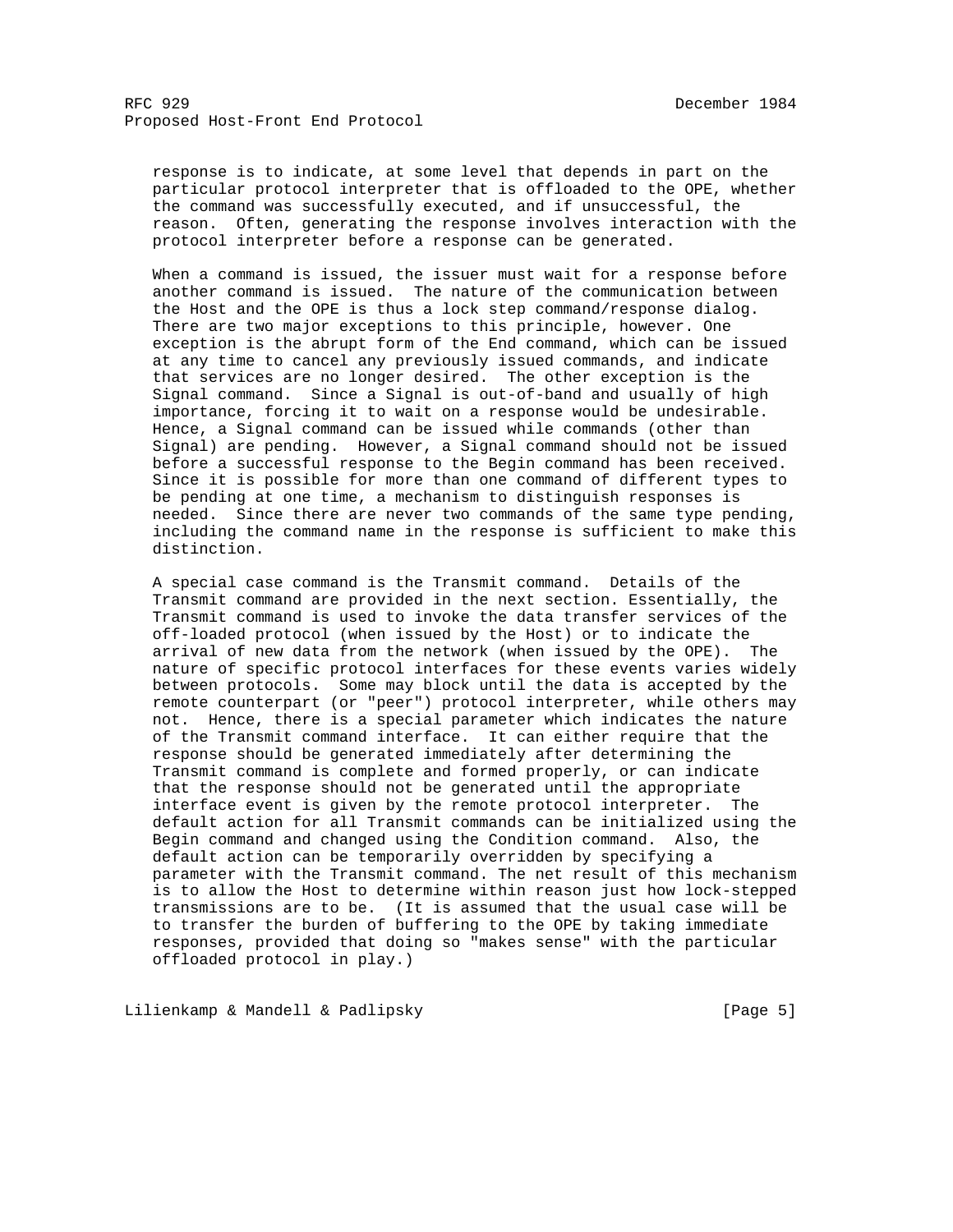response is to indicate, at some level that depends in part on the particular protocol interpreter that is offloaded to the OPE, whether the command was successfully executed, and if unsuccessful, the reason. Often, generating the response involves interaction with the protocol interpreter before a response can be generated.

When a command is issued, the issuer must wait for a response before another command is issued. The nature of the communication between the Host and the OPE is thus a lock step command/response dialog. There are two major exceptions to this principle, however. One exception is the abrupt form of the End command, which can be issued at any time to cancel any previously issued commands, and indicate that services are no longer desired. The other exception is the Signal command. Since a Signal is out-of-band and usually of high importance, forcing it to wait on a response would be undesirable. Hence, a Signal command can be issued while commands (other than Signal) are pending. However, a Signal command should not be issued before a successful response to the Begin command has been received. Since it is possible for more than one command of different types to be pending at one time, a mechanism to distinguish responses is needed. Since there are never two commands of the same type pending, including the command name in the response is sufficient to make this distinction.

A special case command is the Transmit command. Details of the Transmit command are provided in the next section. Essentially, the Transmit command is used to invoke the data transfer services of the off-loaded protocol (when issued by the Host) or to indicate the arrival of new data from the network (when issued by the OPE). The nature of specific protocol interfaces for these events varies widely between protocols. Some may block until the data is accepted by the remote counterpart (or "peer") protocol interpreter, while others may not. Hence, there is a special parameter which indicates the nature of the Transmit command interface. It can either require that the response should be generated immediately after determining the Transmit command is complete and formed properly, or can indicate that the response should not be generated until the appropriate interface event is given by the remote protocol interpreter. The default action for all Transmit commands can be initialized using the Begin command and changed using the Condition command. Also, the default action can be temporarily overridden by specifying a parameter with the Transmit command. The net result of this mechanism is to allow the Host to determine within reason just how lock-stepped transmissions are to be. (It is assumed that the usual case will be to transfer the burden of buffering to the OPE by taking immediate responses, provided that doing so "makes sense" with the particular offloaded protocol in play.)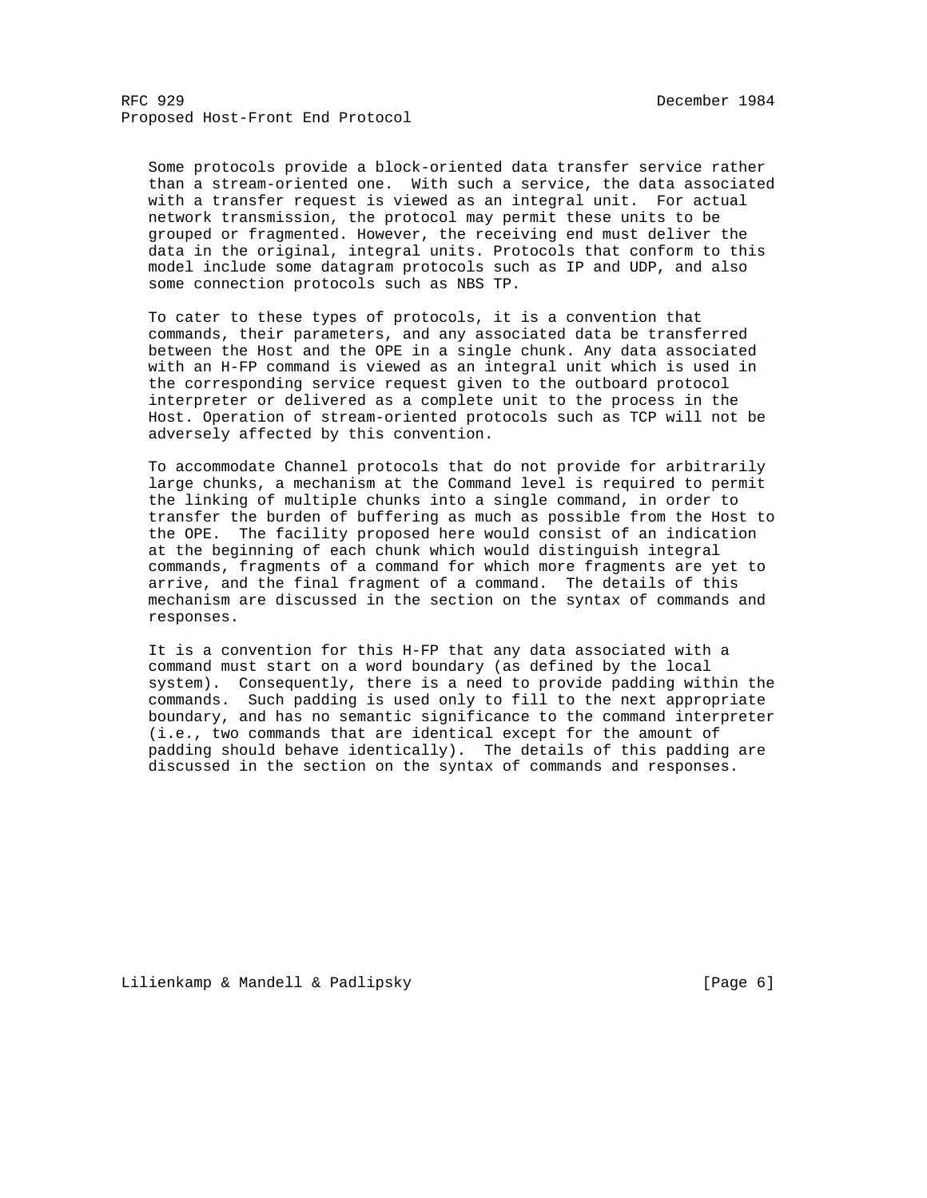Some protocols provide a block-oriented data transfer service rather than a stream-oriented one. With such a service, the data associated with a transfer request is viewed as an integral unit. For actual network transmission, the protocol may permit these units to be grouped or fragmented. However, the receiving end must deliver the data in the original, integral units. Protocols that conform to this model include some datagram protocols such as IP and UDP, and also some connection protocols such as NBS TP.

To cater to these types of protocols, it is a convention that commands, their parameters, and any associated data be transferred between the Host and the OPE in a single chunk. Any data associated with an H-FP command is viewed as an integral unit which is used in the corresponding service request given to the outboard protocol interpreter or delivered as a complete unit to the process in the Host. Operation of stream-oriented protocols such as TCP will not be adversely affected by this convention.

To accommodate Channel protocols that do not provide for arbitrarily large chunks, a mechanism at the Command level is required to permit the linking of multiple chunks into a single command, in order to transfer the burden of buffering as much as possible from the Host to the OPE. The facility proposed here would consist of an indication at the beginning of each chunk which would distinguish integral commands, fragments of a command for which more fragments are yet to arrive, and the final fragment of a command. The details of this mechanism are discussed in the section on the syntax of commands and responses.

It is a convention for this H-FP that any data associated with a command must start on a word boundary (as defined by the local system). Consequently, there is a need to provide padding within the commands. Such padding is used only to fill to the next appropriate boundary, and has no semantic significance to the command interpreter (i.e., two commands that are identical except for the amount of padding should behave identically). The details of this padding are discussed in the section on the syntax of commands and responses.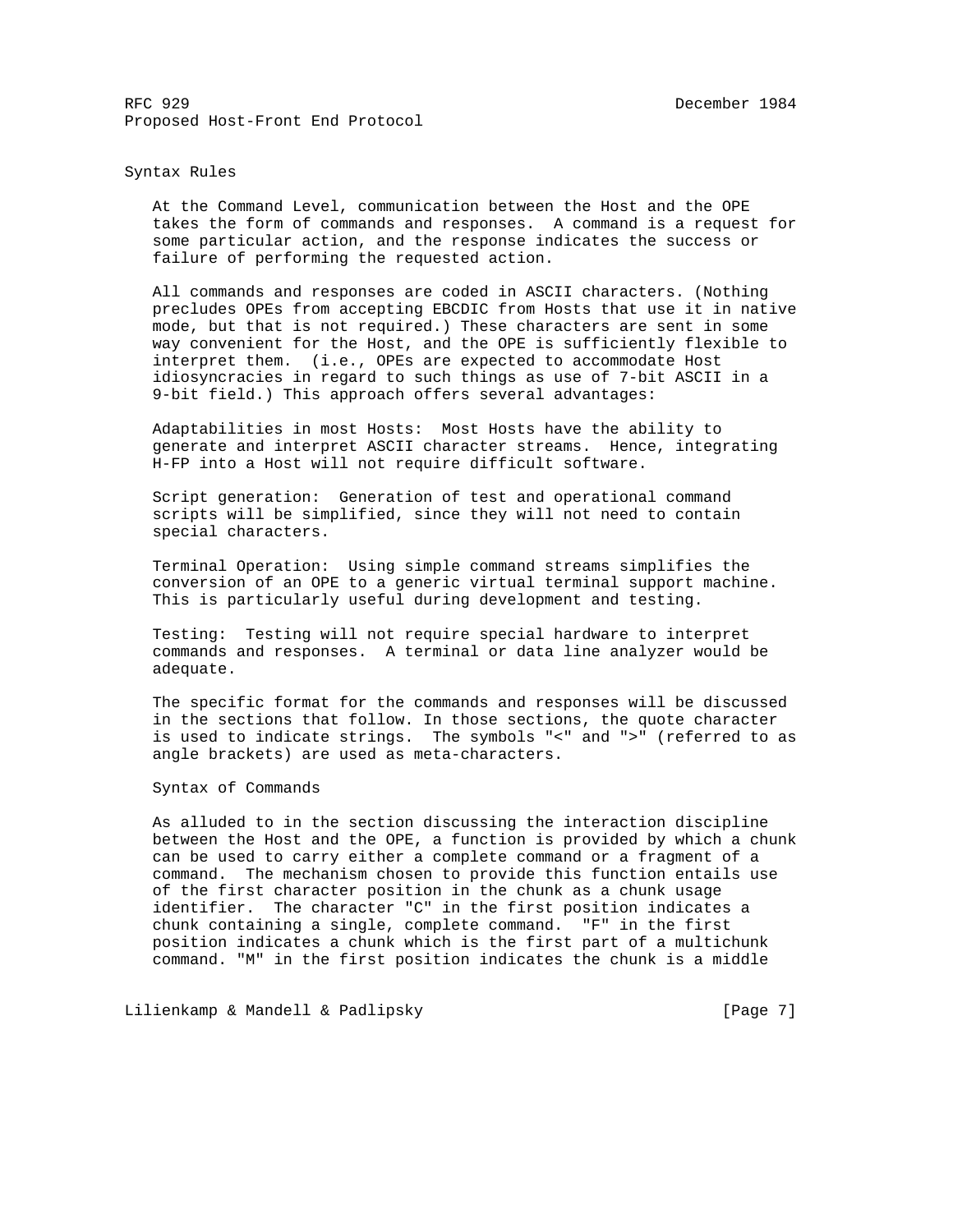## Syntax Rules

At the Command Level, communication between the Host and the OPE takes the form of commands and responses. A command is a request for some particular action, and the response indicates the success or failure of performing the requested action.

All commands and responses are coded in ASCII characters. (Nothing precludes OPEs from accepting EBCDIC from Hosts that use it in native mode, but that is not required.) These characters are sent in some way convenient for the Host, and the OPE is sufficiently flexible to interpret them. (i.e., OPEs are expected to accommodate Host idiosyncracies in regard to such things as use of 7-bit ASCII in a 9-bit field.) This approach offers several advantages:

Adaptabilities in most Hosts: Most Hosts have the ability to generate and interpret ASCII character streams. Hence, integrating H-FP into a Host will not require difficult software.

Script generation: Generation of test and operational command scripts will be simplified, since they will not need to contain special characters.

Terminal Operation: Using simple command streams simplifies the conversion of an OPE to a generic virtual terminal support machine. This is particularly useful during development and testing.

Testing: Testing will not require special hardware to interpret commands and responses. A terminal or data line analyzer would be adequate.

The specific format for the commands and responses will be discussed in the sections that follow. In those sections, the quote character is used to indicate strings. The symbols "<" and ">" (referred to as angle brackets) are used as meta-characters.

### Syntax of Commands

As alluded to in the section discussing the interaction discipline between the Host and the OPE, a function is provided by which a chunk can be used to carry either a complete command or a fragment of a command. The mechanism chosen to provide this function entails use of the first character position in the chunk as a chunk usage identifier. The character "C" in the first position indicates a chunk containing a single, complete command. "F" in the first position indicates a chunk which is the first part of a multichunk command. "M" in the first position indicates the chunk is a middle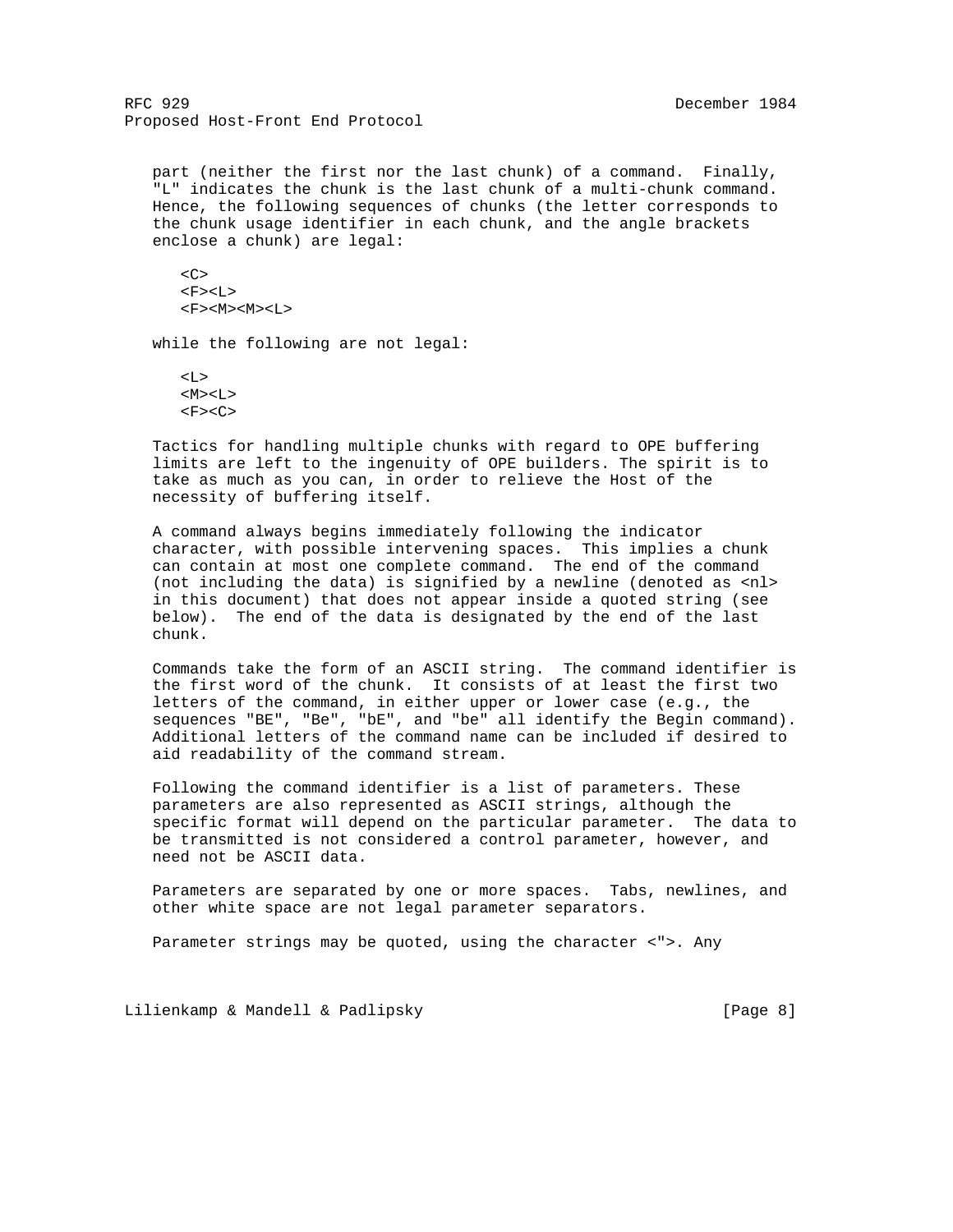part (neither the first nor the last chunk) of a command. Finally, "L" indicates the chunk is the last chunk of a multi-chunk command. Hence, the following sequences of chunks (the letter corresponds to the chunk usage identifier in each chunk, and the angle brackets enclose a chunk) are legal:

```
<C>
<F><L>
<F><M><M><L>
```

while the following are not legal:

```
<L>
<M><L>
<F><C>
```

Tactics for handling multiple chunks with regard to OPE buffering limits are left to the ingenuity of OPE builders. The spirit is to take as much as you can, in order to relieve the Host of the necessity of buffering itself.

A command always begins immediately following the indicator character, with possible intervening spaces. This implies a chunk can contain at most one complete command. The end of the command (not including the data) is signified by a newline (denoted as <nl> in this document) that does not appear inside a quoted string (see below). The end of the data is designated by the end of the last chunk.

Commands take the form of an ASCII string. The command identifier is the first word of the chunk. It consists of at least the first two letters of the command, in either upper or lower case (e.g., the sequences "BE", "Be", "bE", and "be" all identify the Begin command). Additional letters of the command name can be included if desired to aid readability of the command stream.

Following the command identifier is a list of parameters. These parameters are also represented as ASCII strings, although the specific format will depend on the particular parameter. The data to be transmitted is not considered a control parameter, however, and need not be ASCII data.

Parameters are separated by one or more spaces. Tabs, newlines, and other white space are not legal parameter separators.

Parameter strings may be quoted, using the character <">. Any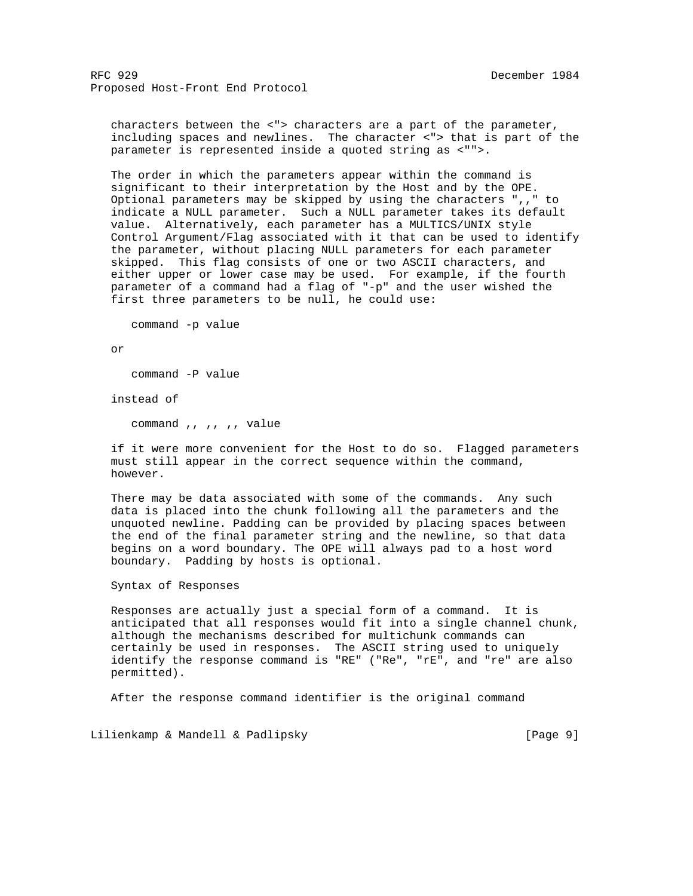characters between the <"> characters are a part of the parameter, including spaces and newlines. The character <"> that is part of the parameter is represented inside a quoted string as <"">.

The order in which the parameters appear within the command is significant to their interpretation by the Host and by the OPE. Optional parameters may be skipped by using the characters ",," to indicate a NULL parameter. Such a NULL parameter takes its default value. Alternatively, each parameter has a MULTICS/UNIX style Control Argument/Flag associated with it that can be used to identify the parameter, without placing NULL parameters for each parameter skipped. This flag consists of one or two ASCII characters, and either upper or lower case may be used. For example, if the fourth parameter of a command had a flag of "-p" and the user wished the first three parameters to be null, he could use:

```
command -p value
```

or

```
command -P value
```

instead of

```
command ,, ,, ,, value
```

if it were more convenient for the Host to do so. Flagged parameters must still appear in the correct sequence within the command, however.

There may be data associated with some of the commands. Any such data is placed into the chunk following all the parameters and the unquoted newline. Padding can be provided by placing spaces between the end of the final parameter string and the newline, so that data begins on a word boundary. The OPE will always pad to a host word boundary. Padding by hosts is optional.

Syntax of Responses

Responses are actually just a special form of a command. It is anticipated that all responses would fit into a single channel chunk, although the mechanisms described for multichunk commands can certainly be used in responses. The ASCII string used to uniquely identify the response command is "RE" ("Re", "rE", and "re" are also permitted).

After the response command identifier is the original command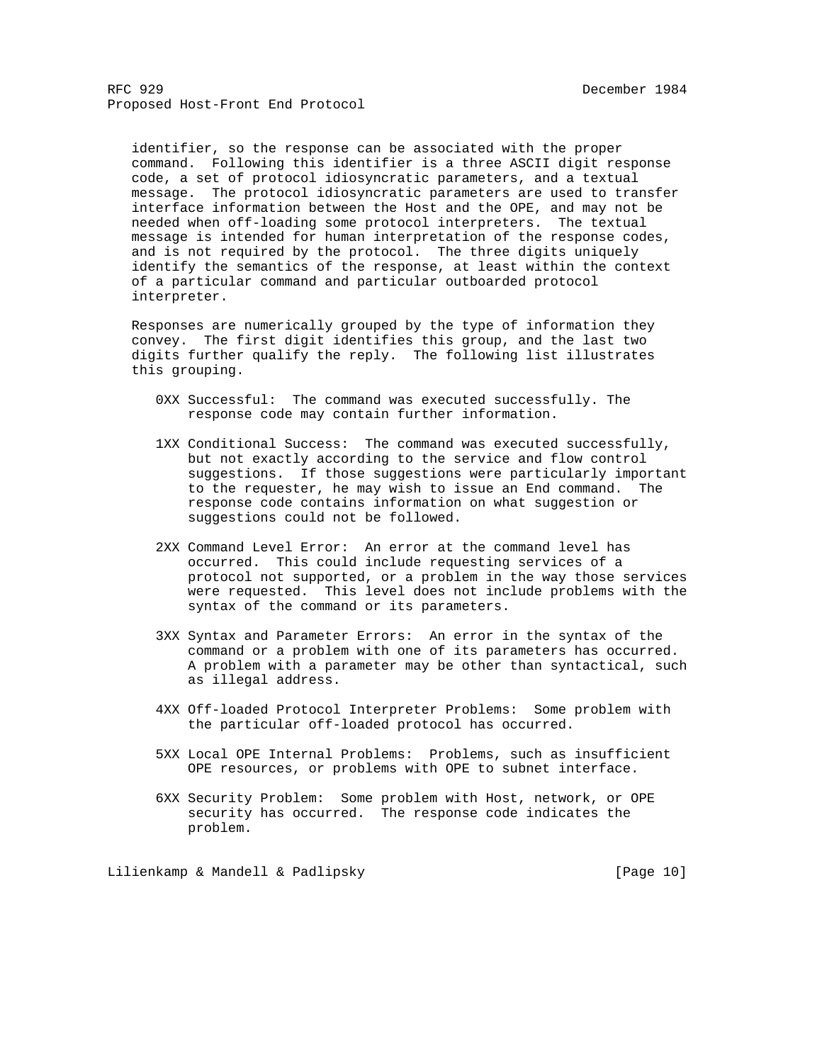identifier, so the response can be associated with the proper command. Following this identifier is a three ASCII digit response code, a set of protocol idiosyncratic parameters, and a textual message. The protocol idiosyncratic parameters are used to transfer interface information between the Host and the OPE, and may not be needed when off-loading some protocol interpreters. The textual message is intended for human interpretation of the response codes, and is not required by the protocol. The three digits uniquely identify the semantics of the response, at least within the context of a particular command and particular outboarded protocol interpreter.

Responses are numerically grouped by the type of information they convey. The first digit identifies this group, and the last two digits further qualify the reply. The following list illustrates this grouping.

- 0XX Successful: The command was executed successfully. The response code may contain further information.

- 1XX Conditional Success: The command was executed successfully, but not exactly according to the service and flow control suggestions. If those suggestions were particularly important to the requester, he may wish to issue an End command. The response code contains information on what suggestion or suggestions could not be followed.

- 2XX Command Level Error: An error at the command level has occurred. This could include requesting services of a protocol not supported, or a problem in the way those services were requested. This level does not include problems with the syntax of the command or its parameters.

- 3XX Syntax and Parameter Errors: An error in the syntax of the command or a problem with one of its parameters has occurred. A problem with a parameter may be other than syntactical, such as illegal address.

- 4XX Off-loaded Protocol Interpreter Problems: Some problem with the particular off-loaded protocol has occurred.

- 5XX Local OPE Internal Problems: Problems, such as insufficient OPE resources, or problems with OPE to subnet interface.

- 6XX Security Problem: Some problem with Host, network, or OPE security has occurred. The response code indicates the problem.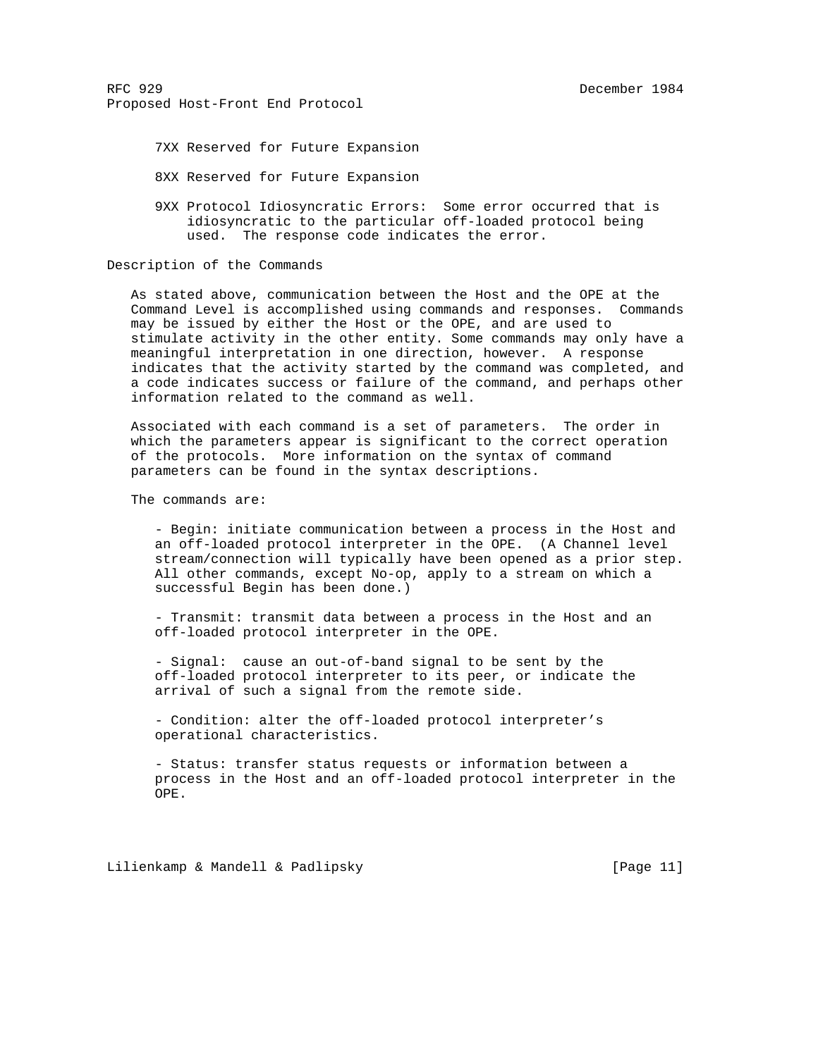- 7XX Reserved for Future Expansion

- 8XX Reserved for Future Expansion

- 9XX Protocol Idiosyncratic Errors: Some error occurred that is idiosyncratic to the particular off-loaded protocol being used. The response code indicates the error.

## Description of the Commands

As stated above, communication between the Host and the OPE at the Command Level is accomplished using commands and responses. Commands may be issued by either the Host or the OPE, and are used to stimulate activity in the other entity. Some commands may only have a meaningful interpretation in one direction, however. A response indicates that the activity started by the command was completed, and a code indicates success or failure of the command, and perhaps other information related to the command as well.

Associated with each command is a set of parameters. The order in which the parameters appear is significant to the correct operation of the protocols. More information on the syntax of command parameters can be found in the syntax descriptions.

The commands are:

- Begin: initiate communication between a process in the Host and an off-loaded protocol interpreter in the OPE. (A Channel level stream/connection will typically have been opened as a prior step. All other commands, except No-op, apply to a stream on which a successful Begin has been done.)

- Transmit: transmit data between a process in the Host and an off-loaded protocol interpreter in the OPE.

- Signal: cause an out-of-band signal to be sent by the off-loaded protocol interpreter to its peer, or indicate the arrival of such a signal from the remote side.

- Condition: alter the off-loaded protocol interpreter’s operational characteristics.

- Status: transfer status requests or information between a process in the Host and an off-loaded protocol interpreter in the OPE.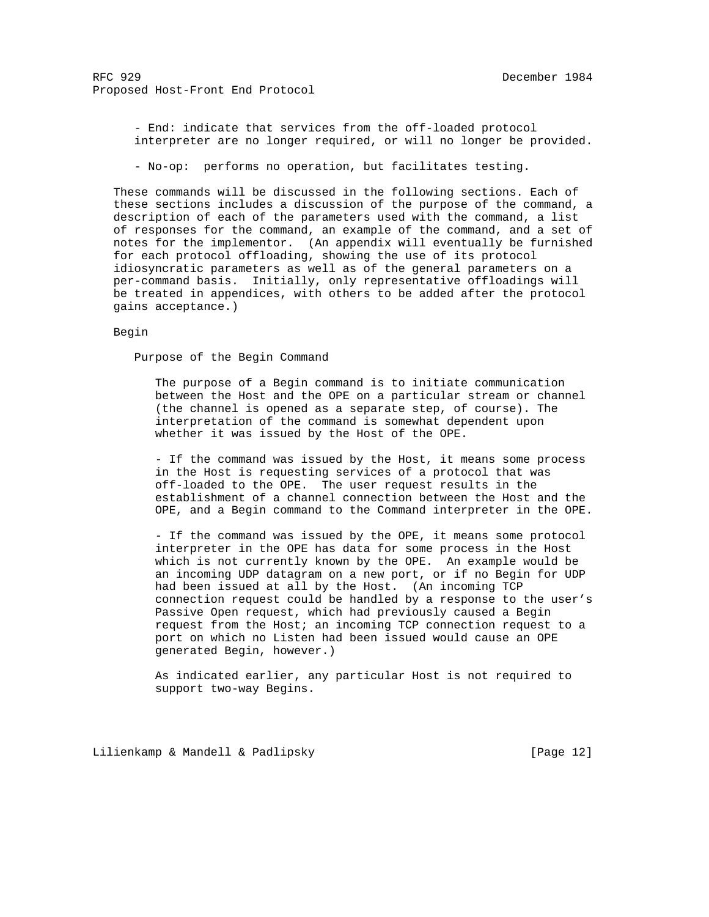- End: indicate that services from the off-loaded protocol interpreter are no longer required, or will no longer be provided.

- No-op: performs no operation, but facilitates testing.

These commands will be discussed in the following sections. Each of these sections includes a discussion of the purpose of the command, a description of each of the parameters used with the command, a list of responses for the command, an example of the command, and a set of notes for the implementor. (An appendix will eventually be furnished for each protocol offloading, showing the use of its protocol idiosyncratic parameters as well as of the general parameters on a per-command basis. Initially, only representative offloadings will be treated in appendices, with others to be added after the protocol gains acceptance.)

## Begin

### Purpose of the Begin Command

The purpose of a Begin command is to initiate communication between the Host and the OPE on a particular stream or channel (the channel is opened as a separate step, of course). The interpretation of the command is somewhat dependent upon whether it was issued by the Host of the OPE.

- If the command was issued by the Host, it means some process in the Host is requesting services of a protocol that was off-loaded to the OPE. The user request results in the establishment of a channel connection between the Host and the OPE, and a Begin command to the Command interpreter in the OPE.

- If the command was issued by the OPE, it means some protocol interpreter in the OPE has data for some process in the Host which is not currently known by the OPE. An example would be an incoming UDP datagram on a new port, or if no Begin for UDP had been issued at all by the Host. (An incoming TCP connection request could be handled by a response to the user's Passive Open request, which had previously caused a Begin request from the Host; an incoming TCP connection request to a port on which no Listen had been issued would cause an OPE generated Begin, however.)

As indicated earlier, any particular Host is not required to support two-way Begins.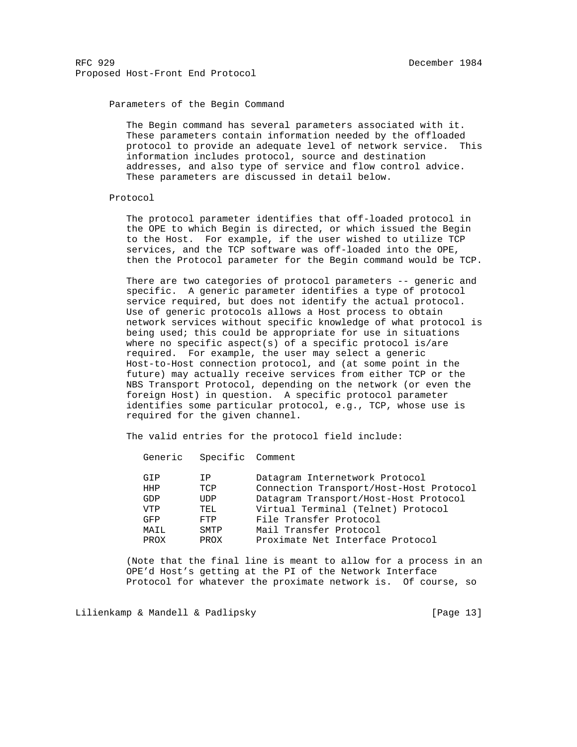### Parameters of the Begin Command

The Begin command has several parameters associated with it. These parameters contain information needed by the offloaded protocol to provide an adequate level of network service. This information includes protocol, source and destination addresses, and also type of service and flow control advice. These parameters are discussed in detail below.

### Protocol

The protocol parameter identifies that off-loaded protocol in the OPE to which Begin is directed, or which issued the Begin to the Host. For example, if the user wished to utilize TCP services, and the TCP software was off-loaded into the OPE, then the Protocol parameter for the Begin command would be TCP.

There are two categories of protocol parameters -- generic and specific. A generic parameter identifies a type of protocol service required, but does not identify the actual protocol. Use of generic protocols allows a Host process to obtain network services without specific knowledge of what protocol is being used; this could be appropriate for use in situations where no specific aspect(s) of a specific protocol is/are required. For example, the user may select a generic Host-to-Host connection protocol, and (at some point in the future) may actually receive services from either TCP or the NBS Transport Protocol, depending on the network (or even the foreign Host) in question. A specific protocol parameter identifies some particular protocol, e.g., TCP, whose use is required for the given channel.

The valid entries for the protocol field include:

| Generic | Specific | Comment |
|---|---|---|
| GIP | IP | Datagram Internetwork Protocol |
| HHP | TCP | Connection Transport/Host-Host Protocol |
| GDP | UDP | Datagram Transport/Host-Host Protocol |
| VTP | TEL | Virtual Terminal (Telnet) Protocol |
| GFP | FTP | File Transfer Protocol |
| MAIL | SMTP | Mail Transfer Protocol |
| PROX | PROX | Proximate Net Interface Protocol |

(Note that the final line is meant to allow for a process in an OPE'd Host's getting at the PI of the Network Interface Protocol for whatever the proximate network is. Of course, so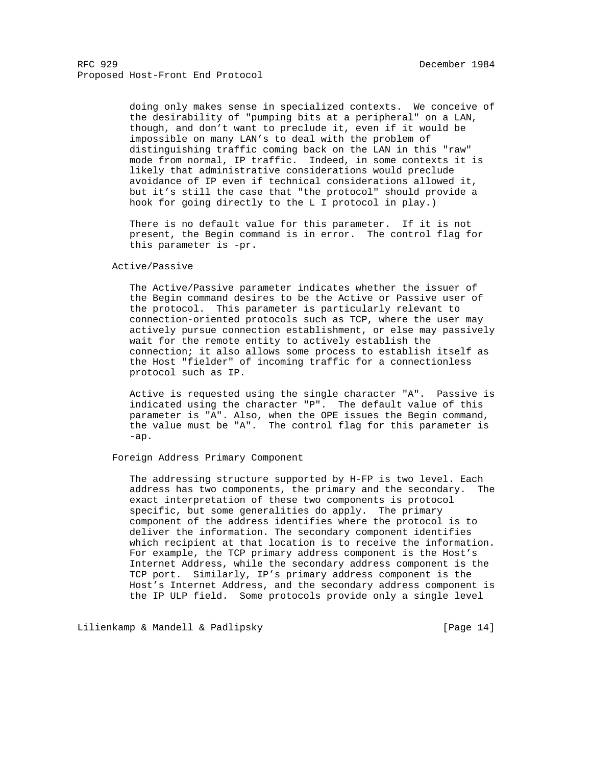doing only makes sense in specialized contexts. We conceive of the desirability of "pumping bits at a peripheral" on a LAN, though, and don't want to preclude it, even if it would be impossible on many LAN's to deal with the problem of distinguishing traffic coming back on the LAN in this "raw" mode from normal, IP traffic. Indeed, in some contexts it is likely that administrative considerations would preclude avoidance of IP even if technical considerations allowed it, but it's still the case that "the protocol" should provide a hook for going directly to the L I protocol in play.)

There is no default value for this parameter. If it is not present, the Begin command is in error. The control flag for this parameter is -pr.

### Active/Passive

The Active/Passive parameter indicates whether the issuer of the Begin command desires to be the Active or Passive user of the protocol. This parameter is particularly relevant to connection-oriented protocols such as TCP, where the user may actively pursue connection establishment, or else may passively wait for the remote entity to actively establish the connection; it also allows some process to establish itself as the Host "fielder" of incoming traffic for a connectionless protocol such as IP.

Active is requested using the single character "A". Passive is indicated using the character "P". The default value of this parameter is "A". Also, when the OPE issues the Begin command, the value must be "A". The control flag for this parameter is -ap.

### Foreign Address Primary Component

The addressing structure supported by H-FP is two level. Each address has two components, the primary and the secondary. The exact interpretation of these two components is protocol specific, but some generalities do apply. The primary component of the address identifies where the protocol is to deliver the information. The secondary component identifies which recipient at that location is to receive the information. For example, the TCP primary address component is the Host's Internet Address, while the secondary address component is the TCP port. Similarly, IP's primary address component is the Host's Internet Address, and the secondary address component is the IP ULP field. Some protocols provide only a single level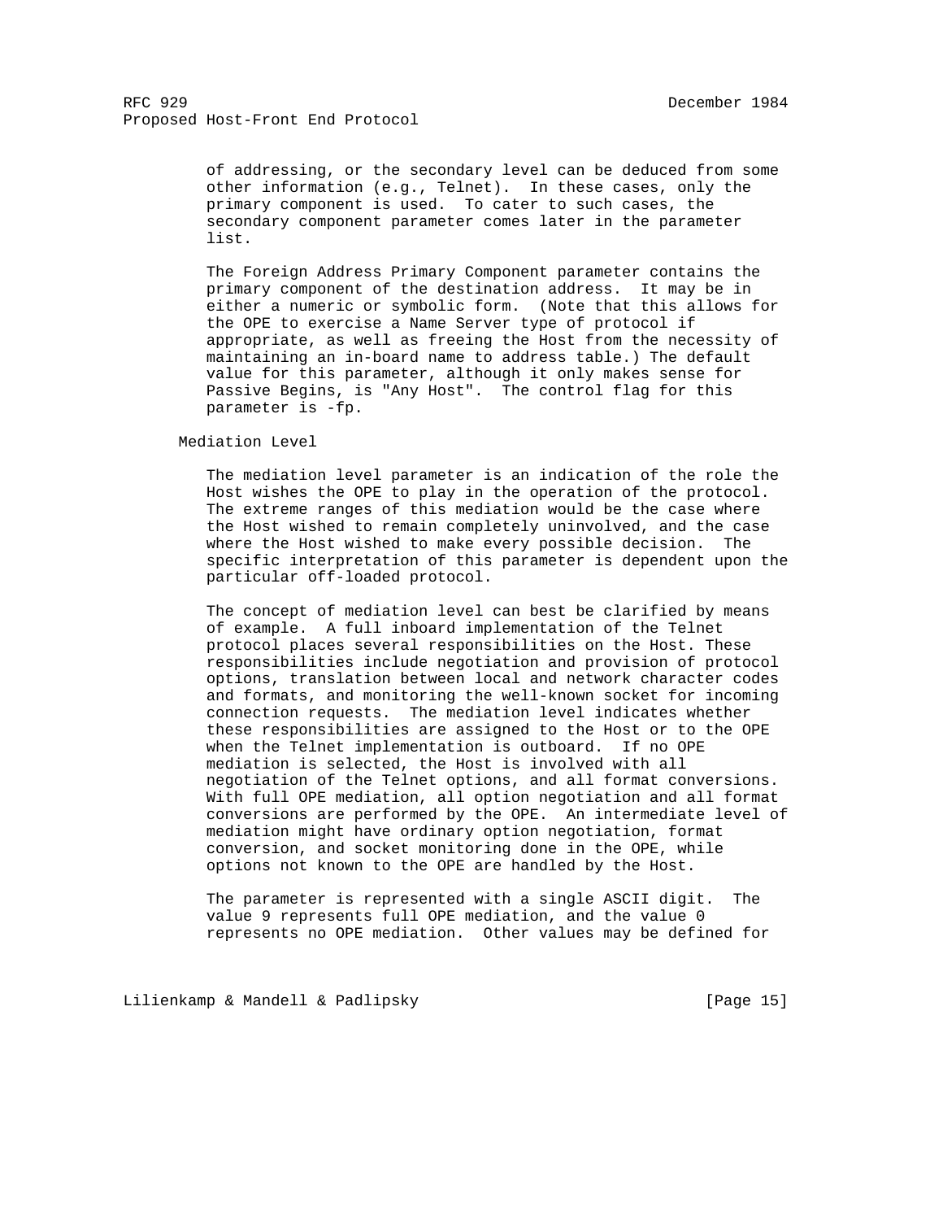of addressing, or the secondary level can be deduced from some other information (e.g., Telnet). In these cases, only the primary component is used. To cater to such cases, the secondary component parameter comes later in the parameter list.

The Foreign Address Primary Component parameter contains the primary component of the destination address. It may be in either a numeric or symbolic form. (Note that this allows for the OPE to exercise a Name Server type of protocol if appropriate, as well as freeing the Host from the necessity of maintaining an in-board name to address table.) The default value for this parameter, although it only makes sense for Passive Begins, is "Any Host". The control flag for this parameter is -fp.

### Mediation Level

The mediation level parameter is an indication of the role the Host wishes the OPE to play in the operation of the protocol. The extreme ranges of this mediation would be the case where the Host wished to remain completely uninvolved, and the case where the Host wished to make every possible decision. The specific interpretation of this parameter is dependent upon the particular off-loaded protocol.

The concept of mediation level can best be clarified by means of example. A full inboard implementation of the Telnet protocol places several responsibilities on the Host. These responsibilities include negotiation and provision of protocol options, translation between local and network character codes and formats, and monitoring the well-known socket for incoming connection requests. The mediation level indicates whether these responsibilities are assigned to the Host or to the OPE when the Telnet implementation is outboard. If no OPE mediation is selected, the Host is involved with all negotiation of the Telnet options, and all format conversions. With full OPE mediation, all option negotiation and all format conversions are performed by the OPE. An intermediate level of mediation might have ordinary option negotiation, format conversion, and socket monitoring done in the OPE, while options not known to the OPE are handled by the Host.

The parameter is represented with a single ASCII digit. The value 9 represents full OPE mediation, and the value 0 represents no OPE mediation. Other values may be defined for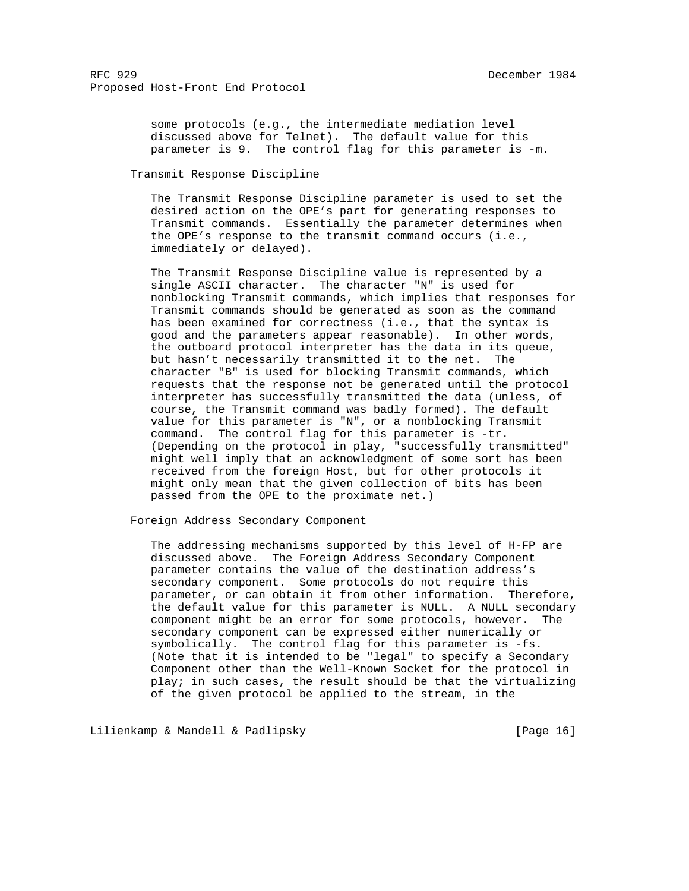some protocols (e.g., the intermediate mediation level discussed above for Telnet). The default value for this parameter is 9. The control flag for this parameter is -m.

### Transmit Response Discipline

The Transmit Response Discipline parameter is used to set the desired action on the OPE's part for generating responses to Transmit commands. Essentially the parameter determines when the OPE's response to the transmit command occurs (i.e., immediately or delayed).

The Transmit Response Discipline value is represented by a single ASCII character. The character "N" is used for nonblocking Transmit commands, which implies that responses for Transmit commands should be generated as soon as the command has been examined for correctness (i.e., that the syntax is good and the parameters appear reasonable). In other words, the outboard protocol interpreter has the data in its queue, but hasn't necessarily transmitted it to the net. The character "B" is used for blocking Transmit commands, which requests that the response not be generated until the protocol interpreter has successfully transmitted the data (unless, of course, the Transmit command was badly formed). The default value for this parameter is "N", or a nonblocking Transmit command. The control flag for this parameter is -tr. (Depending on the protocol in play, "successfully transmitted" might well imply that an acknowledgment of some sort has been received from the foreign Host, but for other protocols it might only mean that the given collection of bits has been passed from the OPE to the proximate net.)

### Foreign Address Secondary Component

The addressing mechanisms supported by this level of H-FP are discussed above. The Foreign Address Secondary Component parameter contains the value of the destination address's secondary component. Some protocols do not require this parameter, or can obtain it from other information. Therefore, the default value for this parameter is NULL. A NULL secondary component might be an error for some protocols, however. The secondary component can be expressed either numerically or symbolically. The control flag for this parameter is -fs. (Note that it is intended to be "legal" to specify a Secondary Component other than the Well-Known Socket for the protocol in play; in such cases, the result should be that the virtualizing of the given protocol be applied to the stream, in the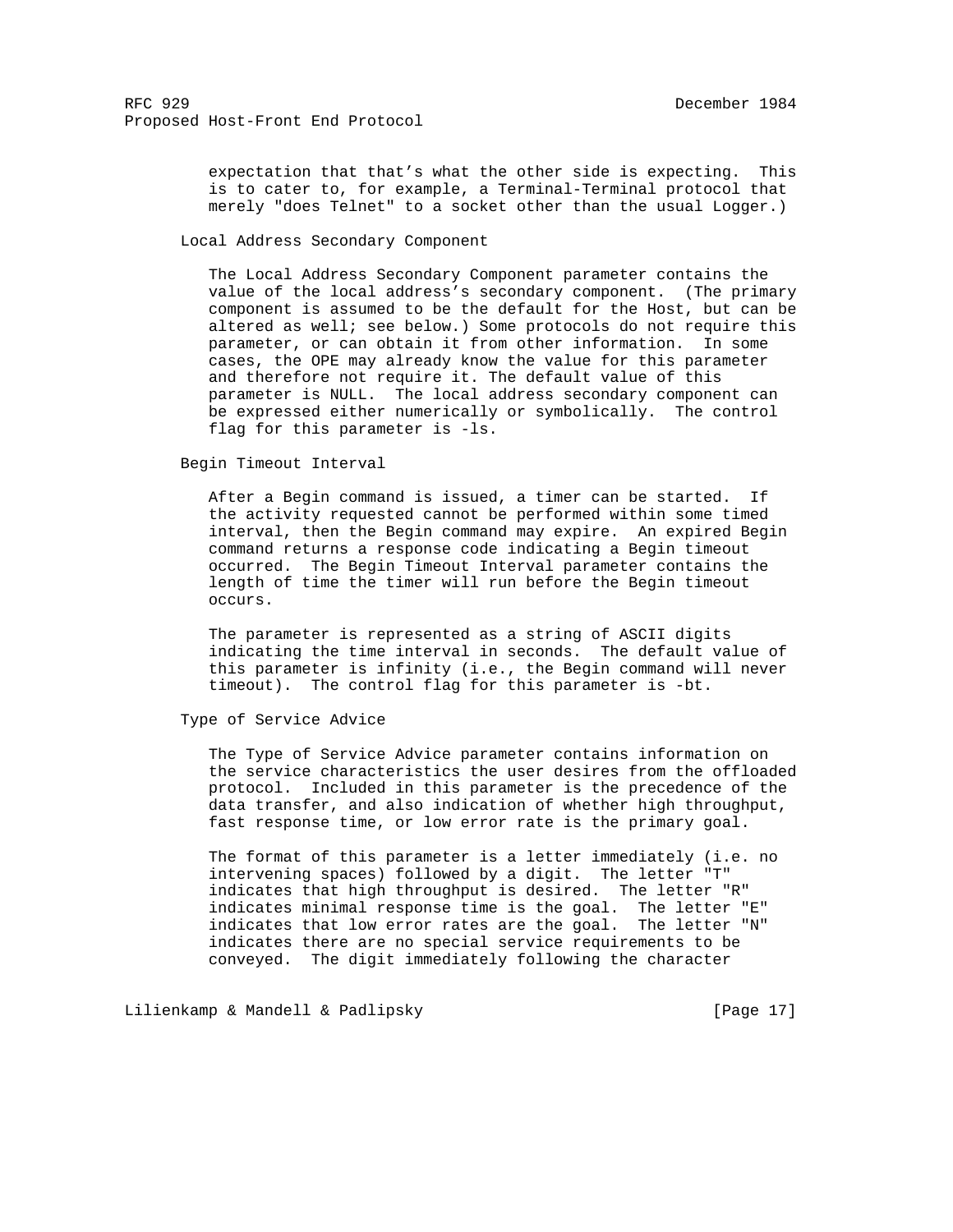expectation that that's what the other side is expecting. This is to cater to, for example, a Terminal-Terminal protocol that merely "does Telnet" to a socket other than the usual Logger.)

### Local Address Secondary Component

The Local Address Secondary Component parameter contains the value of the local address's secondary component. (The primary component is assumed to be the default for the Host, but can be altered as well; see below.) Some protocols do not require this parameter, or can obtain it from other information. In some cases, the OPE may already know the value for this parameter and therefore not require it. The default value of this parameter is NULL. The local address secondary component can be expressed either numerically or symbolically. The control flag for this parameter is -ls.

### Begin Timeout Interval

After a Begin command is issued, a timer can be started. If the activity requested cannot be performed within some timed interval, then the Begin command may expire. An expired Begin command returns a response code indicating a Begin timeout occurred. The Begin Timeout Interval parameter contains the length of time the timer will run before the Begin timeout occurs.

The parameter is represented as a string of ASCII digits indicating the time interval in seconds. The default value of this parameter is infinity (i.e., the Begin command will never timeout). The control flag for this parameter is -bt.

### Type of Service Advice

The Type of Service Advice parameter contains information on the service characteristics the user desires from the offloaded protocol. Included in this parameter is the precedence of the data transfer, and also indication of whether high throughput, fast response time, or low error rate is the primary goal.

The format of this parameter is a letter immediately (i.e. no intervening spaces) followed by a digit. The letter "T" indicates that high throughput is desired. The letter "R" indicates minimal response time is the goal. The letter "E" indicates that low error rates are the goal. The letter "N" indicates there are no special service requirements to be conveyed. The digit immediately following the character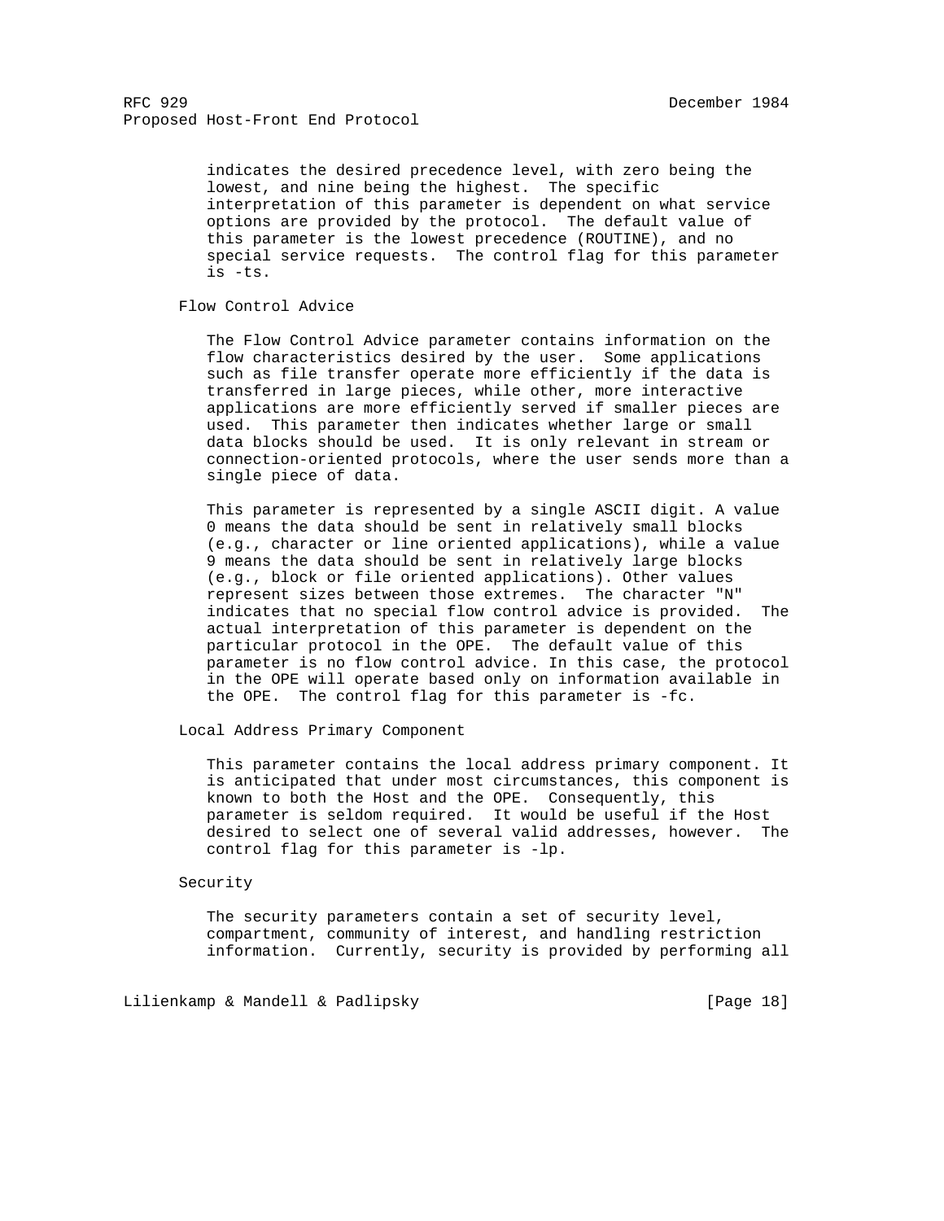indicates the desired precedence level, with zero being the lowest, and nine being the highest. The specific interpretation of this parameter is dependent on what service options are provided by the protocol. The default value of this parameter is the lowest precedence (ROUTINE), and no special service requests. The control flag for this parameter is -ts.

### Flow Control Advice

The Flow Control Advice parameter contains information on the flow characteristics desired by the user. Some applications such as file transfer operate more efficiently if the data is transferred in large pieces, while other, more interactive applications are more efficiently served if smaller pieces are used. This parameter then indicates whether large or small data blocks should be used. It is only relevant in stream or connection-oriented protocols, where the user sends more than a single piece of data.

This parameter is represented by a single ASCII digit. A value 0 means the data should be sent in relatively small blocks (e.g., character or line oriented applications), while a value 9 means the data should be sent in relatively large blocks (e.g., block or file oriented applications). Other values represent sizes between those extremes. The character "N" indicates that no special flow control advice is provided. The actual interpretation of this parameter is dependent on the particular protocol in the OPE. The default value of this parameter is no flow control advice. In this case, the protocol in the OPE will operate based only on information available in the OPE. The control flag for this parameter is -fc.

### Local Address Primary Component

This parameter contains the local address primary component. It is anticipated that under most circumstances, this component is known to both the Host and the OPE. Consequently, this parameter is seldom required. It would be useful if the Host desired to select one of several valid addresses, however. The control flag for this parameter is -lp.

### Security

The security parameters contain a set of security level, compartment, community of interest, and handling restriction information. Currently, security is provided by performing all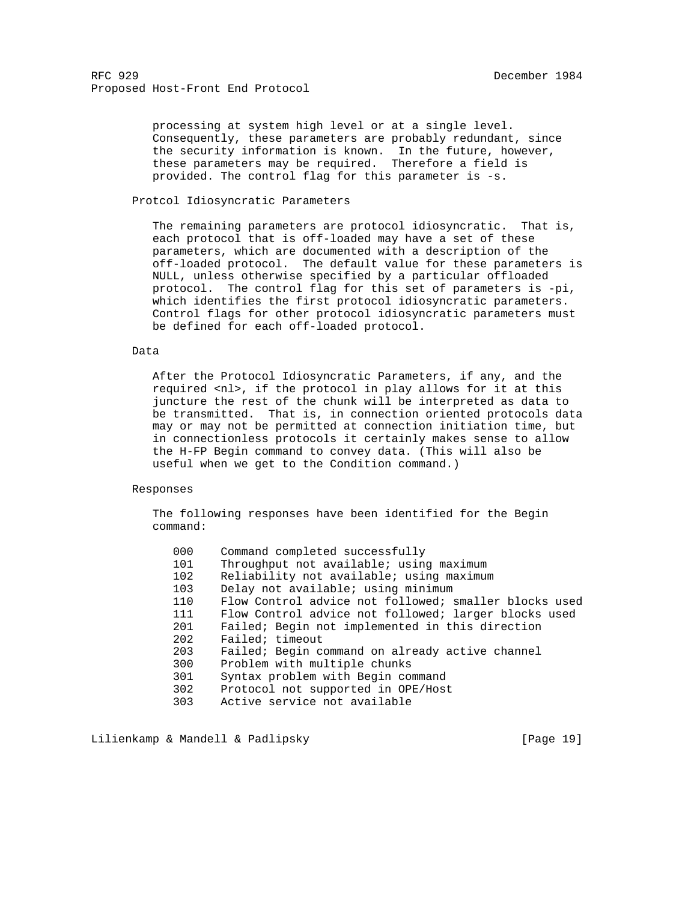processing at system high level or at a single level. Consequently, these parameters are probably redundant, since the security information is known. In the future, however, these parameters may be required. Therefore a field is provided. The control flag for this parameter is -s.

### Protcol Idiosyncratic Parameters

The remaining parameters are protocol idiosyncratic. That is, each protocol that is off-loaded may have a set of these parameters, which are documented with a description of the off-loaded protocol. The default value for these parameters is NULL, unless otherwise specified by a particular offloaded protocol. The control flag for this set of parameters is -pi, which identifies the first protocol idiosyncratic parameters. Control flags for other protocol idiosyncratic parameters must be defined for each off-loaded protocol.

### Data

After the Protocol Idiosyncratic Parameters, if any, and the required <nl>, if the protocol in play allows for it at this juncture the rest of the chunk will be interpreted as data to be transmitted. That is, in connection oriented protocols data may or may not be permitted at connection initiation time, but in connectionless protocols it certainly makes sense to allow the H-FP Begin command to convey data. (This will also be useful when we get to the Condition command.)

### Responses

The following responses have been identified for the Begin command:

| Code | Meaning |
|---|---|
| 000 | Command completed successfully |
| 101 | Throughput not available; using maximum |
| 102 | Reliability not available; using maximum |
| 103 | Delay not available; using minimum |
| 110 | Flow Control advice not followed; smaller blocks used |
| 111 | Flow Control advice not followed; larger blocks used |
| 201 | Failed; Begin not implemented in this direction |
| 202 | Failed; timeout |
| 203 | Failed; Begin command on already active channel |
| 300 | Problem with multiple chunks |
| 301 | Syntax problem with Begin command |
| 302 | Protocol not supported in OPE/Host |
| 303 | Active service not available |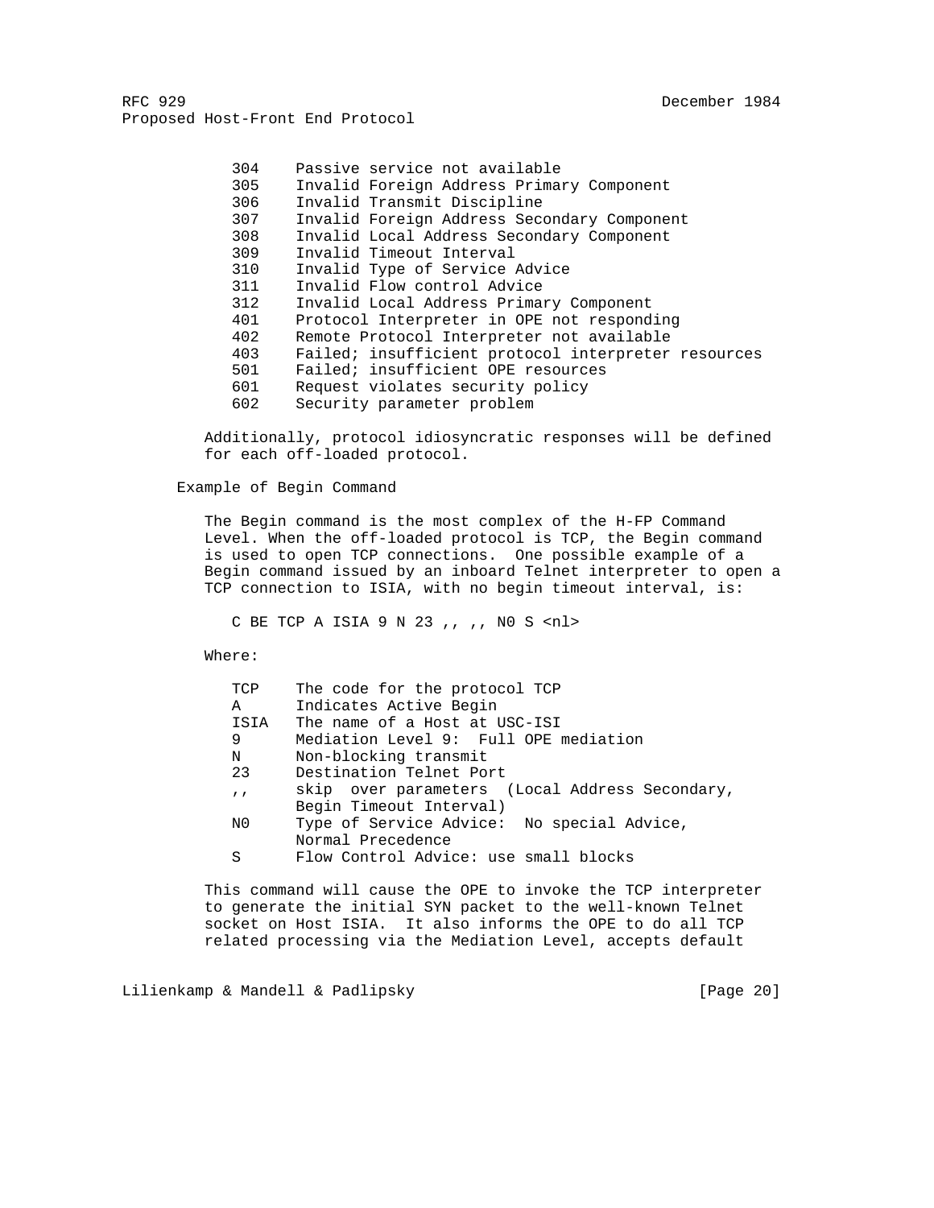| Code | Meaning |
| --- | --- |
| 304 | Passive service not available |
| 305 | Invalid Foreign Address Primary Component |
| 306 | Invalid Transmit Discipline |
| 307 | Invalid Foreign Address Secondary Component |
| 308 | Invalid Local Address Secondary Component |
| 309 | Invalid Timeout Interval |
| 310 | Invalid Type of Service Advice |
| 311 | Invalid Flow control Advice |
| 312 | Invalid Local Address Primary Component |
| 401 | Protocol Interpreter in OPE not responding |
| 402 | Remote Protocol Interpreter not available |
| 403 | Failed; insufficient protocol interpreter resources |
| 501 | Failed; insufficient OPE resources |
| 601 | Request violates security policy |
| 602 | Security parameter problem |

Additionally, protocol idiosyncratic responses will be defined for each off-loaded protocol.

Example of Begin Command

The Begin command is the most complex of the H-FP Command Level. When the off-loaded protocol is TCP, the Begin command is used to open TCP connections. One possible example of a Begin command issued by an inboard Telnet interpreter to open a TCP connection to ISIA, with no begin timeout interval, is:

```
C BE TCP A ISIA 9 N 23 ,, ,, N0 S <nl>
```

Where:

| Field | Meaning |
| --- | --- |
| TCP | The code for the protocol TCP |
| A | Indicates Active Begin |
| ISIA | The name of a Host at USC-ISI |
| 9 | Mediation Level 9: Full OPE mediation |
| N | Non-blocking transmit |
| 23 | Destination Telnet Port |
| ,, | skip over parameters (Local Address Secondary, Begin Timeout Interval) |
| N0 | Type of Service Advice: No special Advice, Normal Precedence |
| S | Flow Control Advice: use small blocks |

This command will cause the OPE to invoke the TCP interpreter to generate the initial SYN packet to the well-known Telnet socket on Host ISIA. It also informs the OPE to do all TCP related processing via the Mediation Level, accepts default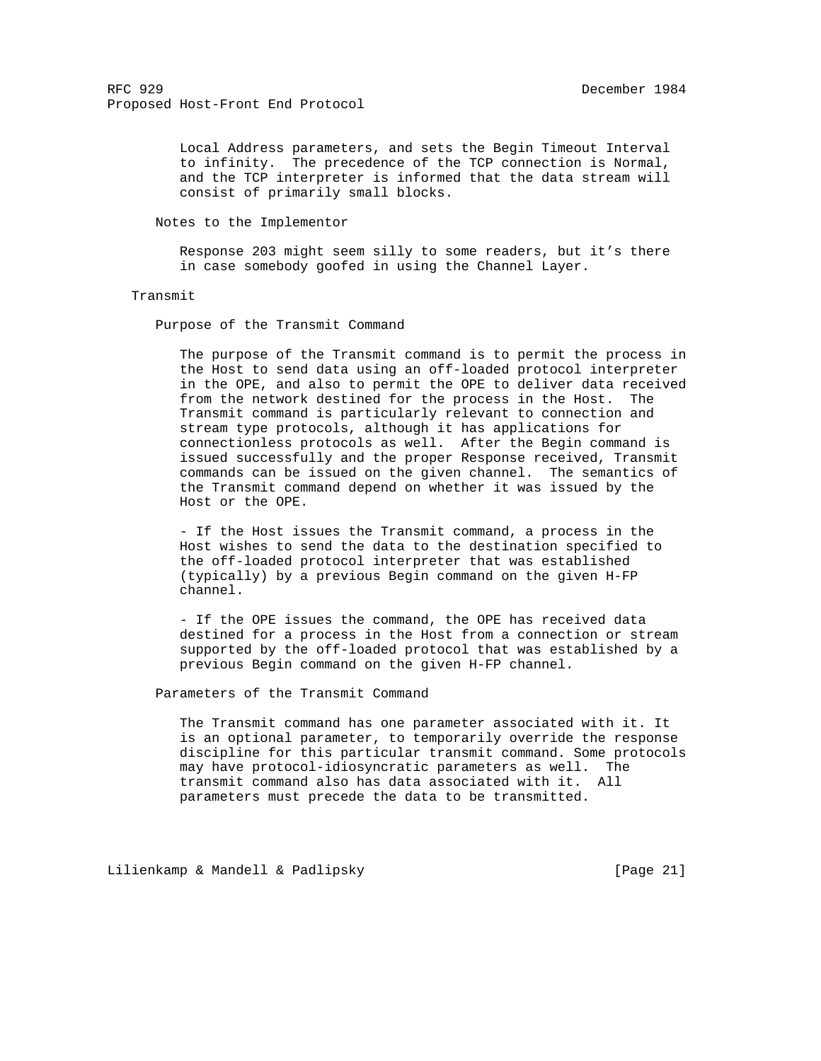Local Address parameters, and sets the Begin Timeout Interval to infinity. The precedence of the TCP connection is Normal, and the TCP interpreter is informed that the data stream will consist of primarily small blocks.

### Notes to the Implementor

Response 203 might seem silly to some readers, but it's there in case somebody goofed in using the Channel Layer.

## Transmit

### Purpose of the Transmit Command

The purpose of the Transmit command is to permit the process in the Host to send data using an off-loaded protocol interpreter in the OPE, and also to permit the OPE to deliver data received from the network destined for the process in the Host. The Transmit command is particularly relevant to connection and stream type protocols, although it has applications for connectionless protocols as well. After the Begin command is issued successfully and the proper Response received, Transmit commands can be issued on the given channel. The semantics of the Transmit command depend on whether it was issued by the Host or the OPE.

- If the Host issues the Transmit command, a process in the Host wishes to send the data to the destination specified to the off-loaded protocol interpreter that was established (typically) by a previous Begin command on the given H-FP channel.

- If the OPE issues the command, the OPE has received data destined for a process in the Host from a connection or stream supported by the off-loaded protocol that was established by a previous Begin command on the given H-FP channel.

### Parameters of the Transmit Command

The Transmit command has one parameter associated with it. It is an optional parameter, to temporarily override the response discipline for this particular transmit command. Some protocols may have protocol-idiosyncratic parameters as well. The transmit command also has data associated with it. All parameters must precede the data to be transmitted.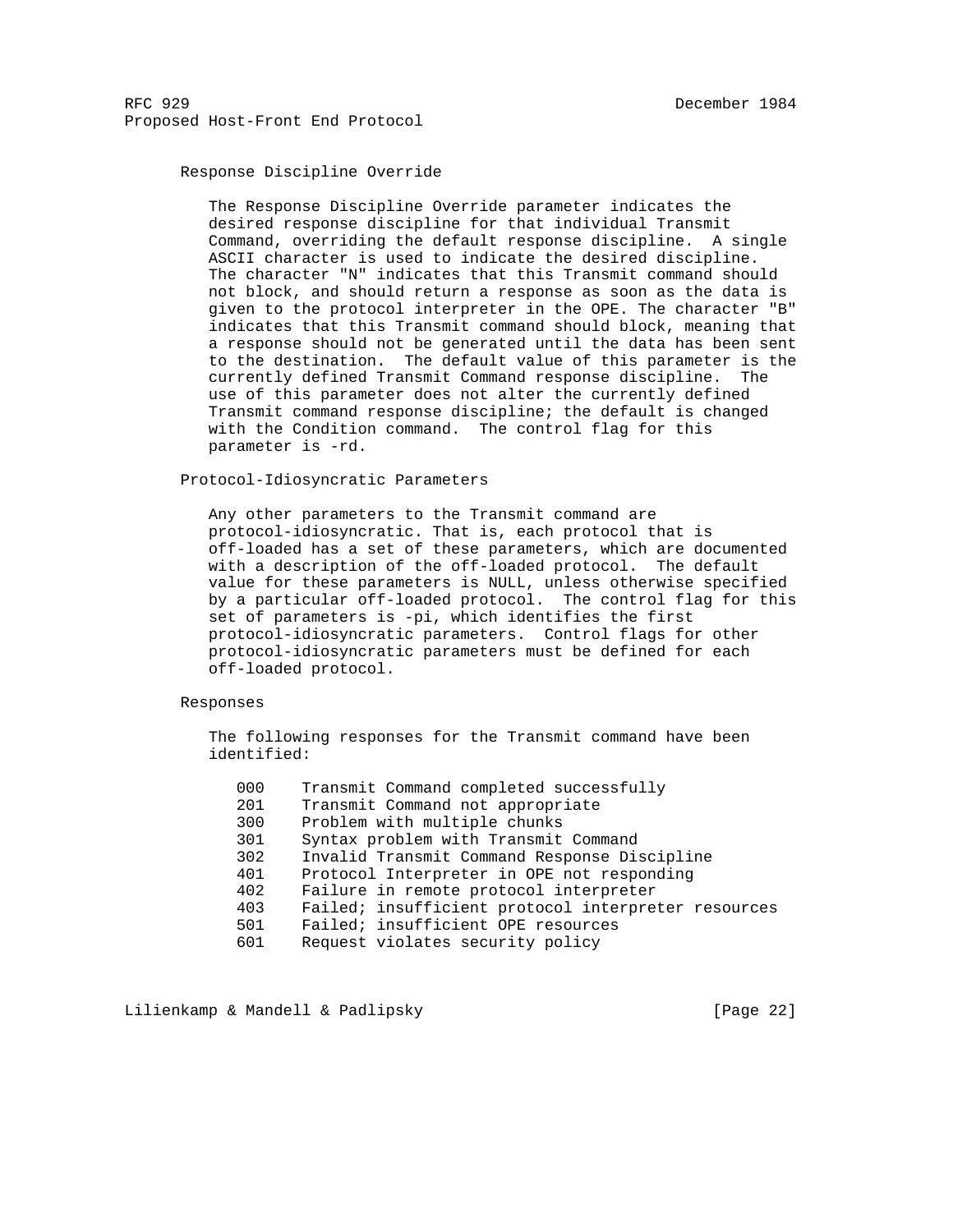### Response Discipline Override

The Response Discipline Override parameter indicates the desired response discipline for that individual Transmit Command, overriding the default response discipline. A single ASCII character is used to indicate the desired discipline. The character "N" indicates that this Transmit command should not block, and should return a response as soon as the data is given to the protocol interpreter in the OPE. The character "B" indicates that this Transmit command should block, meaning that a response should not be generated until the data has been sent to the destination. The default value of this parameter is the currently defined Transmit Command response discipline. The use of this parameter does not alter the currently defined Transmit command response discipline; the default is changed with the Condition command. The control flag for this parameter is -rd.

### Protocol-Idiosyncratic Parameters

Any other parameters to the Transmit command are protocol-idiosyncratic. That is, each protocol that is off-loaded has a set of these parameters, which are documented with a description of the off-loaded protocol. The default value for these parameters is NULL, unless otherwise specified by a particular off-loaded protocol. The control flag for this set of parameters is -pi, which identifies the first protocol-idiosyncratic parameters. Control flags for other protocol-idiosyncratic parameters must be defined for each off-loaded protocol.

### Responses

The following responses for the Transmit command have been identified:

```
000    Transmit Command completed successfully
201    Transmit Command not appropriate
300    Problem with multiple chunks
301    Syntax problem with Transmit Command
302    Invalid Transmit Command Response Discipline
401    Protocol Interpreter in OPE not responding
402    Failure in remote protocol interpreter
403    Failed; insufficient protocol interpreter resources
501    Failed; insufficient OPE resources
601    Request violates security policy
```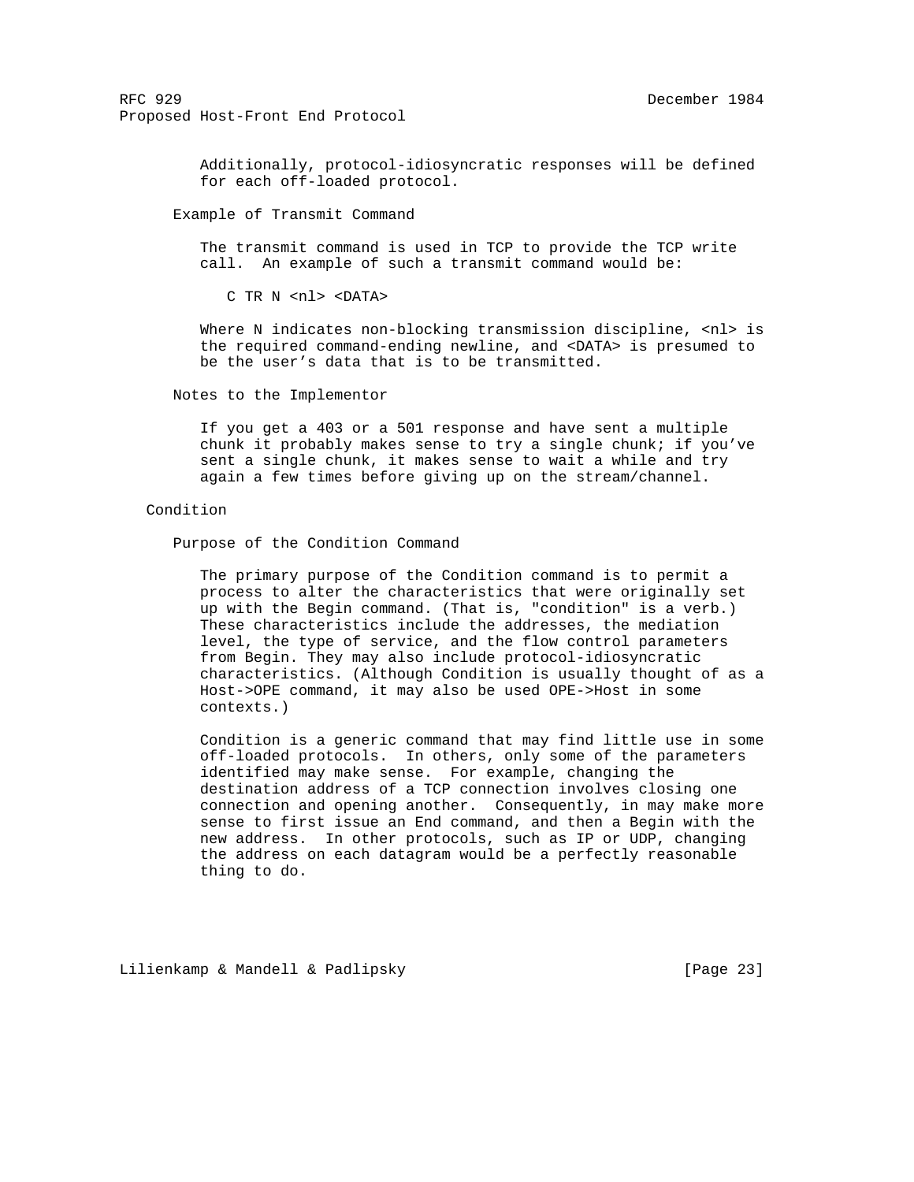Additionally, protocol-idiosyncratic responses will be defined for each off-loaded protocol.

### Example of Transmit Command

The transmit command is used in TCP to provide the TCP write call. An example of such a transmit command would be:

```
C TR N <nl> <DATA>
```

Where N indicates non-blocking transmission discipline, <nl> is the required command-ending newline, and <DATA> is presumed to be the user's data that is to be transmitted.

### Notes to the Implementor

If you get a 403 or a 501 response and have sent a multiple chunk it probably makes sense to try a single chunk; if you've sent a single chunk, it makes sense to wait a while and try again a few times before giving up on the stream/channel.

## Condition

### Purpose of the Condition Command

The primary purpose of the Condition command is to permit a process to alter the characteristics that were originally set up with the Begin command. (That is, "condition" is a verb.) These characteristics include the addresses, the mediation level, the type of service, and the flow control parameters from Begin. They may also include protocol-idiosyncratic characteristics. (Although Condition is usually thought of as a Host->OPE command, it may also be used OPE->Host in some contexts.)

Condition is a generic command that may find little use in some off-loaded protocols. In others, only some of the parameters identified may make sense. For example, changing the destination address of a TCP connection involves closing one connection and opening another. Consequently, in may make more sense to first issue an End command, and then a Begin with the new address. In other protocols, such as IP or UDP, changing the address on each datagram would be a perfectly reasonable thing to do.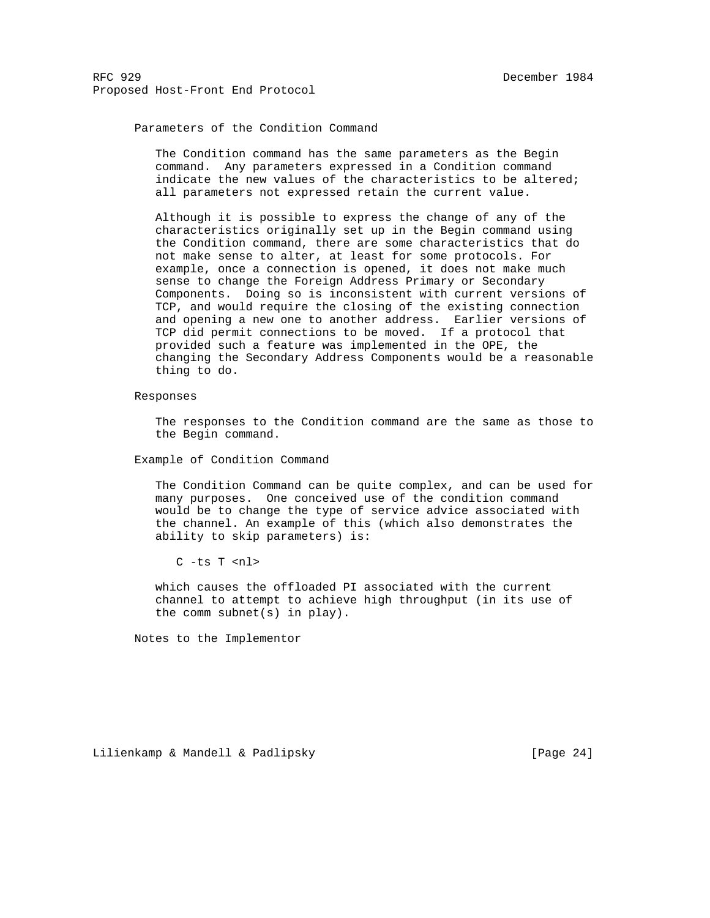### Parameters of the Condition Command

The Condition command has the same parameters as the Begin command. Any parameters expressed in a Condition command indicate the new values of the characteristics to be altered; all parameters not expressed retain the current value.

Although it is possible to express the change of any of the characteristics originally set up in the Begin command using the Condition command, there are some characteristics that do not make sense to alter, at least for some protocols. For example, once a connection is opened, it does not make much sense to change the Foreign Address Primary or Secondary Components. Doing so is inconsistent with current versions of TCP, and would require the closing of the existing connection and opening a new one to another address. Earlier versions of TCP did permit connections to be moved. If a protocol that provided such a feature was implemented in the OPE, the changing the Secondary Address Components would be a reasonable thing to do.

### Responses

The responses to the Condition command are the same as those to the Begin command.

### Example of Condition Command

The Condition Command can be quite complex, and can be used for many purposes. One conceived use of the condition command would be to change the type of service advice associated with the channel. An example of this (which also demonstrates the ability to skip parameters) is:

```
C -ts T <nl>
```

which causes the offloaded PI associated with the current channel to attempt to achieve high throughput (in its use of the comm subnet(s) in play).

### Notes to the Implementor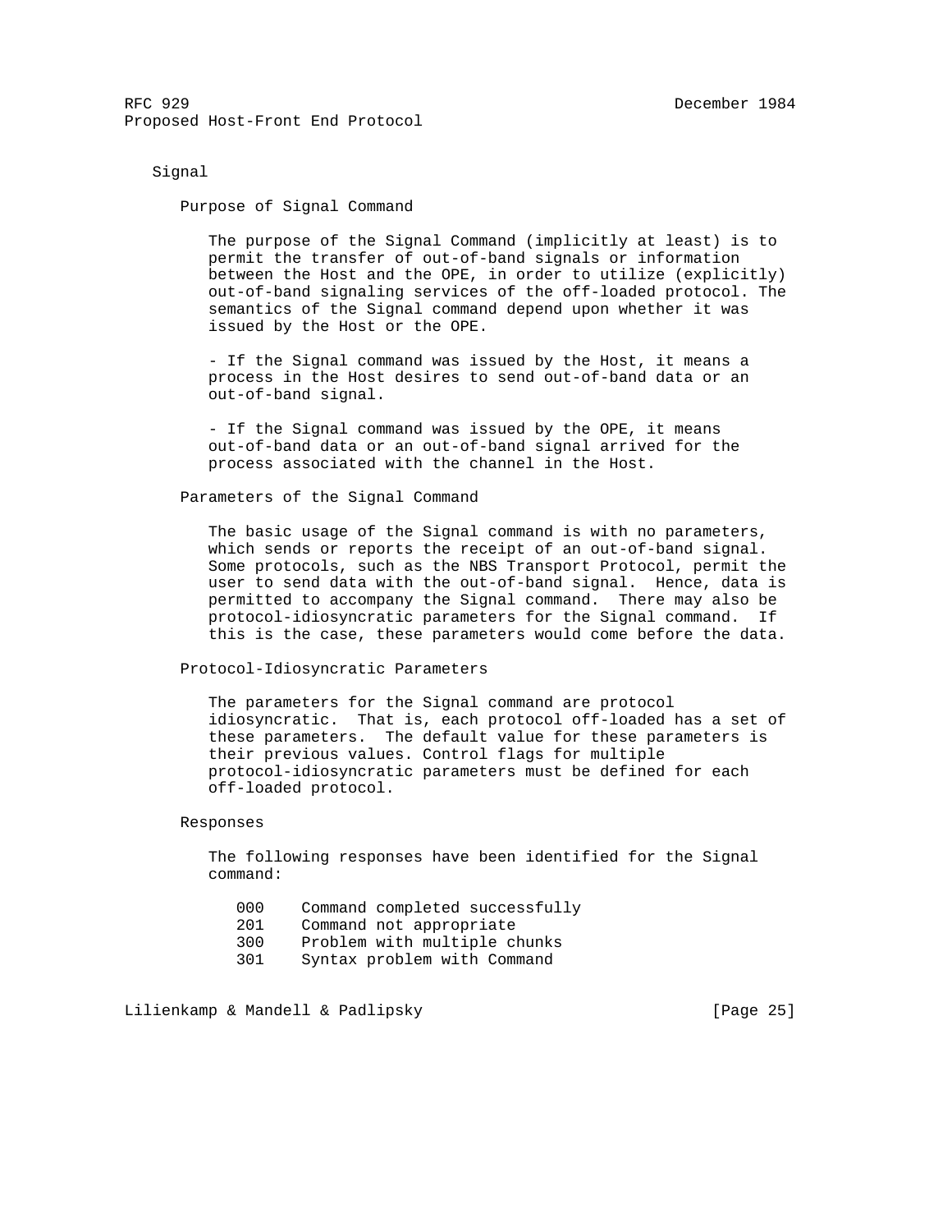### Signal

#### Purpose of Signal Command

The purpose of the Signal Command (implicitly at least) is to permit the transfer of out-of-band signals or information between the Host and the OPE, in order to utilize (explicitly) out-of-band signaling services of the off-loaded protocol. The semantics of the Signal command depend upon whether it was issued by the Host or the OPE.

- If the Signal command was issued by the Host, it means a process in the Host desires to send out-of-band data or an out-of-band signal.

- If the Signal command was issued by the OPE, it means out-of-band data or an out-of-band signal arrived for the process associated with the channel in the Host.

#### Parameters of the Signal Command

The basic usage of the Signal command is with no parameters, which sends or reports the receipt of an out-of-band signal. Some protocols, such as the NBS Transport Protocol, permit the user to send data with the out-of-band signal. Hence, data is permitted to accompany the Signal command. There may also be protocol-idiosyncratic parameters for the Signal command. If this is the case, these parameters would come before the data.

#### Protocol-Idiosyncratic Parameters

The parameters for the Signal command are protocol idiosyncratic. That is, each protocol off-loaded has a set of these parameters. The default value for these parameters is their previous values. Control flags for multiple protocol-idiosyncratic parameters must be defined for each off-loaded protocol.

#### Responses

The following responses have been identified for the Signal command:

```
000    Command completed successfully
201    Command not appropriate
300    Problem with multiple chunks
301    Syntax problem with Command
```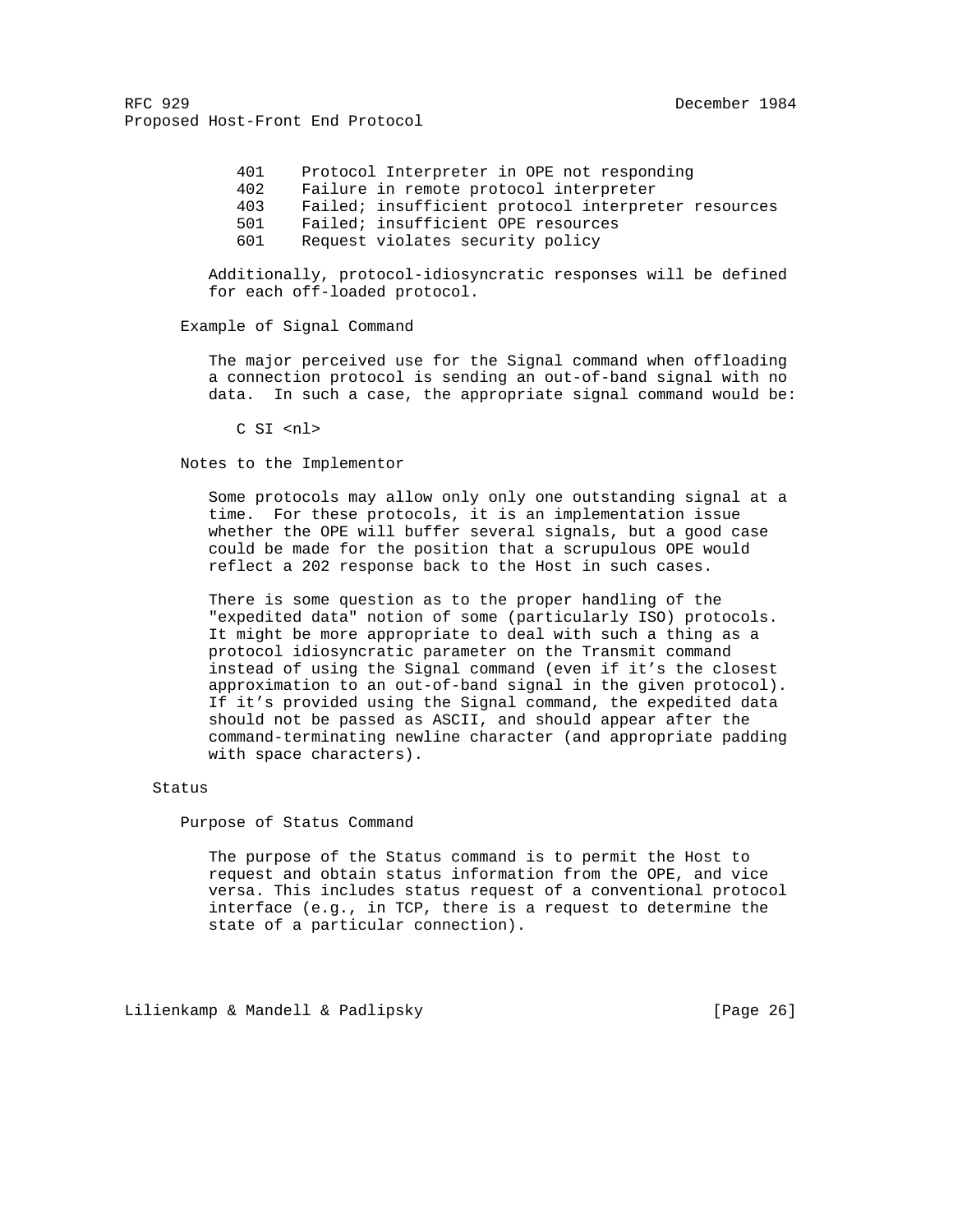| | |
|---|---|
| 401 | Protocol Interpreter in OPE not responding |
| 402 | Failure in remote protocol interpreter |
| 403 | Failed; insufficient protocol interpreter resources |
| 501 | Failed; insufficient OPE resources |
| 601 | Request violates security policy |

Additionally, protocol-idiosyncratic responses will be defined for each off-loaded protocol.

### Example of Signal Command

The major perceived use for the Signal command when offloading a connection protocol is sending an out-of-band signal with no data. In such a case, the appropriate signal command would be:

```
C SI <nl>
```

### Notes to the Implementor

Some protocols may allow only only one outstanding signal at a time. For these protocols, it is an implementation issue whether the OPE will buffer several signals, but a good case could be made for the position that a scrupulous OPE would reflect a 202 response back to the Host in such cases.

There is some question as to the proper handling of the "expedited data" notion of some (particularly ISO) protocols. It might be more appropriate to deal with such a thing as a protocol idiosyncratic parameter on the Transmit command instead of using the Signal command (even if it's the closest approximation to an out-of-band signal in the given protocol). If it's provided using the Signal command, the expedited data should not be passed as ASCII, and should appear after the command-terminating newline character (and appropriate padding with space characters).

## Status

### Purpose of Status Command

The purpose of the Status command is to permit the Host to request and obtain status information from the OPE, and vice versa. This includes status request of a conventional protocol interface (e.g., in TCP, there is a request to determine the state of a particular connection).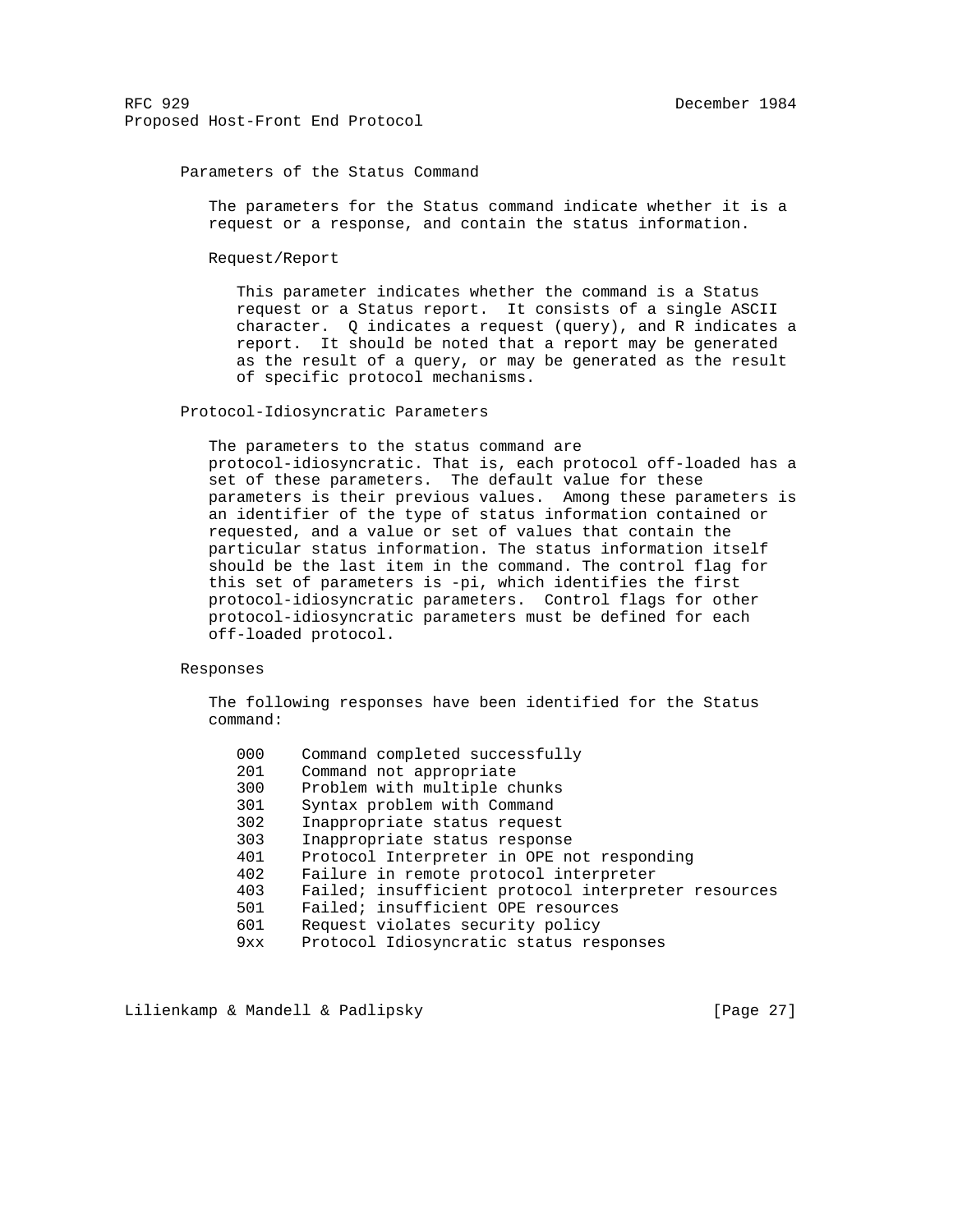### Parameters of the Status Command

The parameters for the Status command indicate whether it is a request or a response, and contain the status information.

#### Request/Report

This parameter indicates whether the command is a Status request or a Status report. It consists of a single ASCII character. Q indicates a request (query), and R indicates a report. It should be noted that a report may be generated as the result of a query, or may be generated as the result of specific protocol mechanisms.

### Protocol-Idiosyncratic Parameters

The parameters to the status command are protocol-idiosyncratic. That is, each protocol off-loaded has a set of these parameters. The default value for these parameters is their previous values. Among these parameters is an identifier of the type of status information contained or requested, and a value or set of values that contain the particular status information. The status information itself should be the last item in the command. The control flag for this set of parameters is -pi, which identifies the first protocol-idiosyncratic parameters. Control flags for other protocol-idiosyncratic parameters must be defined for each off-loaded protocol.

### Responses

The following responses have been identified for the Status command:

```
000    Command completed successfully
201    Command not appropriate
300    Problem with multiple chunks
301    Syntax problem with Command
302    Inappropriate status request
303    Inappropriate status response
401    Protocol Interpreter in OPE not responding
402    Failure in remote protocol interpreter
403    Failed; insufficient protocol interpreter resources
501    Failed; insufficient OPE resources
601    Request violates security policy
9xx    Protocol Idiosyncratic status responses
```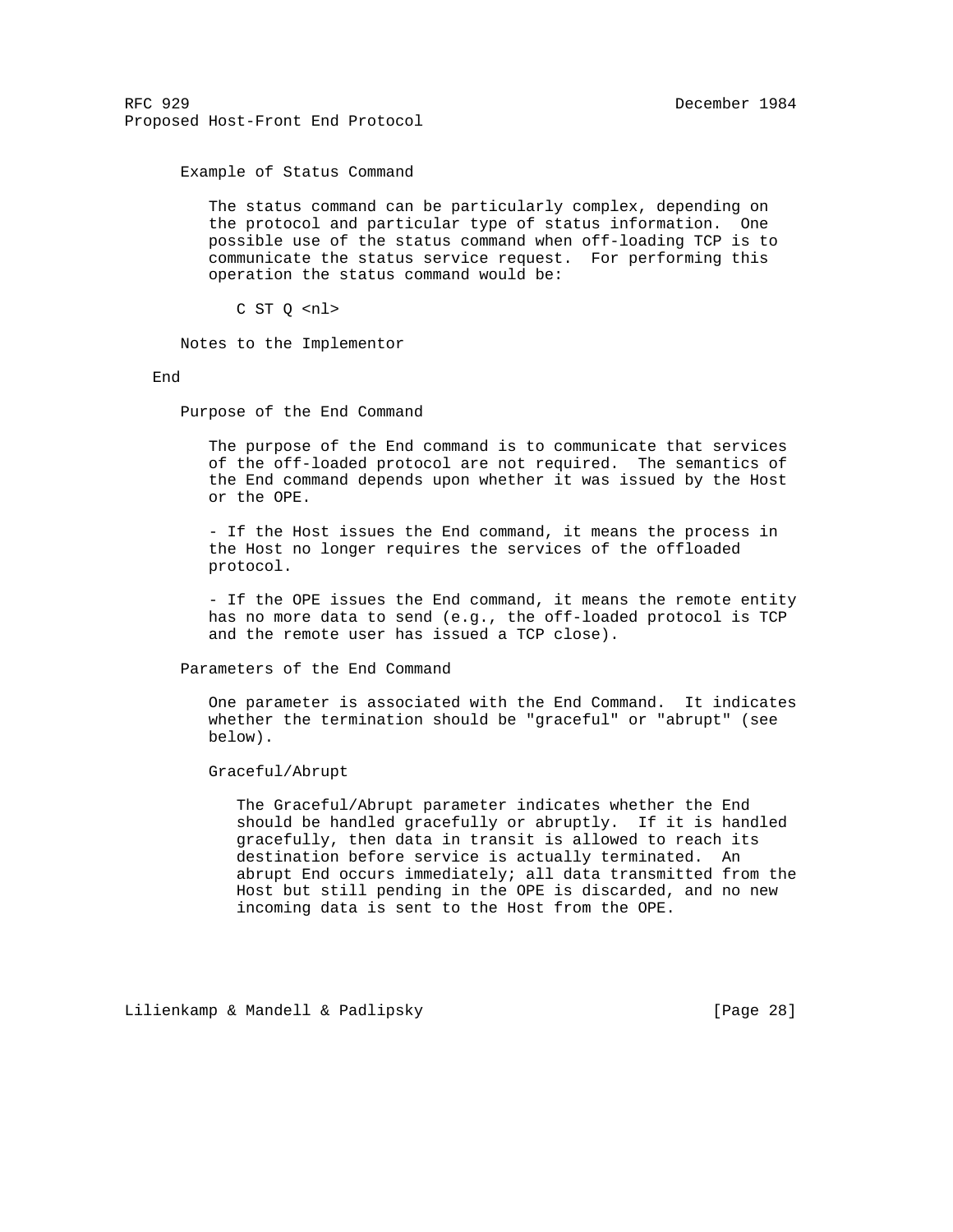#### Example of Status Command

The status command can be particularly complex, depending on the protocol and particular type of status information. One possible use of the status command when off-loading TCP is to communicate the status service request. For performing this operation the status command would be:

```
C ST Q <nl>
```

#### Notes to the Implementor

### End

#### Purpose of the End Command

The purpose of the End command is to communicate that services of the off-loaded protocol are not required. The semantics of the End command depends upon whether it was issued by the Host or the OPE.

- If the Host issues the End command, it means the process in the Host no longer requires the services of the offloaded protocol.

- If the OPE issues the End command, it means the remote entity has no more data to send (e.g., the off-loaded protocol is TCP and the remote user has issued a TCP close).

#### Parameters of the End Command

One parameter is associated with the End Command. It indicates whether the termination should be "graceful" or "abrupt" (see below).

##### Graceful/Abrupt

The Graceful/Abrupt parameter indicates whether the End should be handled gracefully or abruptly. If it is handled gracefully, then data in transit is allowed to reach its destination before service is actually terminated. An abrupt End occurs immediately; all data transmitted from the Host but still pending in the OPE is discarded, and no new incoming data is sent to the Host from the OPE.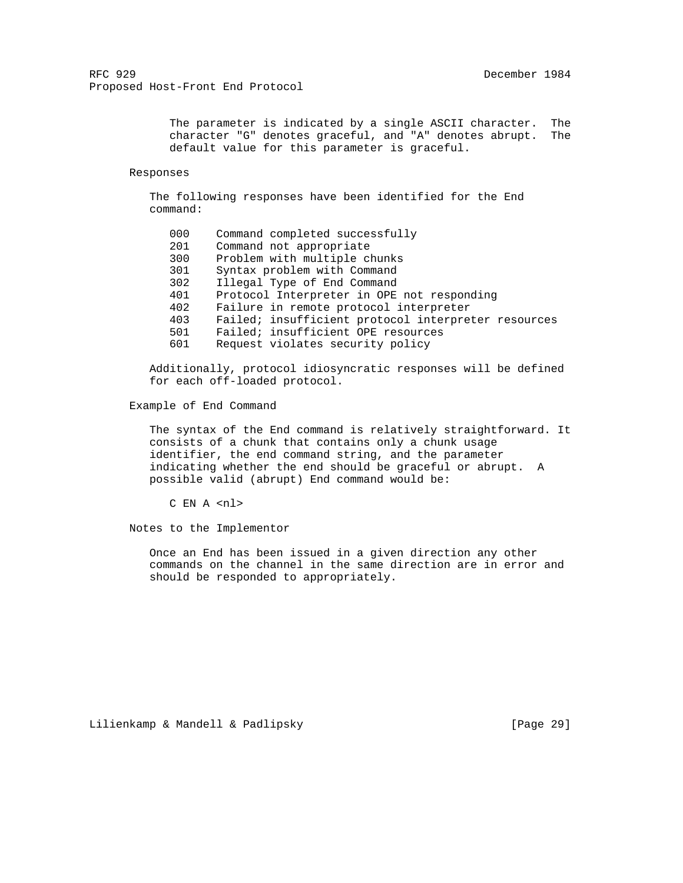The parameter is indicated by a single ASCII character. The character "G" denotes graceful, and "A" denotes abrupt. The default value for this parameter is graceful.

### Responses

The following responses have been identified for the End command:

| Code | Description |
|---|---|
| 000 | Command completed successfully |
| 201 | Command not appropriate |
| 300 | Problem with multiple chunks |
| 301 | Syntax problem with Command |
| 302 | Illegal Type of End Command |
| 401 | Protocol Interpreter in OPE not responding |
| 402 | Failure in remote protocol interpreter |
| 403 | Failed; insufficient protocol interpreter resources |
| 501 | Failed; insufficient OPE resources |
| 601 | Request violates security policy |

Additionally, protocol idiosyncratic responses will be defined for each off-loaded protocol.

### Example of End Command

The syntax of the End command is relatively straightforward. It consists of a chunk that contains only a chunk usage identifier, the end command string, and the parameter indicating whether the end should be graceful or abrupt. A possible valid (abrupt) End command would be:

```
C EN A <nl>
```

### Notes to the Implementor

Once an End has been issued in a given direction any other commands on the channel in the same direction are in error and should be responded to appropriately.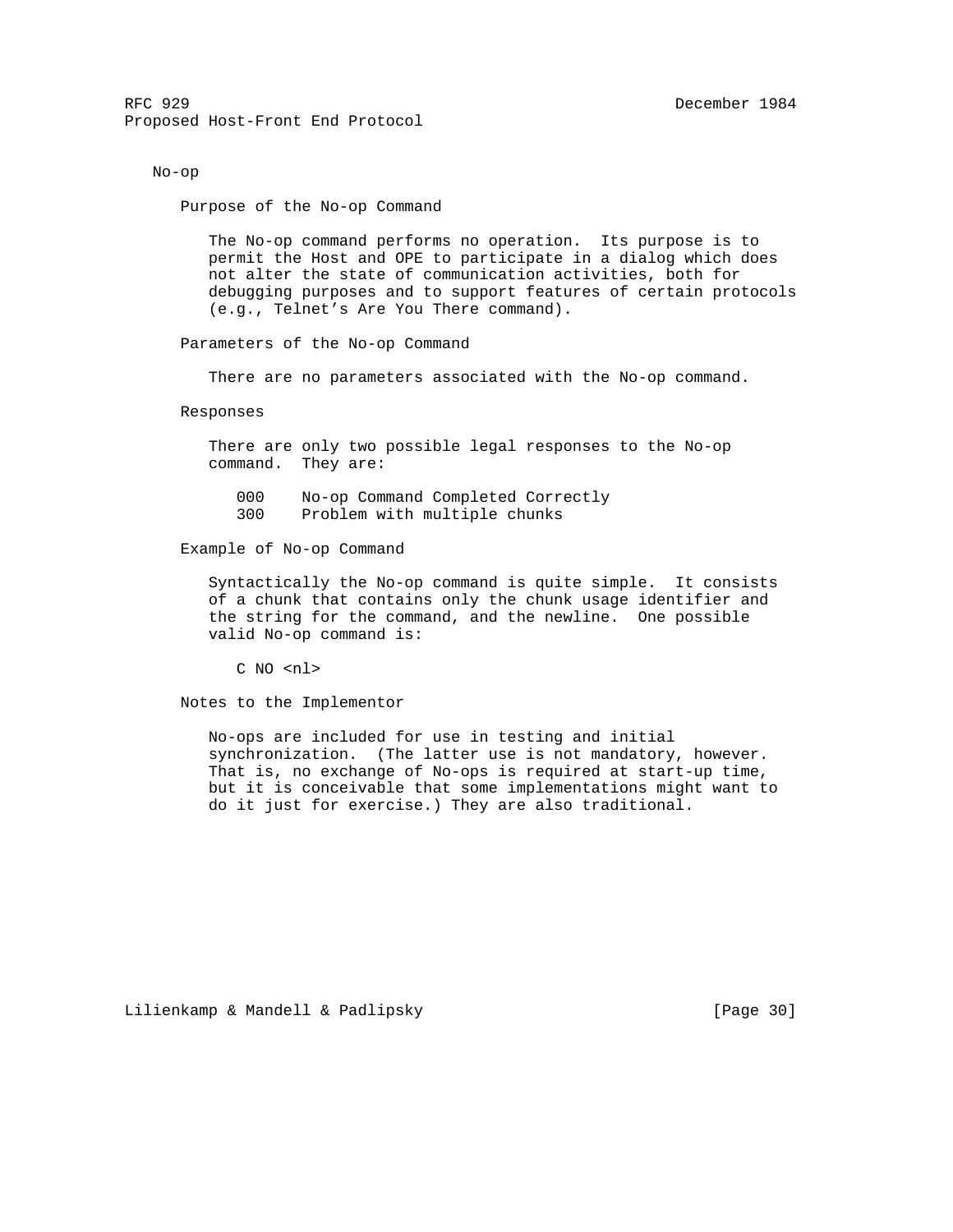## No-op

### Purpose of the No-op Command

The No-op command performs no operation. Its purpose is to permit the Host and OPE to participate in a dialog which does not alter the state of communication activities, both for debugging purposes and to support features of certain protocols (e.g., Telnet's Are You There command).

### Parameters of the No-op Command

There are no parameters associated with the No-op command.

### Responses

There are only two possible legal responses to the No-op command. They are:

```
000    No-op Command Completed Correctly
300    Problem with multiple chunks
```

### Example of No-op Command

Syntactically the No-op command is quite simple. It consists of a chunk that contains only the chunk usage identifier and the string for the command, and the newline. One possible valid No-op command is:

```
C NO <nl>
```

### Notes to the Implementor

No-ops are included for use in testing and initial synchronization. (The latter use is not mandatory, however. That is, no exchange of No-ops is required at start-up time, but it is conceivable that some implementations might want to do it just for exercise.) They are also traditional.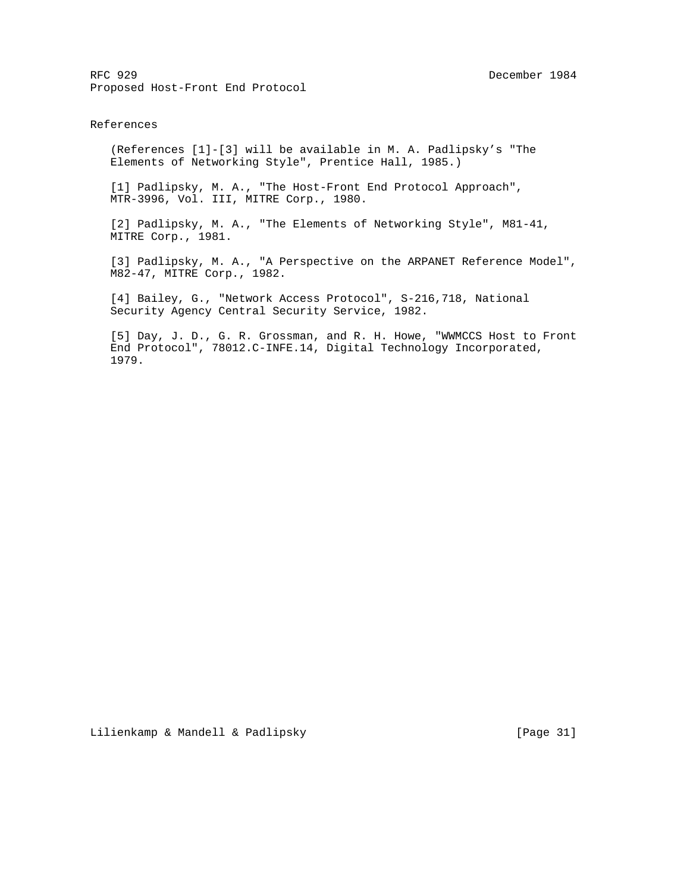## References

(References [1]-[3] will be available in M. A. Padlipsky's "The Elements of Networking Style", Prentice Hall, 1985.)

[1] Padlipsky, M. A., "The Host-Front End Protocol Approach", MTR-3996, Vol. III, MITRE Corp., 1980.

[2] Padlipsky, M. A., "The Elements of Networking Style", M81-41, MITRE Corp., 1981.

[3] Padlipsky, M. A., "A Perspective on the ARPANET Reference Model", M82-47, MITRE Corp., 1982.

[4] Bailey, G., "Network Access Protocol", S-216,718, National Security Agency Central Security Service, 1982.

[5] Day, J. D., G. R. Grossman, and R. H. Howe, "WWMCCS Host to Front End Protocol", 78012.C-INFE.14, Digital Technology Incorporated, 1979.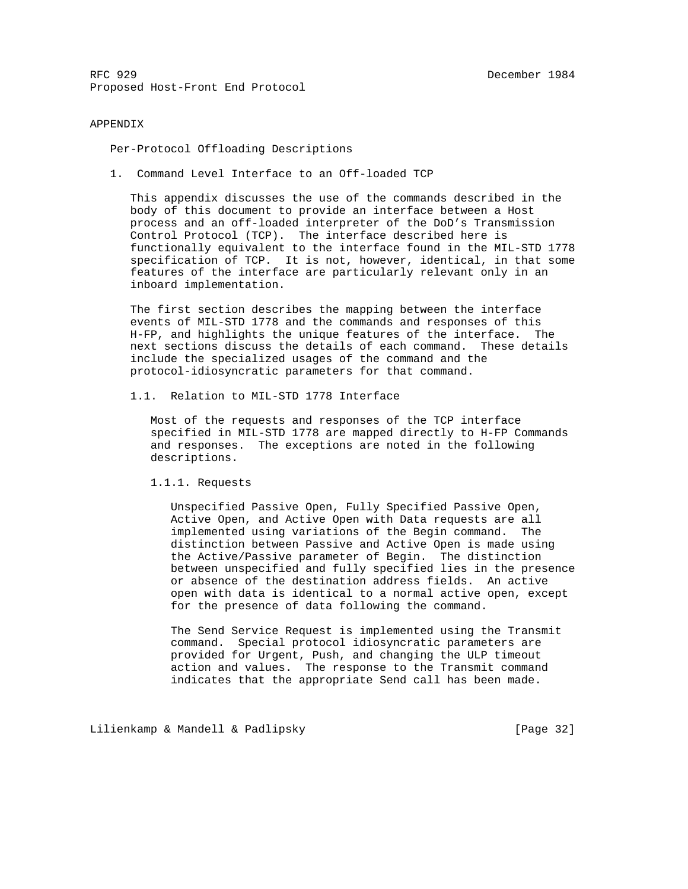# APPENDIX

## Per-Protocol Offloading Descriptions

### 1. Command Level Interface to an Off-loaded TCP

This appendix discusses the use of the commands described in the body of this document to provide an interface between a Host process and an off-loaded interpreter of the DoD's Transmission Control Protocol (TCP). The interface described here is functionally equivalent to the interface found in the MIL-STD 1778 specification of TCP. It is not, however, identical, in that some features of the interface are particularly relevant only in an inboard implementation.

The first section describes the mapping between the interface events of MIL-STD 1778 and the commands and responses of this H-FP, and highlights the unique features of the interface. The next sections discuss the details of each command. These details include the specialized usages of the command and the protocol-idiosyncratic parameters for that command.

#### 1.1. Relation to MIL-STD 1778 Interface

Most of the requests and responses of the TCP interface specified in MIL-STD 1778 are mapped directly to H-FP Commands and responses. The exceptions are noted in the following descriptions.

##### 1.1.1. Requests

Unspecified Passive Open, Fully Specified Passive Open, Active Open, and Active Open with Data requests are all implemented using variations of the Begin command. The distinction between Passive and Active Open is made using the Active/Passive parameter of Begin. The distinction between unspecified and fully specified lies in the presence or absence of the destination address fields. An active open with data is identical to a normal active open, except for the presence of data following the command.

The Send Service Request is implemented using the Transmit command. Special protocol idiosyncratic parameters are provided for Urgent, Push, and changing the ULP timeout action and values. The response to the Transmit command indicates that the appropriate Send call has been made.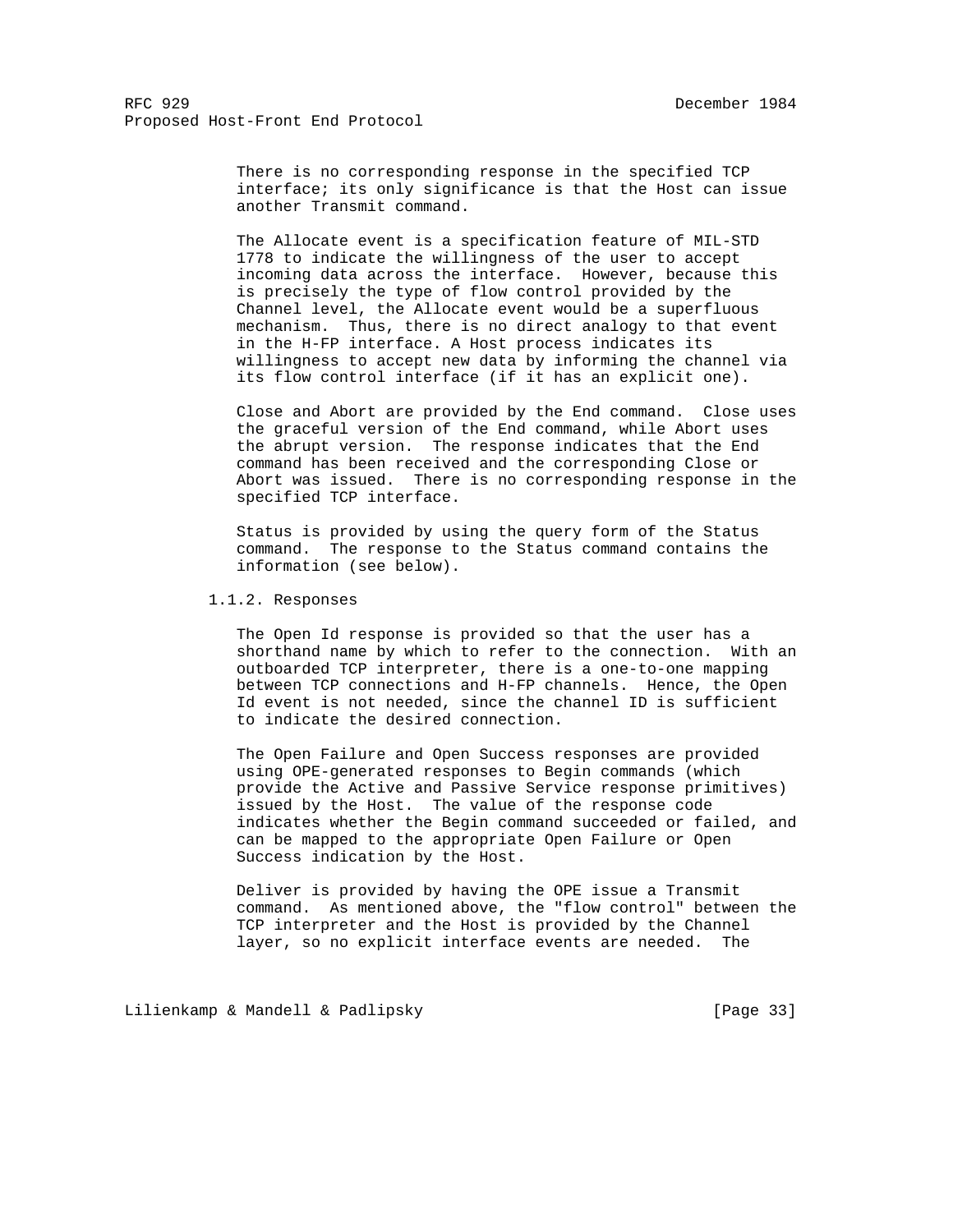There is no corresponding response in the specified TCP interface; its only significance is that the Host can issue another Transmit command.

The Allocate event is a specification feature of MIL-STD 1778 to indicate the willingness of the user to accept incoming data across the interface. However, because this is precisely the type of flow control provided by the Channel level, the Allocate event would be a superfluous mechanism. Thus, there is no direct analogy to that event in the H-FP interface. A Host process indicates its willingness to accept new data by informing the channel via its flow control interface (if it has an explicit one).

Close and Abort are provided by the End command. Close uses the graceful version of the End command, while Abort uses the abrupt version. The response indicates that the End command has been received and the corresponding Close or Abort was issued. There is no corresponding response in the specified TCP interface.

Status is provided by using the query form of the Status command. The response to the Status command contains the information (see below).

### 1.1.2. Responses

The Open Id response is provided so that the user has a shorthand name by which to refer to the connection. With an outboarded TCP interpreter, there is a one-to-one mapping between TCP connections and H-FP channels. Hence, the Open Id event is not needed, since the channel ID is sufficient to indicate the desired connection.

The Open Failure and Open Success responses are provided using OPE-generated responses to Begin commands (which provide the Active and Passive Service response primitives) issued by the Host. The value of the response code indicates whether the Begin command succeeded or failed, and can be mapped to the appropriate Open Failure or Open Success indication by the Host.

Deliver is provided by having the OPE issue a Transmit command. As mentioned above, the "flow control" between the TCP interpreter and the Host is provided by the Channel layer, so no explicit interface events are needed. The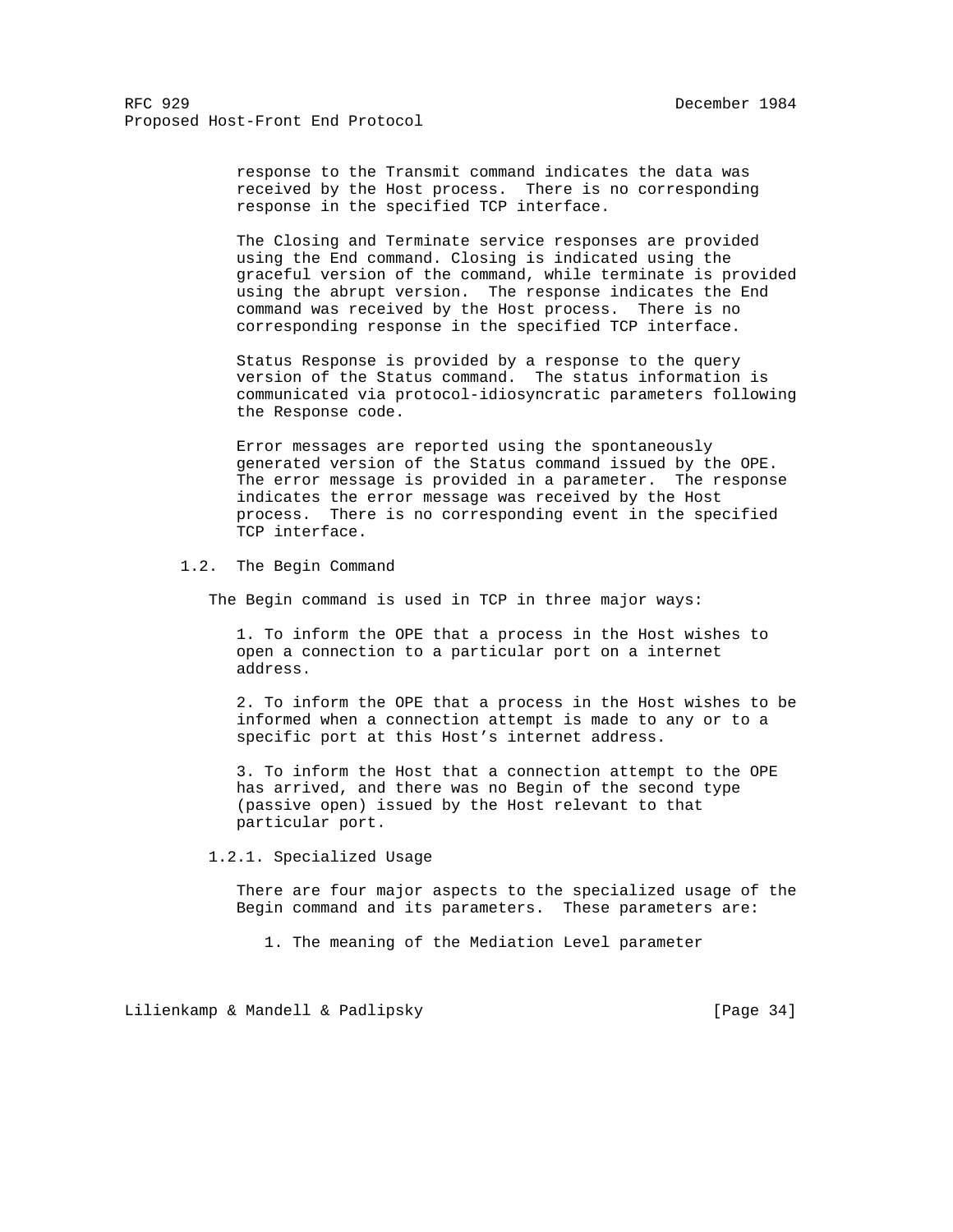response to the Transmit command indicates the data was received by the Host process. There is no corresponding response in the specified TCP interface.

The Closing and Terminate service responses are provided using the End command. Closing is indicated using the graceful version of the command, while terminate is provided using the abrupt version. The response indicates the End command was received by the Host process. There is no corresponding response in the specified TCP interface.

Status Response is provided by a response to the query version of the Status command. The status information is communicated via protocol-idiosyncratic parameters following the Response code.

Error messages are reported using the spontaneously generated version of the Status command issued by the OPE. The error message is provided in a parameter. The response indicates the error message was received by the Host process. There is no corresponding event in the specified TCP interface.

### 1.2. The Begin Command

The Begin command is used in TCP in three major ways:

1. To inform the OPE that a process in the Host wishes to open a connection to a particular port on a internet address.

2. To inform the OPE that a process in the Host wishes to be informed when a connection attempt is made to any or to a specific port at this Host’s internet address.

3. To inform the Host that a connection attempt to the OPE has arrived, and there was no Begin of the second type (passive open) issued by the Host relevant to that particular port.

#### 1.2.1. Specialized Usage

There are four major aspects to the specialized usage of the Begin command and its parameters. These parameters are:

1. The meaning of the Mediation Level parameter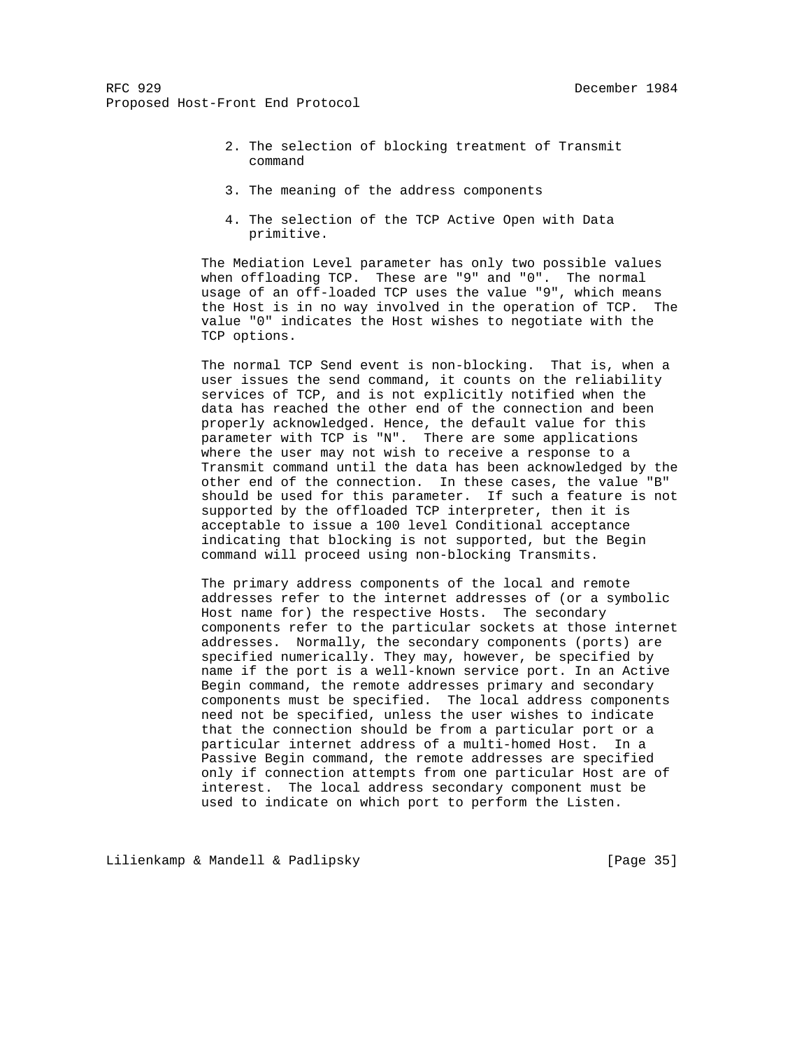2. The selection of blocking treatment of Transmit command

3. The meaning of the address components

4. The selection of the TCP Active Open with Data primitive.

The Mediation Level parameter has only two possible values when offloading TCP. These are "9" and "0". The normal usage of an off-loaded TCP uses the value "9", which means the Host is in no way involved in the operation of TCP. The value "0" indicates the Host wishes to negotiate with the TCP options.

The normal TCP Send event is non-blocking. That is, when a user issues the send command, it counts on the reliability services of TCP, and is not explicitly notified when the data has reached the other end of the connection and been properly acknowledged. Hence, the default value for this parameter with TCP is "N". There are some applications where the user may not wish to receive a response to a Transmit command until the data has been acknowledged by the other end of the connection. In these cases, the value "B" should be used for this parameter. If such a feature is not supported by the offloaded TCP interpreter, then it is acceptable to issue a 100 level Conditional acceptance indicating that blocking is not supported, but the Begin command will proceed using non-blocking Transmits.

The primary address components of the local and remote addresses refer to the internet addresses of (or a symbolic Host name for) the respective Hosts. The secondary components refer to the particular sockets at those internet addresses. Normally, the secondary components (ports) are specified numerically. They may, however, be specified by name if the port is a well-known service port. In an Active Begin command, the remote addresses primary and secondary components must be specified. The local address components need not be specified, unless the user wishes to indicate that the connection should be from a particular port or a particular internet address of a multi-homed Host. In a Passive Begin command, the remote addresses are specified only if connection attempts from one particular Host are of interest. The local address secondary component must be used to indicate on which port to perform the Listen.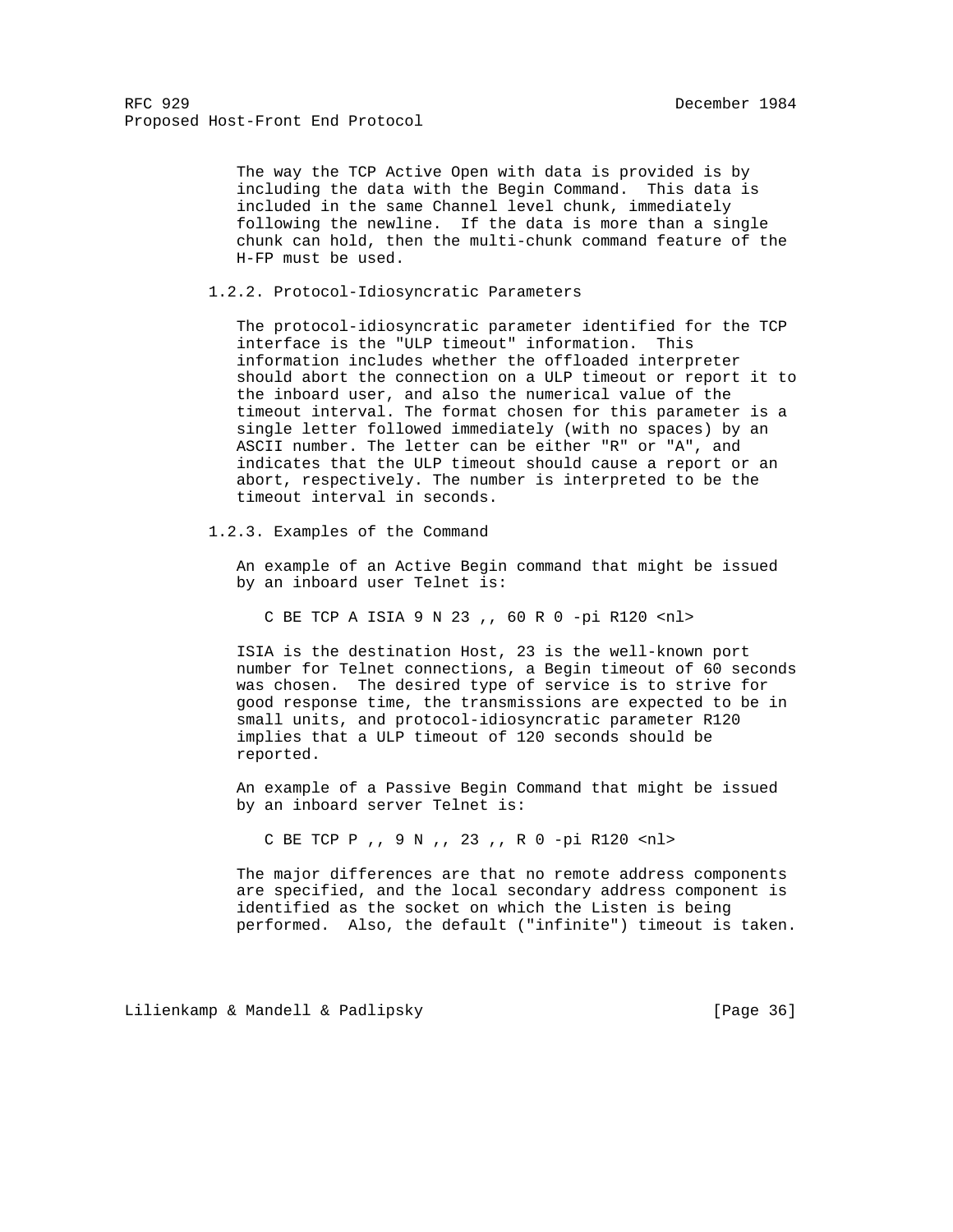The way the TCP Active Open with data is provided is by including the data with the Begin Command. This data is included in the same Channel level chunk, immediately following the newline. If the data is more than a single chunk can hold, then the multi-chunk command feature of the H-FP must be used.

### 1.2.2. Protocol-Idiosyncratic Parameters

The protocol-idiosyncratic parameter identified for the TCP interface is the "ULP timeout" information. This information includes whether the offloaded interpreter should abort the connection on a ULP timeout or report it to the inboard user, and also the numerical value of the timeout interval. The format chosen for this parameter is a single letter followed immediately (with no spaces) by an ASCII number. The letter can be either "R" or "A", and indicates that the ULP timeout should cause a report or an abort, respectively. The number is interpreted to be the timeout interval in seconds.

### 1.2.3. Examples of the Command

An example of an Active Begin command that might be issued by an inboard user Telnet is:

```
C BE TCP A ISIA 9 N 23 ,, 60 R 0 -pi R120 <nl>
```

ISIA is the destination Host, 23 is the well-known port number for Telnet connections, a Begin timeout of 60 seconds was chosen. The desired type of service is to strive for good response time, the transmissions are expected to be in small units, and protocol-idiosyncratic parameter R120 implies that a ULP timeout of 120 seconds should be reported.

An example of a Passive Begin Command that might be issued by an inboard server Telnet is:

```
C BE TCP P ,, 9 N ,, 23 ,, R 0 -pi R120 <nl>
```

The major differences are that no remote address components are specified, and the local secondary address component is identified as the socket on which the Listen is being performed. Also, the default ("infinite") timeout is taken.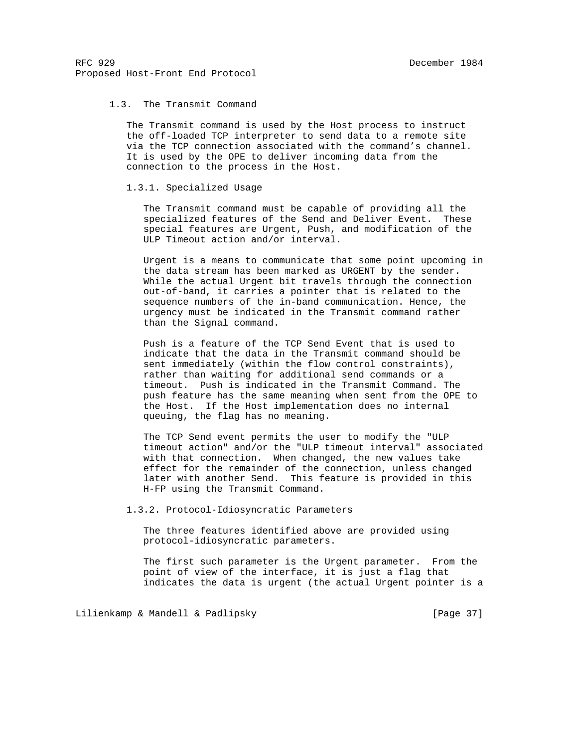### 1.3. The Transmit Command

The Transmit command is used by the Host process to instruct the off-loaded TCP interpreter to send data to a remote site via the TCP connection associated with the command's channel. It is used by the OPE to deliver incoming data from the connection to the process in the Host.

#### 1.3.1. Specialized Usage

The Transmit command must be capable of providing all the specialized features of the Send and Deliver Event. These special features are Urgent, Push, and modification of the ULP Timeout action and/or interval.

Urgent is a means to communicate that some point upcoming in the data stream has been marked as URGENT by the sender. While the actual Urgent bit travels through the connection out-of-band, it carries a pointer that is related to the sequence numbers of the in-band communication. Hence, the urgency must be indicated in the Transmit command rather than the Signal command.

Push is a feature of the TCP Send Event that is used to indicate that the data in the Transmit command should be sent immediately (within the flow control constraints), rather than waiting for additional send commands or a timeout. Push is indicated in the Transmit Command. The push feature has the same meaning when sent from the OPE to the Host. If the Host implementation does no internal queuing, the flag has no meaning.

The TCP Send event permits the user to modify the "ULP timeout action" and/or the "ULP timeout interval" associated with that connection. When changed, the new values take effect for the remainder of the connection, unless changed later with another Send. This feature is provided in this H-FP using the Transmit Command.

#### 1.3.2. Protocol-Idiosyncratic Parameters

The three features identified above are provided using protocol-idiosyncratic parameters.

The first such parameter is the Urgent parameter. From the point of view of the interface, it is just a flag that indicates the data is urgent (the actual Urgent pointer is a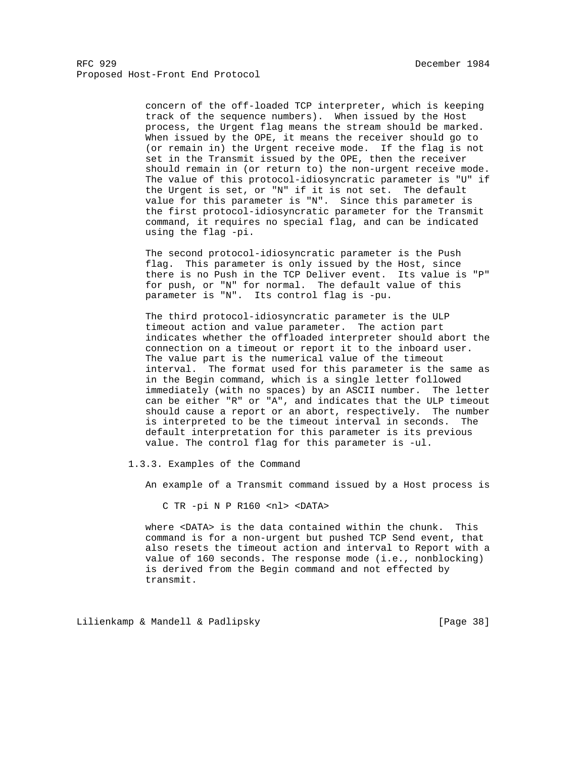concern of the off-loaded TCP interpreter, which is keeping track of the sequence numbers). When issued by the Host process, the Urgent flag means the stream should be marked. When issued by the OPE, it means the receiver should go to (or remain in) the Urgent receive mode. If the flag is not set in the Transmit issued by the OPE, then the receiver should remain in (or return to) the non-urgent receive mode. The value of this protocol-idiosyncratic parameter is "U" if the Urgent is set, or "N" if it is not set. The default value for this parameter is "N". Since this parameter is the first protocol-idiosyncratic parameter for the Transmit command, it requires no special flag, and can be indicated using the flag -pi.

The second protocol-idiosyncratic parameter is the Push flag. This parameter is only issued by the Host, since there is no Push in the TCP Deliver event. Its value is "P" for push, or "N" for normal. The default value of this parameter is "N". Its control flag is -pu.

The third protocol-idiosyncratic parameter is the ULP timeout action and value parameter. The action part indicates whether the offloaded interpreter should abort the connection on a timeout or report it to the inboard user. The value part is the numerical value of the timeout interval. The format used for this parameter is the same as in the Begin command, which is a single letter followed immediately (with no spaces) by an ASCII number. The letter can be either "R" or "A", and indicates that the ULP timeout should cause a report or an abort, respectively. The number is interpreted to be the timeout interval in seconds. The default interpretation for this parameter is its previous value. The control flag for this parameter is -ul.

### 1.3.3. Examples of the Command

An example of a Transmit command issued by a Host process is

```
C TR -pi N P R160 <nl> <DATA>
```

where <DATA> is the data contained within the chunk. This command is for a non-urgent but pushed TCP Send event, that also resets the timeout action and interval to Report with a value of 160 seconds. The response mode (i.e., nonblocking) is derived from the Begin command and not effected by transmit.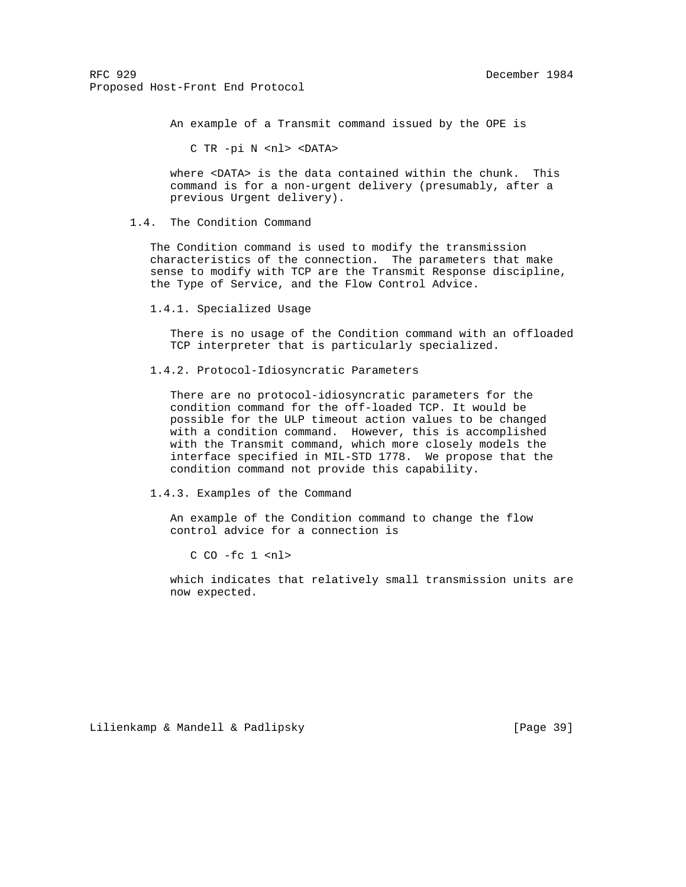An example of a Transmit command issued by the OPE is

```
C TR -pi N <nl> <DATA>
```

where <DATA> is the data contained within the chunk. This command is for a non-urgent delivery (presumably, after a previous Urgent delivery).

## 1.4. The Condition Command

The Condition command is used to modify the transmission characteristics of the connection. The parameters that make sense to modify with TCP are the Transmit Response discipline, the Type of Service, and the Flow Control Advice.

### 1.4.1. Specialized Usage

There is no usage of the Condition command with an offloaded TCP interpreter that is particularly specialized.

### 1.4.2. Protocol-Idiosyncratic Parameters

There are no protocol-idiosyncratic parameters for the condition command for the off-loaded TCP. It would be possible for the ULP timeout action values to be changed with a condition command. However, this is accomplished with the Transmit command, which more closely models the interface specified in MIL-STD 1778. We propose that the condition command not provide this capability.

### 1.4.3. Examples of the Command

An example of the Condition command to change the flow control advice for a connection is

```
C CO -fc 1 <nl>
```

which indicates that relatively small transmission units are now expected.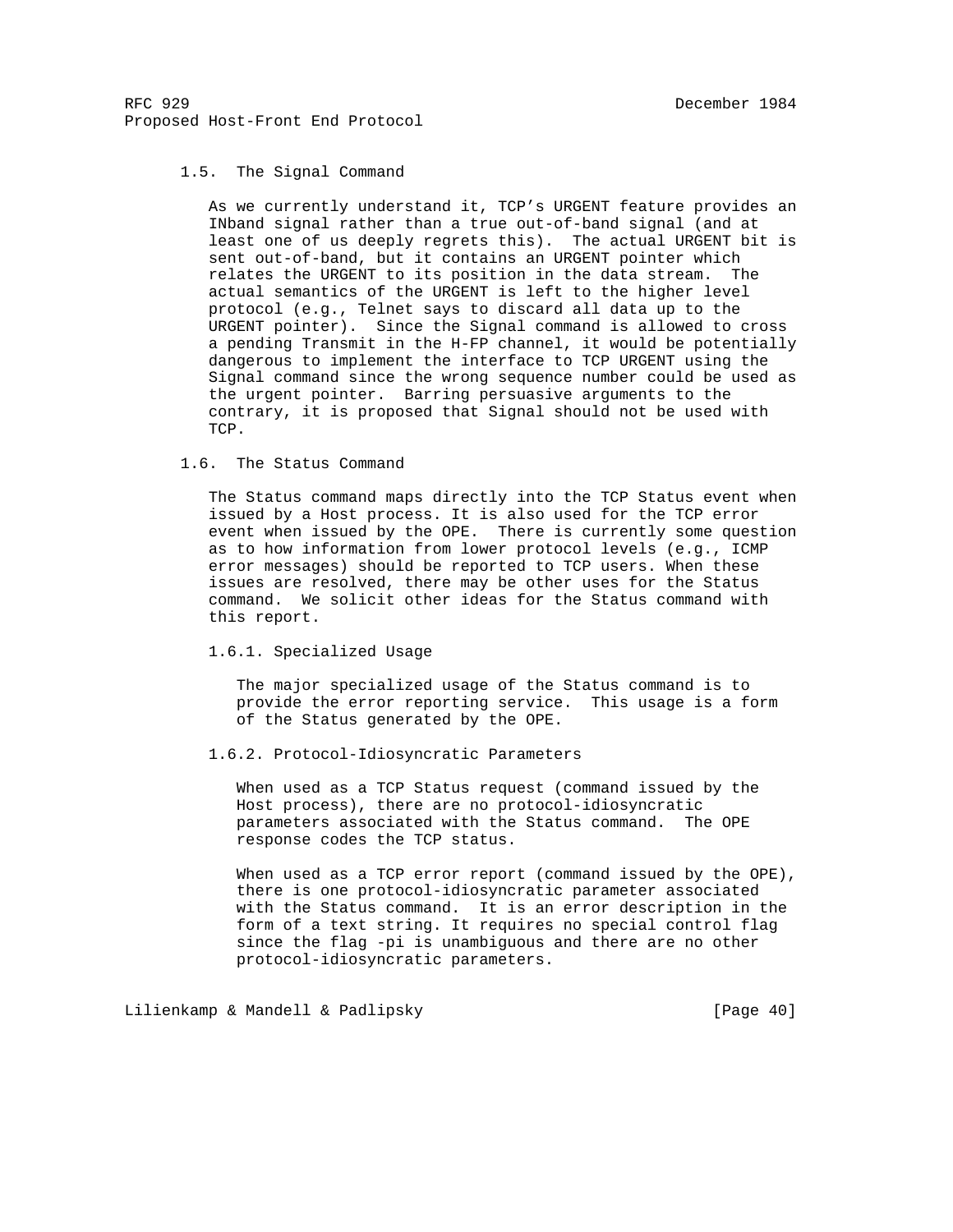### 1.5. The Signal Command

As we currently understand it, TCP's URGENT feature provides an INband signal rather than a true out-of-band signal (and at least one of us deeply regrets this). The actual URGENT bit is sent out-of-band, but it contains an URGENT pointer which relates the URGENT to its position in the data stream. The actual semantics of the URGENT is left to the higher level protocol (e.g., Telnet says to discard all data up to the URGENT pointer). Since the Signal command is allowed to cross a pending Transmit in the H-FP channel, it would be potentially dangerous to implement the interface to TCP URGENT using the Signal command since the wrong sequence number could be used as the urgent pointer. Barring persuasive arguments to the contrary, it is proposed that Signal should not be used with TCP.

### 1.6. The Status Command

The Status command maps directly into the TCP Status event when issued by a Host process. It is also used for the TCP error event when issued by the OPE. There is currently some question as to how information from lower protocol levels (e.g., ICMP error messages) should be reported to TCP users. When these issues are resolved, there may be other uses for the Status command. We solicit other ideas for the Status command with this report.

#### 1.6.1. Specialized Usage

The major specialized usage of the Status command is to provide the error reporting service. This usage is a form of the Status generated by the OPE.

#### 1.6.2. Protocol-Idiosyncratic Parameters

When used as a TCP Status request (command issued by the Host process), there are no protocol-idiosyncratic parameters associated with the Status command. The OPE response codes the TCP status.

When used as a TCP error report (command issued by the OPE), there is one protocol-idiosyncratic parameter associated with the Status command. It is an error description in the form of a text string. It requires no special control flag since the flag -pi is unambiguous and there are no other protocol-idiosyncratic parameters.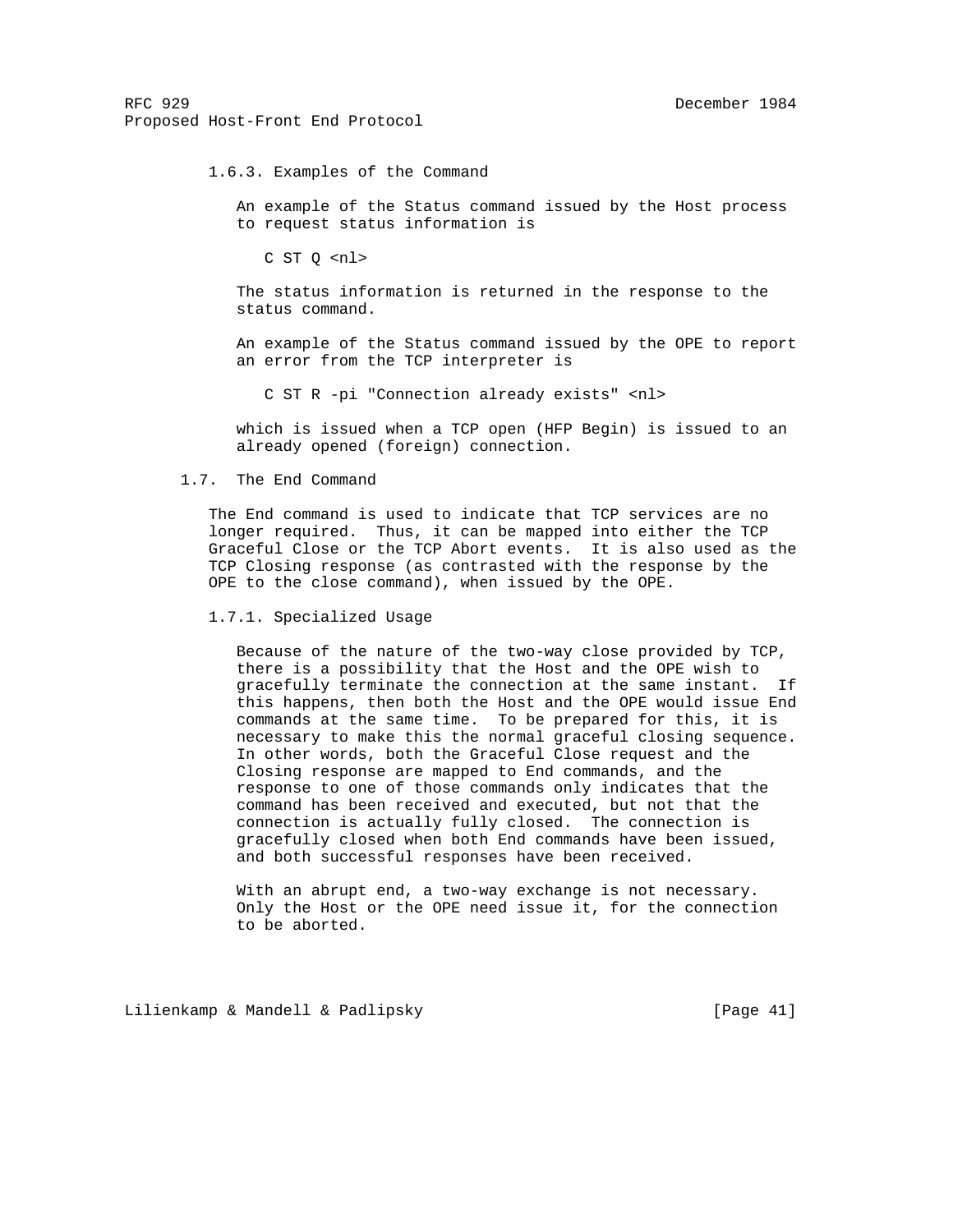### 1.6.3. Examples of the Command

An example of the Status command issued by the Host process to request status information is

```
C ST Q <nl>
```

The status information is returned in the response to the status command.

An example of the Status command issued by the OPE to report an error from the TCP interpreter is

```
C ST R -pi "Connection already exists" <nl>
```

which is issued when a TCP open (HFP Begin) is issued to an already opened (foreign) connection.

## 1.7. The End Command

The End command is used to indicate that TCP services are no longer required. Thus, it can be mapped into either the TCP Graceful Close or the TCP Abort events. It is also used as the TCP Closing response (as contrasted with the response by the OPE to the close command), when issued by the OPE.

### 1.7.1. Specialized Usage

Because of the nature of the two-way close provided by TCP, there is a possibility that the Host and the OPE wish to gracefully terminate the connection at the same instant. If this happens, then both the Host and the OPE would issue End commands at the same time. To be prepared for this, it is necessary to make this the normal graceful closing sequence. In other words, both the Graceful Close request and the Closing response are mapped to End commands, and the response to one of those commands only indicates that the command has been received and executed, but not that the connection is actually fully closed. The connection is gracefully closed when both End commands have been issued, and both successful responses have been received.

With an abrupt end, a two-way exchange is not necessary. Only the Host or the OPE need issue it, for the connection to be aborted.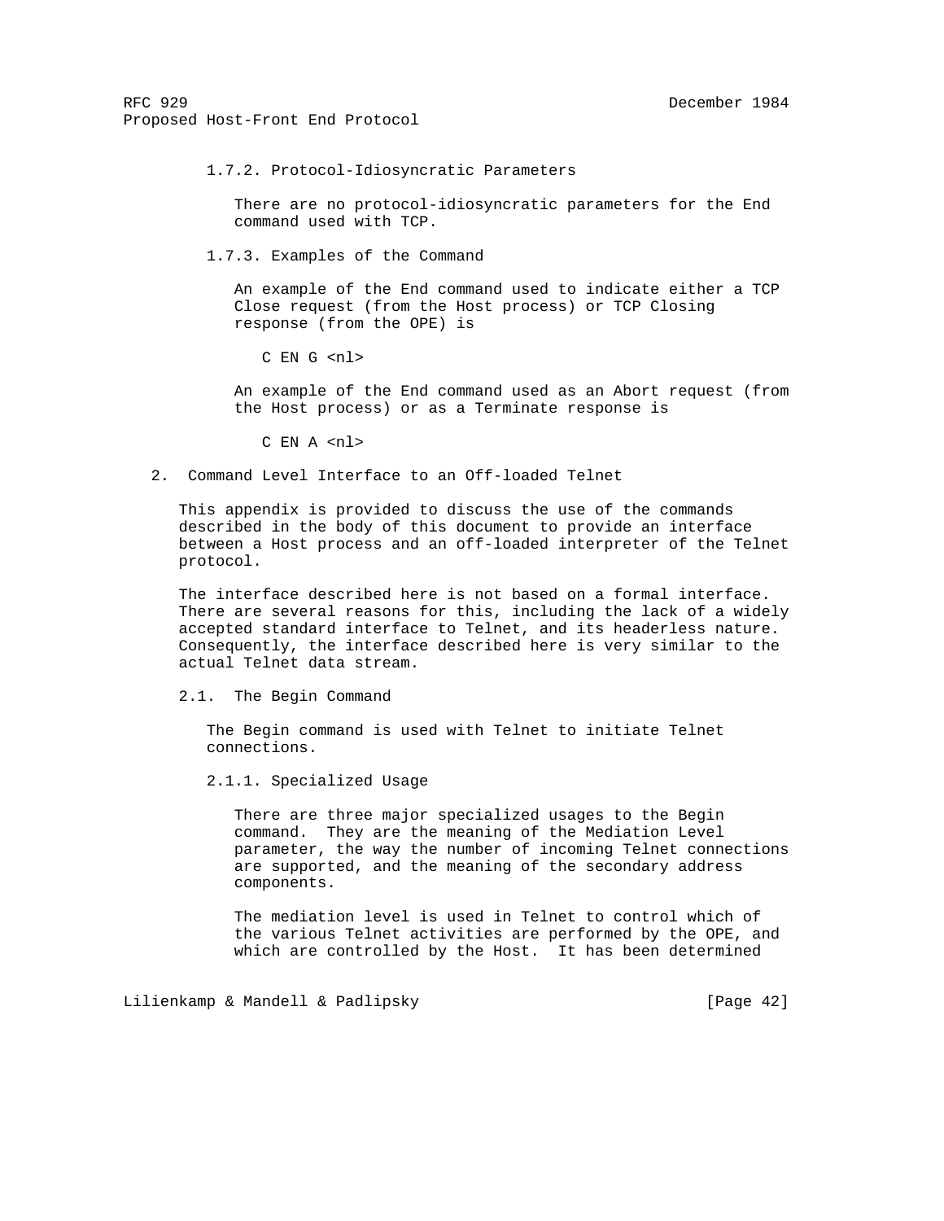#### 1.7.2. Protocol-Idiosyncratic Parameters

There are no protocol-idiosyncratic parameters for the End command used with TCP.

#### 1.7.3. Examples of the Command

An example of the End command used to indicate either a TCP Close request (from the Host process) or TCP Closing response (from the OPE) is

```
C EN G <nl>
```

An example of the End command used as an Abort request (from the Host process) or as a Terminate response is

```
C EN A <nl>
```

## 2. Command Level Interface to an Off-loaded Telnet

This appendix is provided to discuss the use of the commands described in the body of this document to provide an interface between a Host process and an off-loaded interpreter of the Telnet protocol.

The interface described here is not based on a formal interface. There are several reasons for this, including the lack of a widely accepted standard interface to Telnet, and its headerless nature. Consequently, the interface described here is very similar to the actual Telnet data stream.

### 2.1. The Begin Command

The Begin command is used with Telnet to initiate Telnet connections.

#### 2.1.1. Specialized Usage

There are three major specialized usages to the Begin command. They are the meaning of the Mediation Level parameter, the way the number of incoming Telnet connections are supported, and the meaning of the secondary address components.

The mediation level is used in Telnet to control which of the various Telnet activities are performed by the OPE, and which are controlled by the Host. It has been determined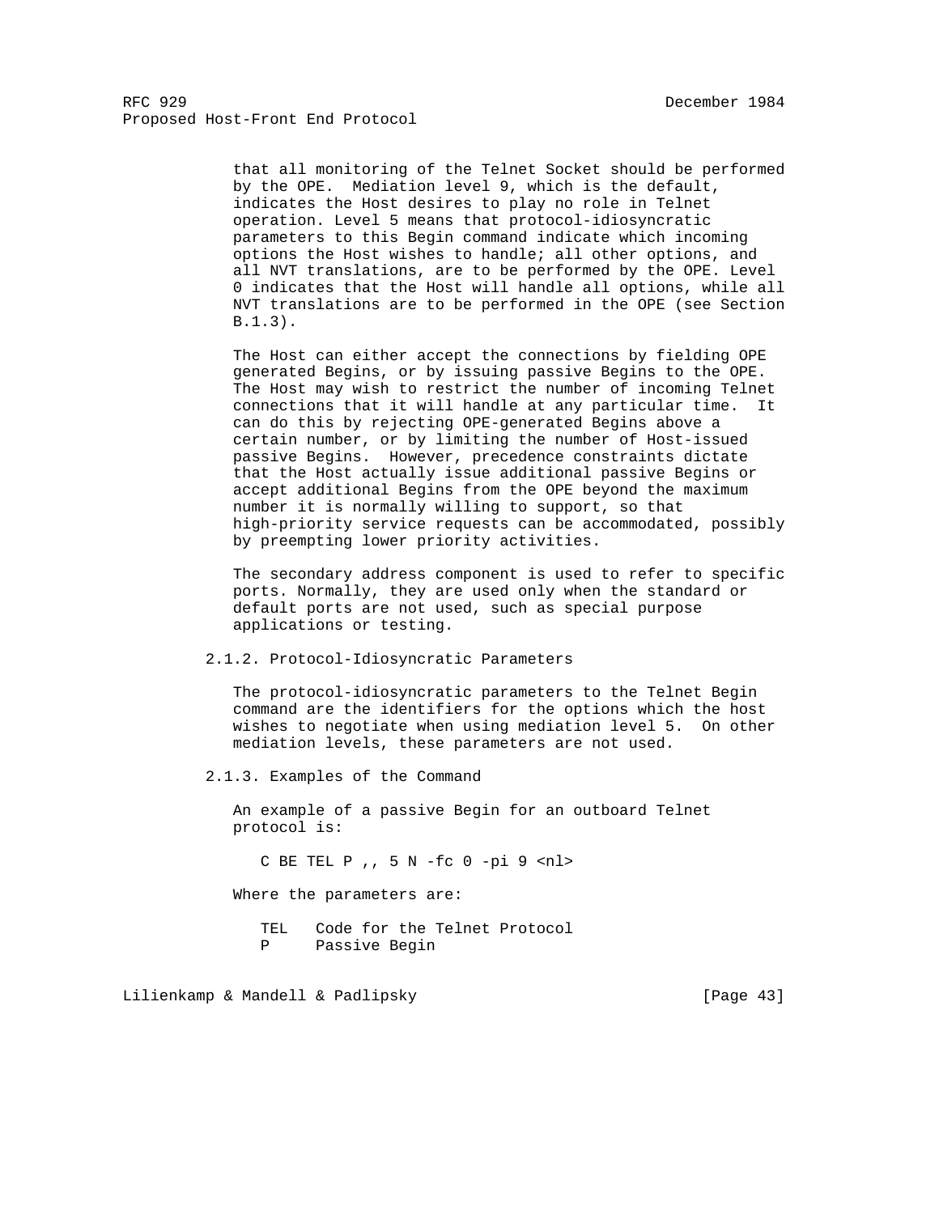that all monitoring of the Telnet Socket should be performed by the OPE. Mediation level 9, which is the default, indicates the Host desires to play no role in Telnet operation. Level 5 means that protocol-idiosyncratic parameters to this Begin command indicate which incoming options the Host wishes to handle; all other options, and all NVT translations, are to be performed by the OPE. Level 0 indicates that the Host will handle all options, while all NVT translations are to be performed in the OPE (see Section B.1.3).

The Host can either accept the connections by fielding OPE generated Begins, or by issuing passive Begins to the OPE. The Host may wish to restrict the number of incoming Telnet connections that it will handle at any particular time. It can do this by rejecting OPE-generated Begins above a certain number, or by limiting the number of Host-issued passive Begins. However, precedence constraints dictate that the Host actually issue additional passive Begins or accept additional Begins from the OPE beyond the maximum number it is normally willing to support, so that high-priority service requests can be accommodated, possibly by preempting lower priority activities.

The secondary address component is used to refer to specific ports. Normally, they are used only when the standard or default ports are not used, such as special purpose applications or testing.

### 2.1.2. Protocol-Idiosyncratic Parameters

The protocol-idiosyncratic parameters to the Telnet Begin command are the identifiers for the options which the host wishes to negotiate when using mediation level 5. On other mediation levels, these parameters are not used.

### 2.1.3. Examples of the Command

An example of a passive Begin for an outboard Telnet protocol is:

```
C BE TEL P ,, 5 N -fc 0 -pi 9 <nl>
```

Where the parameters are:

```
TEL   Code for the Telnet Protocol
P     Passive Begin
```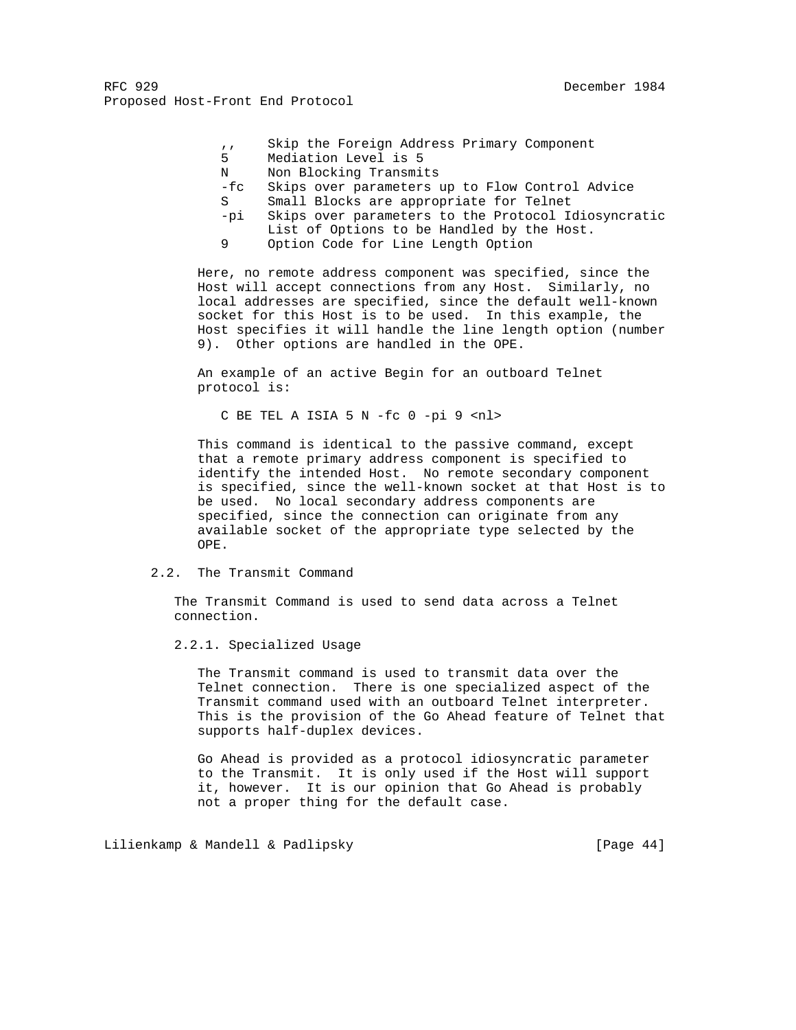```
,,     Skip the Foreign Address Primary Component
5      Mediation Level is 5
N      Non Blocking Transmits
-fc    Skips over parameters up to Flow Control Advice
S      Small Blocks are appropriate for Telnet
-pi    Skips over parameters to the Protocol Idiosyncratic
       List of Options to be Handled by the Host.
9      Option Code for Line Length Option
```

Here, no remote address component was specified, since the Host will accept connections from any Host. Similarly, no local addresses are specified, since the default well-known socket for this Host is to be used. In this example, the Host specifies it will handle the line length option (number 9). Other options are handled in the OPE.

An example of an active Begin for an outboard Telnet protocol is:

```
C BE TEL A ISIA 5 N -fc 0 -pi 9 <nl>
```

This command is identical to the passive command, except that a remote primary address component is specified to identify the intended Host. No remote secondary component is specified, since the well-known socket at that Host is to be used. No local secondary address components are specified, since the connection can originate from any available socket of the appropriate type selected by the OPE.

## 2.2. The Transmit Command

The Transmit Command is used to send data across a Telnet connection.

### 2.2.1. Specialized Usage

The Transmit command is used to transmit data over the Telnet connection. There is one specialized aspect of the Transmit command used with an outboard Telnet interpreter. This is the provision of the Go Ahead feature of Telnet that supports half-duplex devices.

Go Ahead is provided as a protocol idiosyncratic parameter to the Transmit. It is only used if the Host will support it, however. It is our opinion that Go Ahead is probably not a proper thing for the default case.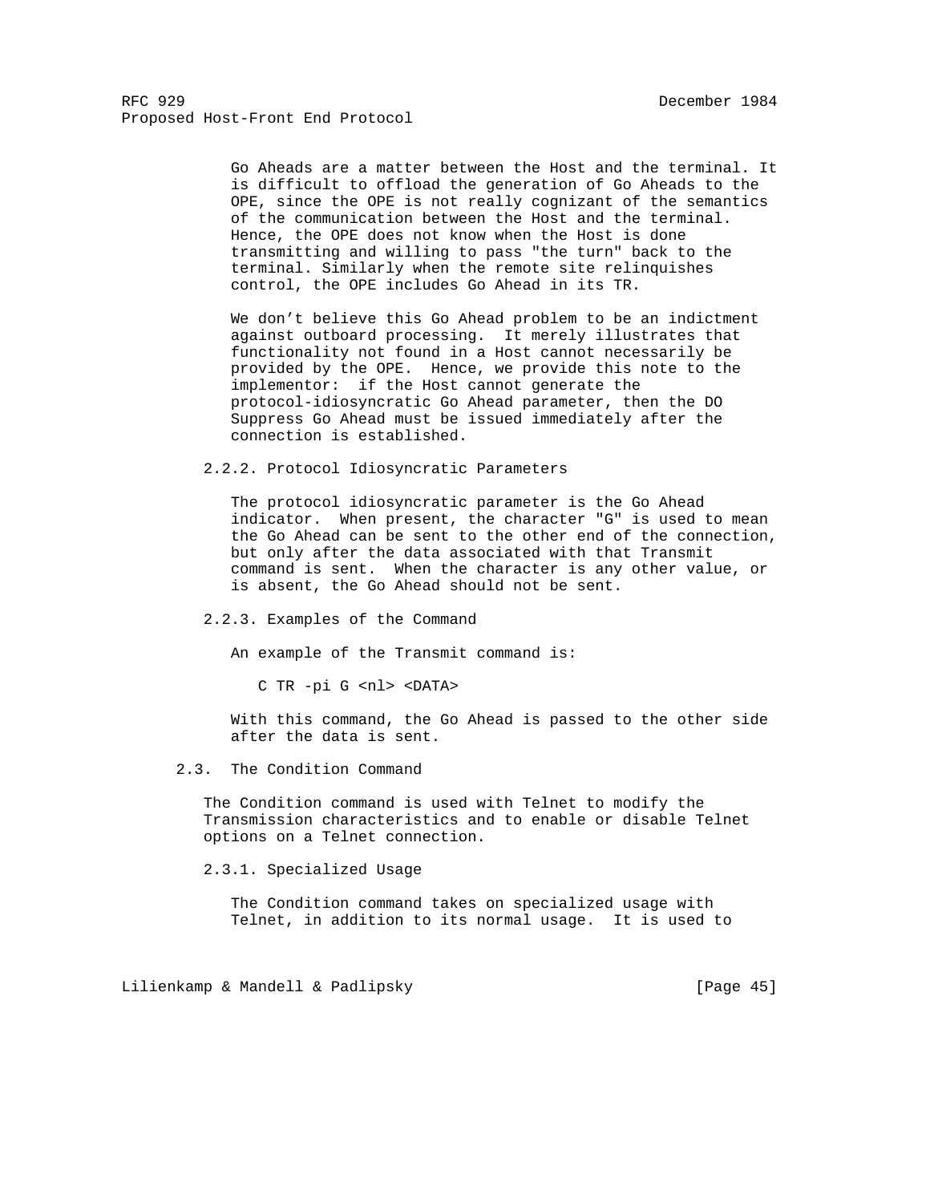Go Aheads are a matter between the Host and the terminal. It is difficult to offload the generation of Go Aheads to the OPE, since the OPE is not really cognizant of the semantics of the communication between the Host and the terminal. Hence, the OPE does not know when the Host is done transmitting and willing to pass "the turn" back to the terminal. Similarly when the remote site relinquishes control, the OPE includes Go Ahead in its TR.

We don't believe this Go Ahead problem to be an indictment against outboard processing. It merely illustrates that functionality not found in a Host cannot necessarily be provided by the OPE. Hence, we provide this note to the implementor: if the Host cannot generate the protocol-idiosyncratic Go Ahead parameter, then the DO Suppress Go Ahead must be issued immediately after the connection is established.

#### 2.2.2. Protocol Idiosyncratic Parameters

The protocol idiosyncratic parameter is the Go Ahead indicator. When present, the character "G" is used to mean the Go Ahead can be sent to the other end of the connection, but only after the data associated with that Transmit command is sent. When the character is any other value, or is absent, the Go Ahead should not be sent.

#### 2.2.3. Examples of the Command

An example of the Transmit command is:

```
C TR -pi G <nl> <DATA>
```

With this command, the Go Ahead is passed to the other side after the data is sent.

### 2.3. The Condition Command

The Condition command is used with Telnet to modify the Transmission characteristics and to enable or disable Telnet options on a Telnet connection.

#### 2.3.1. Specialized Usage

The Condition command takes on specialized usage with Telnet, in addition to its normal usage. It is used to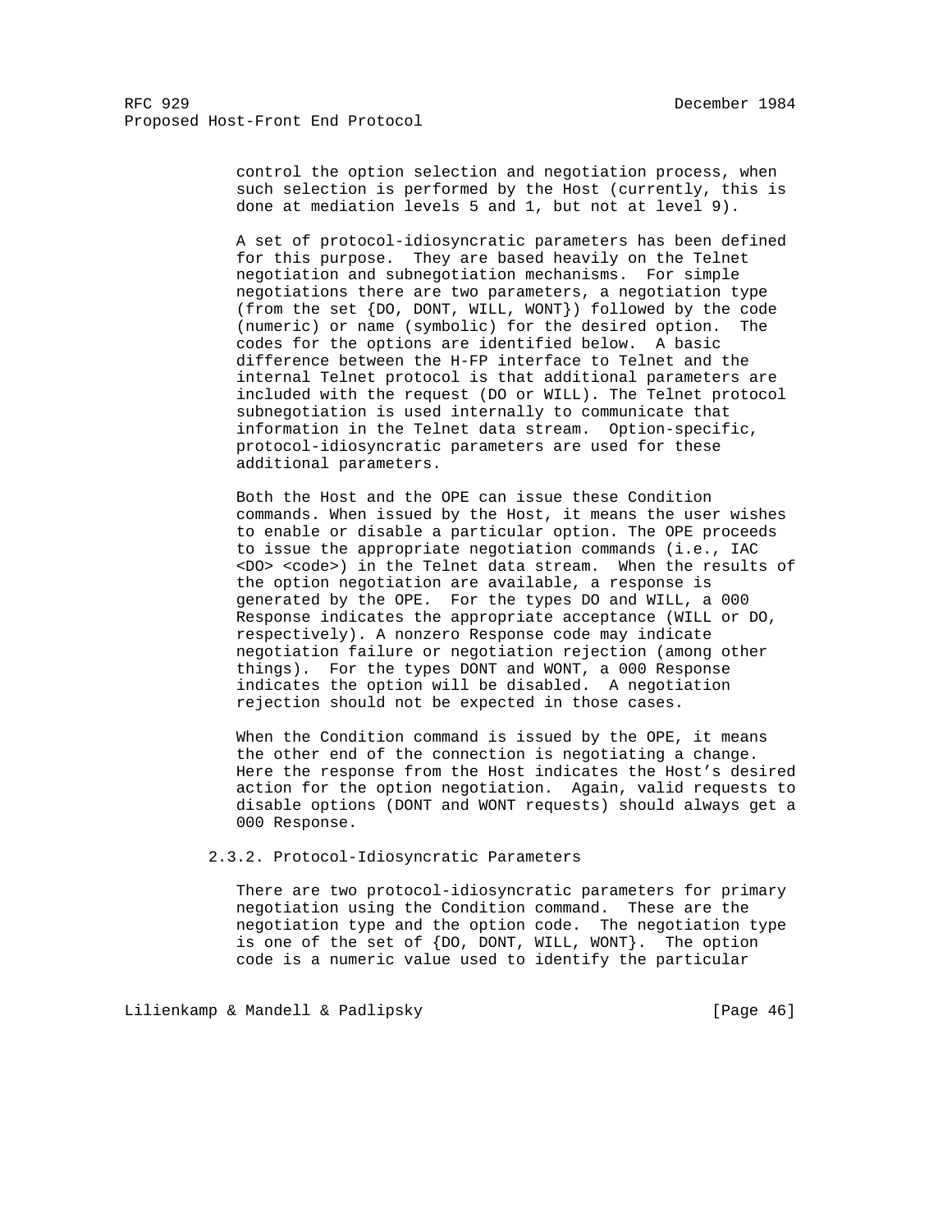control the option selection and negotiation process, when such selection is performed by the Host (currently, this is done at mediation levels 5 and 1, but not at level 9).

A set of protocol-idiosyncratic parameters has been defined for this purpose. They are based heavily on the Telnet negotiation and subnegotiation mechanisms. For simple negotiations there are two parameters, a negotiation type (from the set {DO, DONT, WILL, WONT}) followed by the code (numeric) or name (symbolic) for the desired option. The codes for the options are identified below. A basic difference between the H-FP interface to Telnet and the internal Telnet protocol is that additional parameters are included with the request (DO or WILL). The Telnet protocol subnegotiation is used internally to communicate that information in the Telnet data stream. Option-specific, protocol-idiosyncratic parameters are used for these additional parameters.

Both the Host and the OPE can issue these Condition commands. When issued by the Host, it means the user wishes to enable or disable a particular option. The OPE proceeds to issue the appropriate negotiation commands (i.e., IAC <DO> <code>) in the Telnet data stream. When the results of the option negotiation are available, a response is generated by the OPE. For the types DO and WILL, a 000 Response indicates the appropriate acceptance (WILL or DO, respectively). A nonzero Response code may indicate negotiation failure or negotiation rejection (among other things). For the types DONT and WONT, a 000 Response indicates the option will be disabled. A negotiation rejection should not be expected in those cases.

When the Condition command is issued by the OPE, it means the other end of the connection is negotiating a change. Here the response from the Host indicates the Host's desired action for the option negotiation. Again, valid requests to disable options (DONT and WONT requests) should always get a 000 Response.

### 2.3.2. Protocol-Idiosyncratic Parameters

There are two protocol-idiosyncratic parameters for primary negotiation using the Condition command. These are the negotiation type and the option code. The negotiation type is one of the set of {DO, DONT, WILL, WONT}. The option code is a numeric value used to identify the particular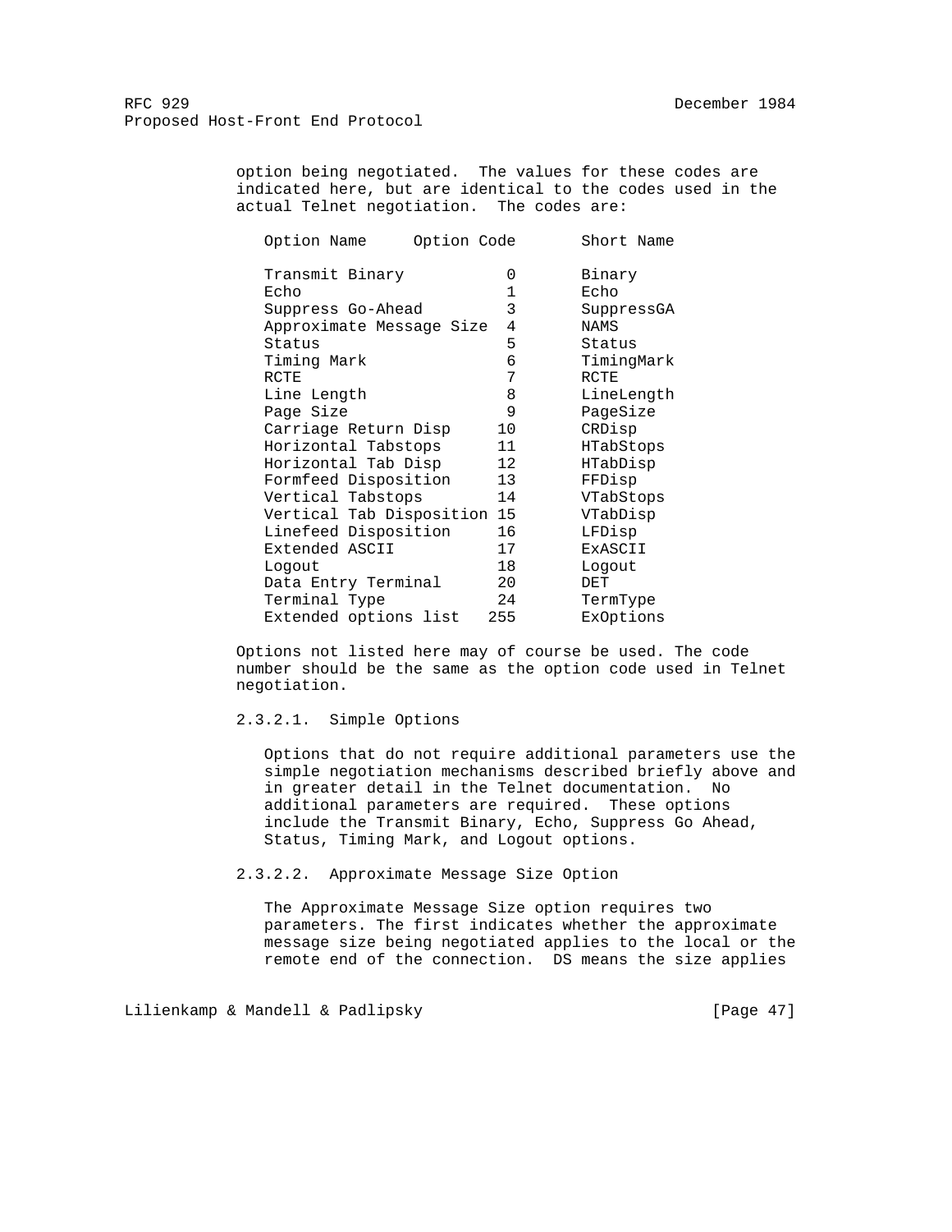option being negotiated. The values for these codes are indicated here, but are identical to the codes used in the actual Telnet negotiation. The codes are:

| Option Name | Option Code | Short Name |
|---|---|---|
| Transmit Binary | 0 | Binary |
| Echo | 1 | Echo |
| Suppress Go-Ahead | 3 | SuppressGA |
| Approximate Message Size | 4 | NAMS |
| Status | 5 | Status |
| Timing Mark | 6 | TimingMark |
| RCTE | 7 | RCTE |
| Line Length | 8 | LineLength |
| Page Size | 9 | PageSize |
| Carriage Return Disp | 10 | CRDisp |
| Horizontal Tabstops | 11 | HTabStops |
| Horizontal Tab Disp | 12 | HTabDisp |
| Formfeed Disposition | 13 | FFDisp |
| Vertical Tabstops | 14 | VTabStops |
| Vertical Tab Disposition | 15 | VTabDisp |
| Linefeed Disposition | 16 | LFDisp |
| Extended ASCII | 17 | ExASCII |
| Logout | 18 | Logout |
| Data Entry Terminal | 20 | DET |
| Terminal Type | 24 | TermType |
| Extended options list | 255 | ExOptions |

Options not listed here may of course be used. The code number should be the same as the option code used in Telnet negotiation.

#### 2.3.2.1. Simple Options

Options that do not require additional parameters use the simple negotiation mechanisms described briefly above and in greater detail in the Telnet documentation. No additional parameters are required. These options include the Transmit Binary, Echo, Suppress Go Ahead, Status, Timing Mark, and Logout options.

#### 2.3.2.2. Approximate Message Size Option

The Approximate Message Size option requires two parameters. The first indicates whether the approximate message size being negotiated applies to the local or the remote end of the connection. DS means the size applies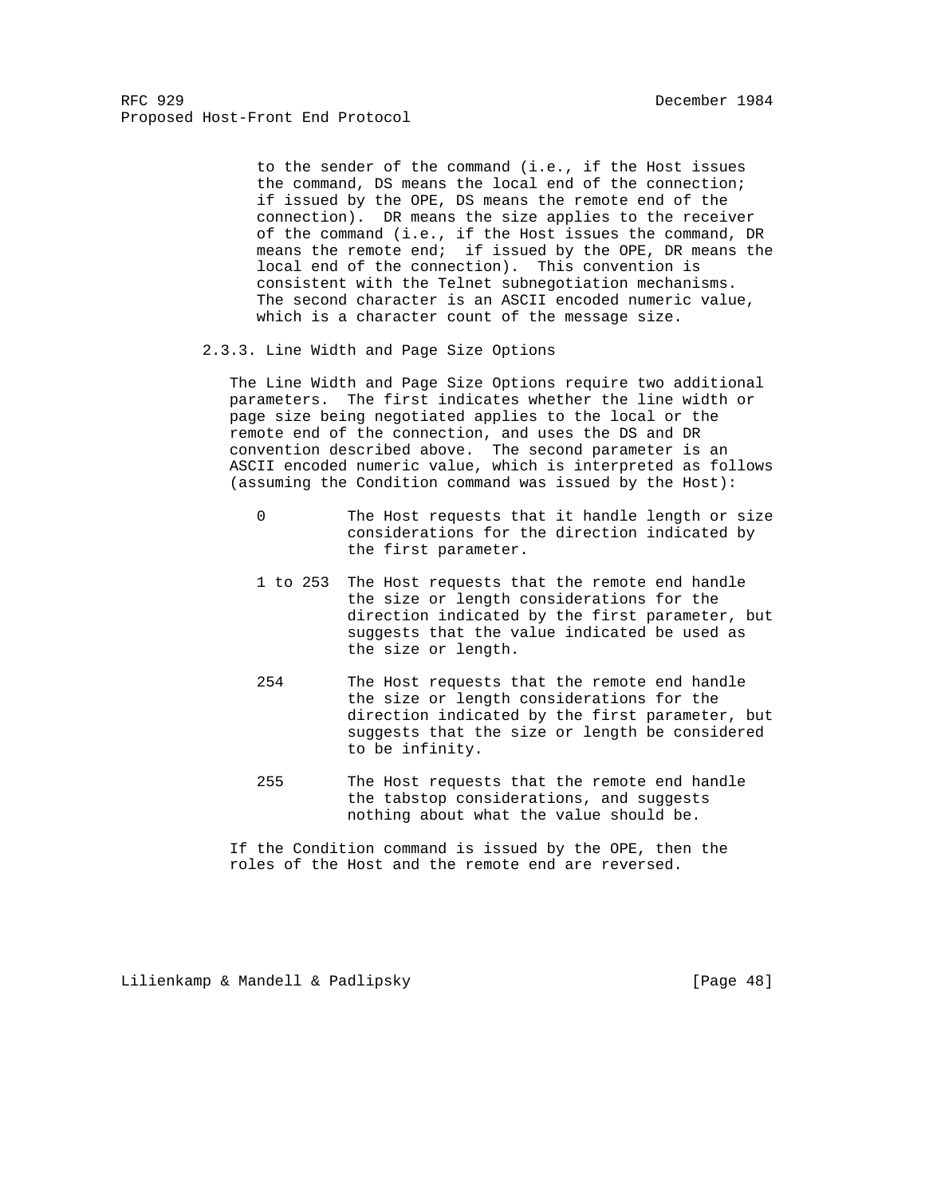to the sender of the command (i.e., if the Host issues the command, DS means the local end of the connection; if issued by the OPE, DS means the remote end of the connection). DR means the size applies to the receiver of the command (i.e., if the Host issues the command, DR means the remote end; if issued by the OPE, DR means the local end of the connection). This convention is consistent with the Telnet subnegotiation mechanisms. The second character is an ASCII encoded numeric value, which is a character count of the message size.

### 2.3.3. Line Width and Page Size Options

The Line Width and Page Size Options require two additional parameters. The first indicates whether the line width or page size being negotiated applies to the local or the remote end of the connection, and uses the DS and DR convention described above. The second parameter is an ASCII encoded numeric value, which is interpreted as follows (assuming the Condition command was issued by the Host):

- 0 — The Host requests that it handle length or size considerations for the direction indicated by the first parameter.

- 1 to 253 — The Host requests that the remote end handle the size or length considerations for the direction indicated by the first parameter, but suggests that the value indicated be used as the size or length.

- 254 — The Host requests that the remote end handle the size or length considerations for the direction indicated by the first parameter, but suggests that the size or length be considered to be infinity.

- 255 — The Host requests that the remote end handle the tabstop considerations, and suggests nothing about what the value should be.

If the Condition command is issued by the OPE, then the roles of the Host and the remote end are reversed.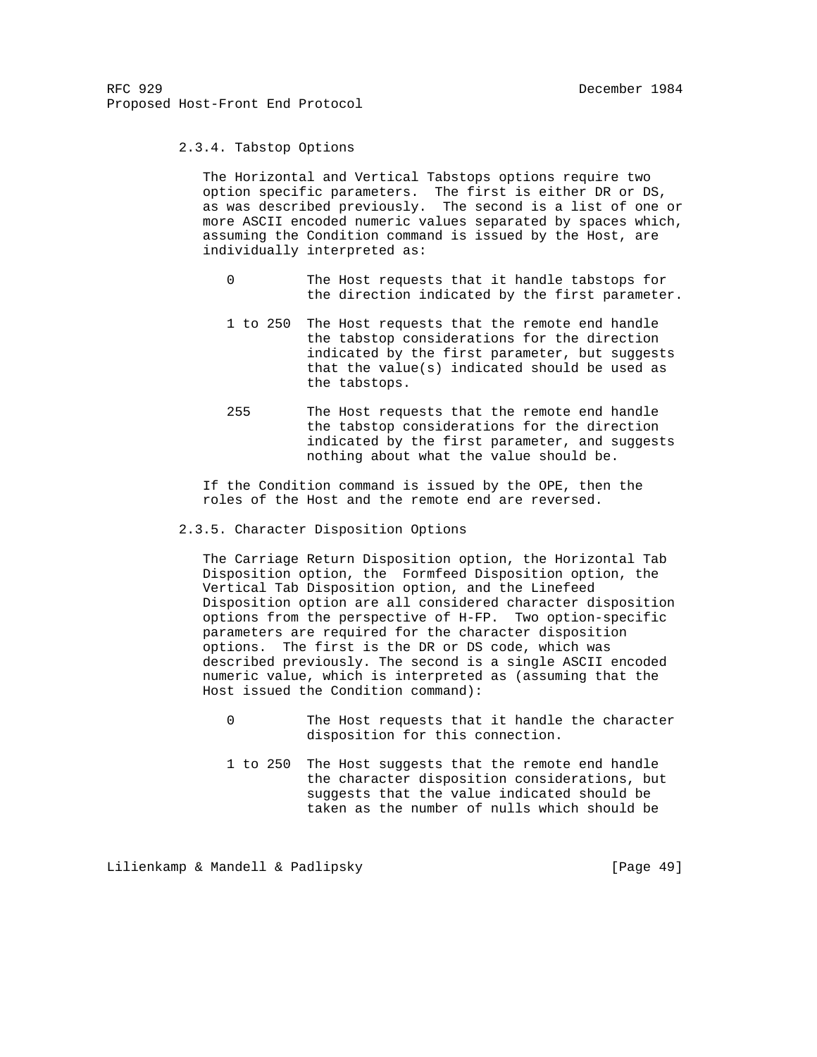### 2.3.4. Tabstop Options

The Horizontal and Vertical Tabstops options require two option specific parameters. The first is either DR or DS, as was described previously. The second is a list of one or more ASCII encoded numeric values separated by spaces which, assuming the Condition command is issued by the Host, are individually interpreted as:

- 0 — The Host requests that it handle tabstops for the direction indicated by the first parameter.

- 1 to 250 — The Host requests that the remote end handle the tabstop considerations for the direction indicated by the first parameter, but suggests that the value(s) indicated should be used as the tabstops.

- 255 — The Host requests that the remote end handle the tabstop considerations for the direction indicated by the first parameter, and suggests nothing about what the value should be.

If the Condition command is issued by the OPE, then the roles of the Host and the remote end are reversed.

### 2.3.5. Character Disposition Options

The Carriage Return Disposition option, the Horizontal Tab Disposition option, the Formfeed Disposition option, the Vertical Tab Disposition option, and the Linefeed Disposition option are all considered character disposition options from the perspective of H-FP. Two option-specific parameters are required for the character disposition options. The first is the DR or DS code, which was described previously. The second is a single ASCII encoded numeric value, which is interpreted as (assuming that the Host issued the Condition command):

- 0 — The Host requests that it handle the character disposition for this connection.

- 1 to 250 — The Host suggests that the remote end handle the character disposition considerations, but suggests that the value indicated should be taken as the number of nulls which should be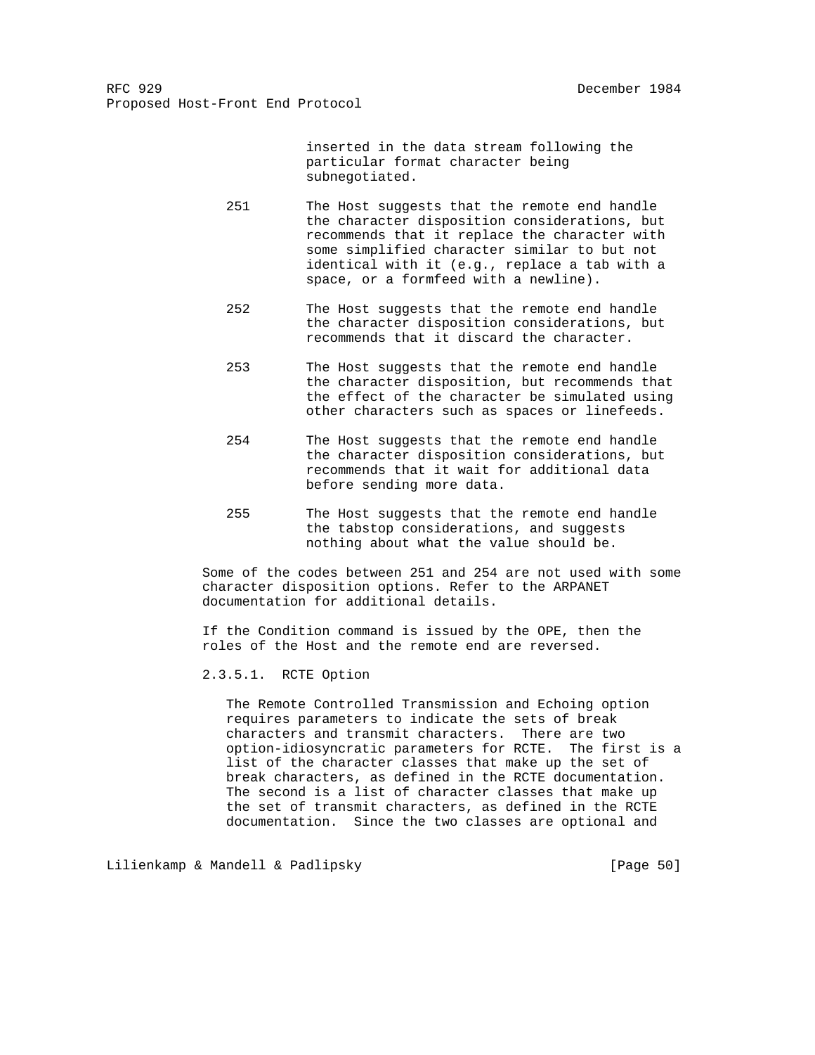inserted in the data stream following the particular format character being subnegotiated.

| | |
|---|---|
| 251 | The Host suggests that the remote end handle the character disposition considerations, but recommends that it replace the character with some simplified character similar to but not identical with it (e.g., replace a tab with a space, or a formfeed with a newline). |
| 252 | The Host suggests that the remote end handle the character disposition considerations, but recommends that it discard the character. |
| 253 | The Host suggests that the remote end handle the character disposition, but recommends that the effect of the character be simulated using other characters such as spaces or linefeeds. |
| 254 | The Host suggests that the remote end handle the character disposition considerations, but recommends that it wait for additional data before sending more data. |
| 255 | The Host suggests that the remote end handle the tabstop considerations, and suggests nothing about what the value should be. |

Some of the codes between 251 and 254 are not used with some character disposition options. Refer to the ARPANET documentation for additional details.

If the Condition command is issued by the OPE, then the roles of the Host and the remote end are reversed.

#### 2.3.5.1. RCTE Option

The Remote Controlled Transmission and Echoing option requires parameters to indicate the sets of break characters and transmit characters. There are two option-idiosyncratic parameters for RCTE. The first is a list of the character classes that make up the set of break characters, as defined in the RCTE documentation. The second is a list of character classes that make up the set of transmit characters, as defined in the RCTE documentation. Since the two classes are optional and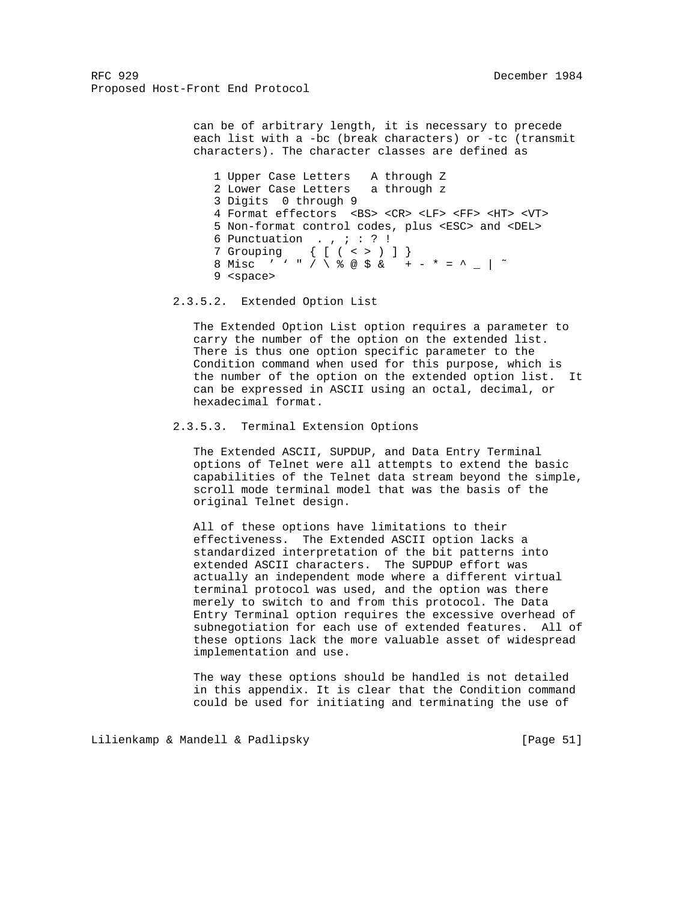can be of arbitrary length, it is necessary to precede each list with a -bc (break characters) or -tc (transmit characters). The character classes are defined as

```
1 Upper Case Letters   A through Z
2 Lower Case Letters   a through z
3 Digits  0 through 9
4 Format effectors  <BS> <CR> <LF> <FF> <HT> <VT>
5 Non-format control codes, plus <ESC> and <DEL>
6 Punctuation  . , ; : ? !
7 Grouping    { [ ( < > ) ] }
8 Misc  ' ' " / \ % @ $ &   + - * = ^ _ | ˜
9 <space>
```

#### 2.3.5.2. Extended Option List

The Extended Option List option requires a parameter to carry the number of the option on the extended list. There is thus one option specific parameter to the Condition command when used for this purpose, which is the number of the option on the extended option list. It can be expressed in ASCII using an octal, decimal, or hexadecimal format.

#### 2.3.5.3. Terminal Extension Options

The Extended ASCII, SUPDUP, and Data Entry Terminal options of Telnet were all attempts to extend the basic capabilities of the Telnet data stream beyond the simple, scroll mode terminal model that was the basis of the original Telnet design.

All of these options have limitations to their effectiveness. The Extended ASCII option lacks a standardized interpretation of the bit patterns into extended ASCII characters. The SUPDUP effort was actually an independent mode where a different virtual terminal protocol was used, and the option was there merely to switch to and from this protocol. The Data Entry Terminal option requires the excessive overhead of subnegotiation for each use of extended features. All of these options lack the more valuable asset of widespread implementation and use.

The way these options should be handled is not detailed in this appendix. It is clear that the Condition command could be used for initiating and terminating the use of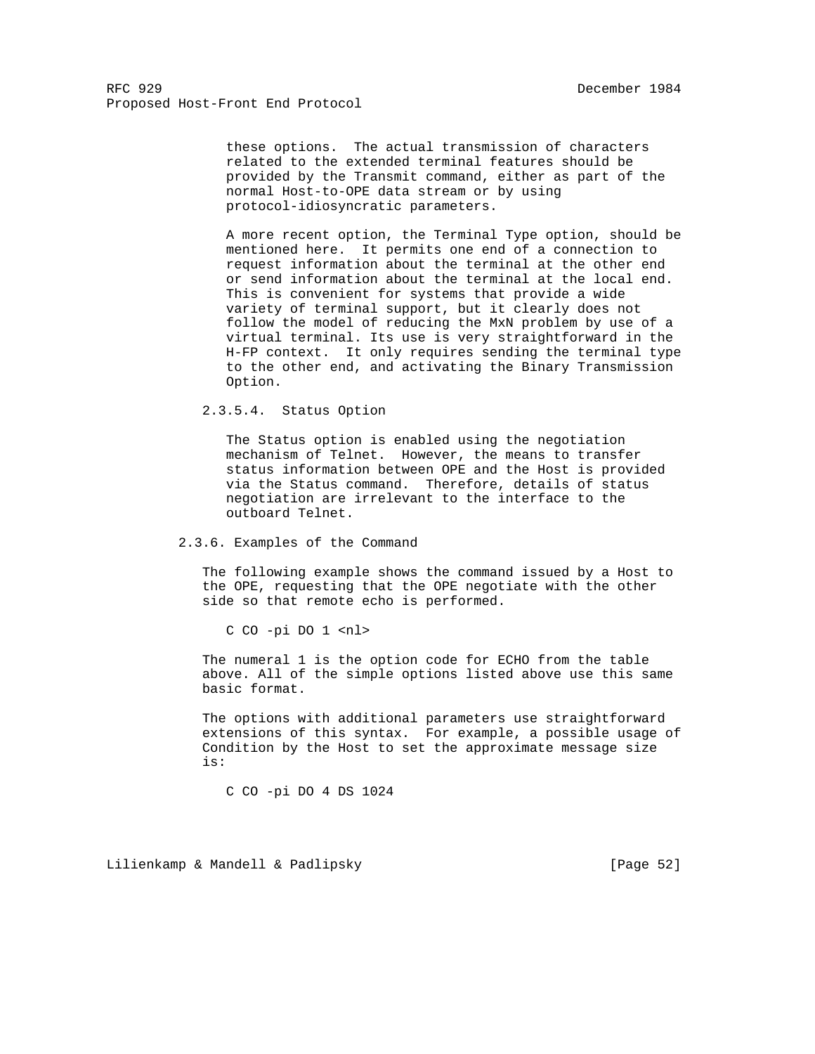these options. The actual transmission of characters related to the extended terminal features should be provided by the Transmit command, either as part of the normal Host-to-OPE data stream or by using protocol-idiosyncratic parameters.

A more recent option, the Terminal Type option, should be mentioned here. It permits one end of a connection to request information about the terminal at the other end or send information about the terminal at the local end. This is convenient for systems that provide a wide variety of terminal support, but it clearly does not follow the model of reducing the MxN problem by use of a virtual terminal. Its use is very straightforward in the H-FP context. It only requires sending the terminal type to the other end, and activating the Binary Transmission Option.

#### 2.3.5.4. Status Option

The Status option is enabled using the negotiation mechanism of Telnet. However, the means to transfer status information between OPE and the Host is provided via the Status command. Therefore, details of status negotiation are irrelevant to the interface to the outboard Telnet.

### 2.3.6. Examples of the Command

The following example shows the command issued by a Host to the OPE, requesting that the OPE negotiate with the other side so that remote echo is performed.

```
C CO -pi DO 1 <nl>
```

The numeral 1 is the option code for ECHO from the table above. All of the simple options listed above use this same basic format.

The options with additional parameters use straightforward extensions of this syntax. For example, a possible usage of Condition by the Host to set the approximate message size is:

```
C CO -pi DO 4 DS 1024
```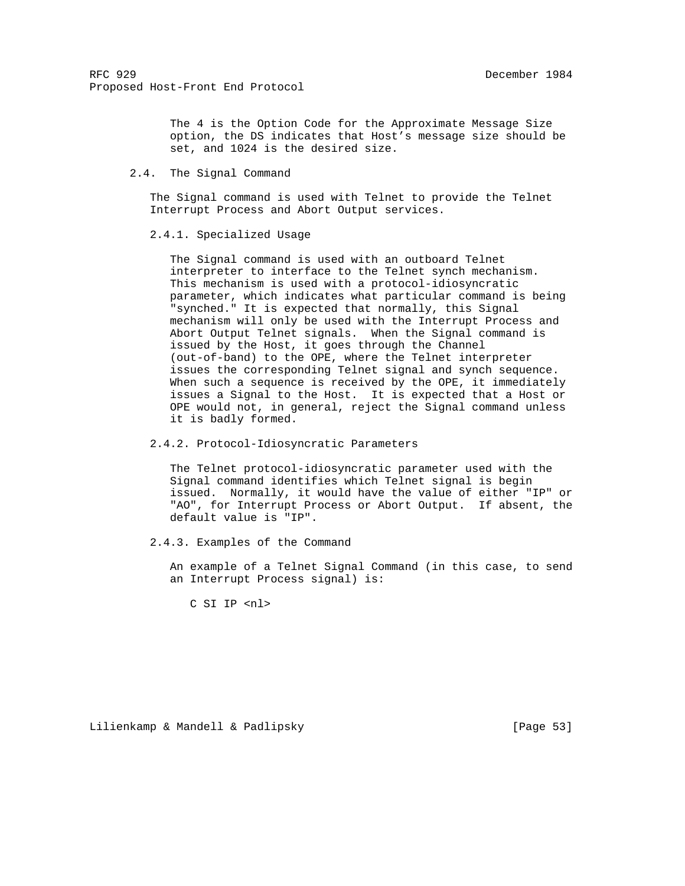The 4 is the Option Code for the Approximate Message Size option, the DS indicates that Host's message size should be set, and 1024 is the desired size.

## 2.4. The Signal Command

The Signal command is used with Telnet to provide the Telnet Interrupt Process and Abort Output services.

### 2.4.1. Specialized Usage

The Signal command is used with an outboard Telnet interpreter to interface to the Telnet synch mechanism. This mechanism is used with a protocol-idiosyncratic parameter, which indicates what particular command is being "synched." It is expected that normally, this Signal mechanism will only be used with the Interrupt Process and Abort Output Telnet signals. When the Signal command is issued by the Host, it goes through the Channel (out-of-band) to the OPE, where the Telnet interpreter issues the corresponding Telnet signal and synch sequence. When such a sequence is received by the OPE, it immediately issues a Signal to the Host. It is expected that a Host or OPE would not, in general, reject the Signal command unless it is badly formed.

### 2.4.2. Protocol-Idiosyncratic Parameters

The Telnet protocol-idiosyncratic parameter used with the Signal command identifies which Telnet signal is begin issued. Normally, it would have the value of either "IP" or "AO", for Interrupt Process or Abort Output. If absent, the default value is "IP".

### 2.4.3. Examples of the Command

An example of a Telnet Signal Command (in this case, to send an Interrupt Process signal) is:

```
C SI IP <nl>
```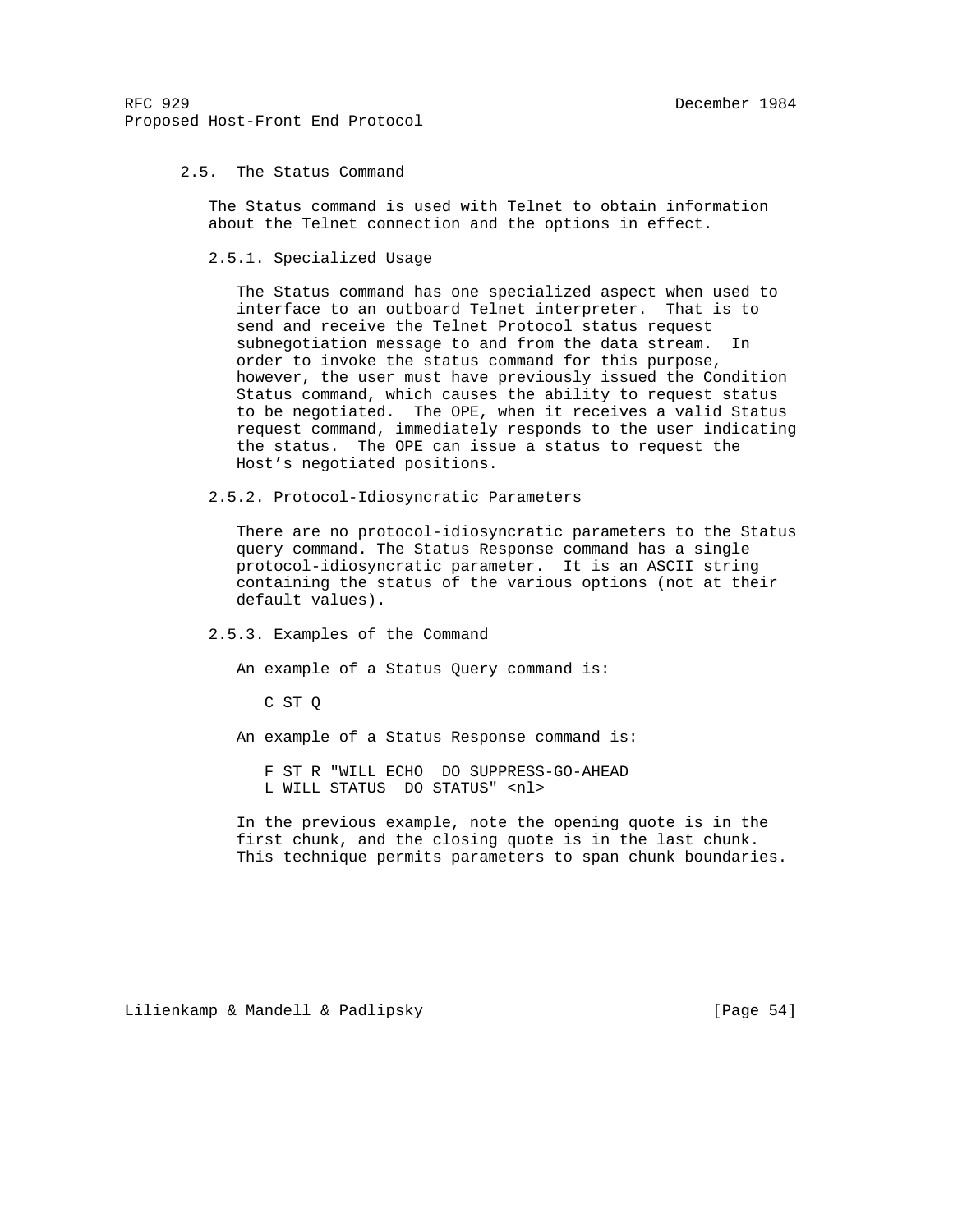### 2.5. The Status Command

The Status command is used with Telnet to obtain information about the Telnet connection and the options in effect.

#### 2.5.1. Specialized Usage

The Status command has one specialized aspect when used to interface to an outboard Telnet interpreter. That is to send and receive the Telnet Protocol status request subnegotiation message to and from the data stream. In order to invoke the status command for this purpose, however, the user must have previously issued the Condition Status command, which causes the ability to request status to be negotiated. The OPE, when it receives a valid Status request command, immediately responds to the user indicating the status. The OPE can issue a status to request the Host’s negotiated positions.

#### 2.5.2. Protocol-Idiosyncratic Parameters

There are no protocol-idiosyncratic parameters to the Status query command. The Status Response command has a single protocol-idiosyncratic parameter. It is an ASCII string containing the status of the various options (not at their default values).

#### 2.5.3. Examples of the Command

An example of a Status Query command is:

```
C ST Q
```

An example of a Status Response command is:

```
F ST R "WILL ECHO  DO SUPPRESS-GO-AHEAD
L WILL STATUS  DO STATUS" <nl>
```

In the previous example, note the opening quote is in the first chunk, and the closing quote is in the last chunk. This technique permits parameters to span chunk boundaries.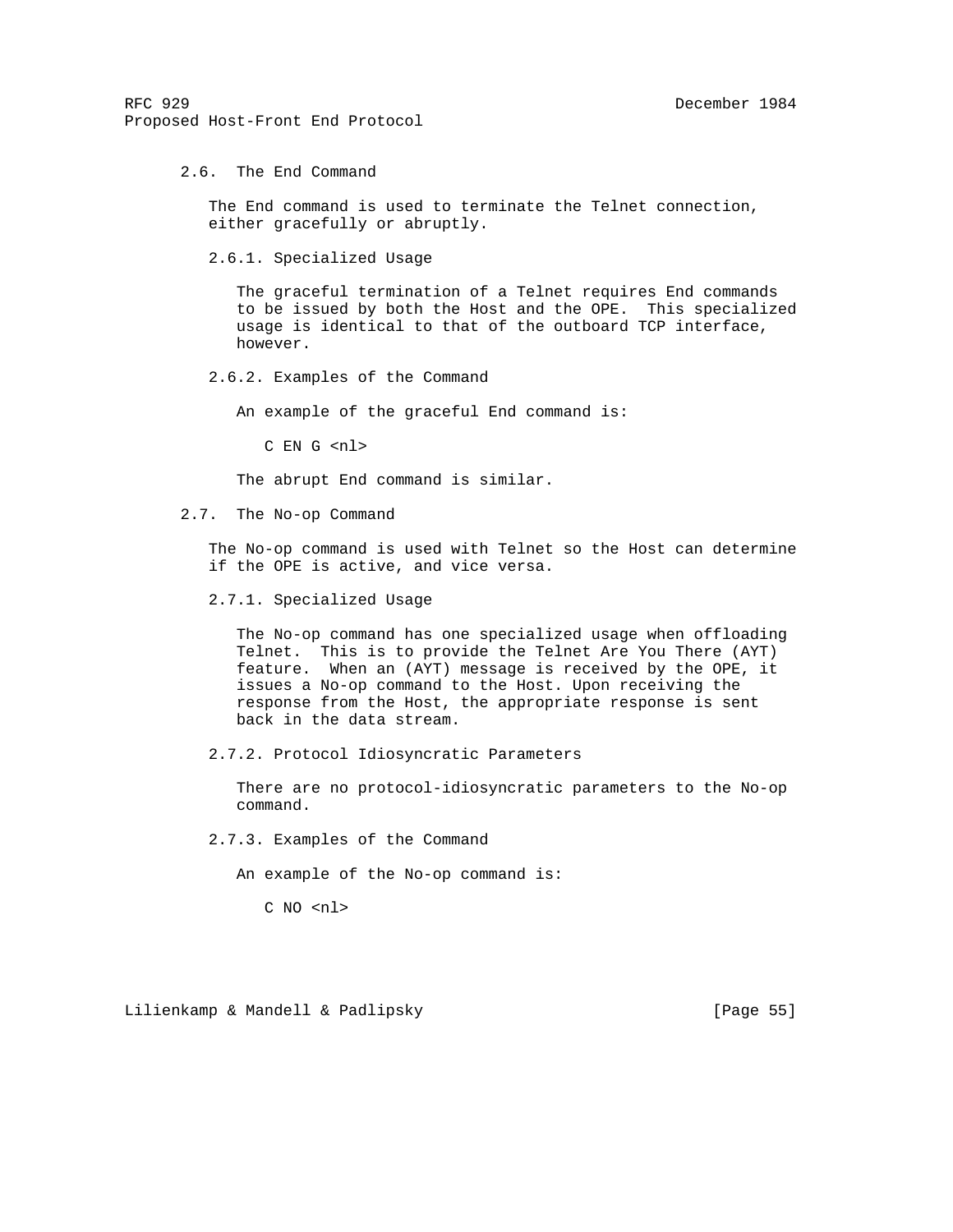### 2.6. The End Command

The End command is used to terminate the Telnet connection, either gracefully or abruptly.

#### 2.6.1. Specialized Usage

The graceful termination of a Telnet requires End commands to be issued by both the Host and the OPE. This specialized usage is identical to that of the outboard TCP interface, however.

#### 2.6.2. Examples of the Command

An example of the graceful End command is:

```
C EN G <nl>
```

The abrupt End command is similar.

### 2.7. The No-op Command

The No-op command is used with Telnet so the Host can determine if the OPE is active, and vice versa.

#### 2.7.1. Specialized Usage

The No-op command has one specialized usage when offloading Telnet. This is to provide the Telnet Are You There (AYT) feature. When an (AYT) message is received by the OPE, it issues a No-op command to the Host. Upon receiving the response from the Host, the appropriate response is sent back in the data stream.

#### 2.7.2. Protocol Idiosyncratic Parameters

There are no protocol-idiosyncratic parameters to the No-op command.

#### 2.7.3. Examples of the Command

An example of the No-op command is:

```
C NO <nl>
```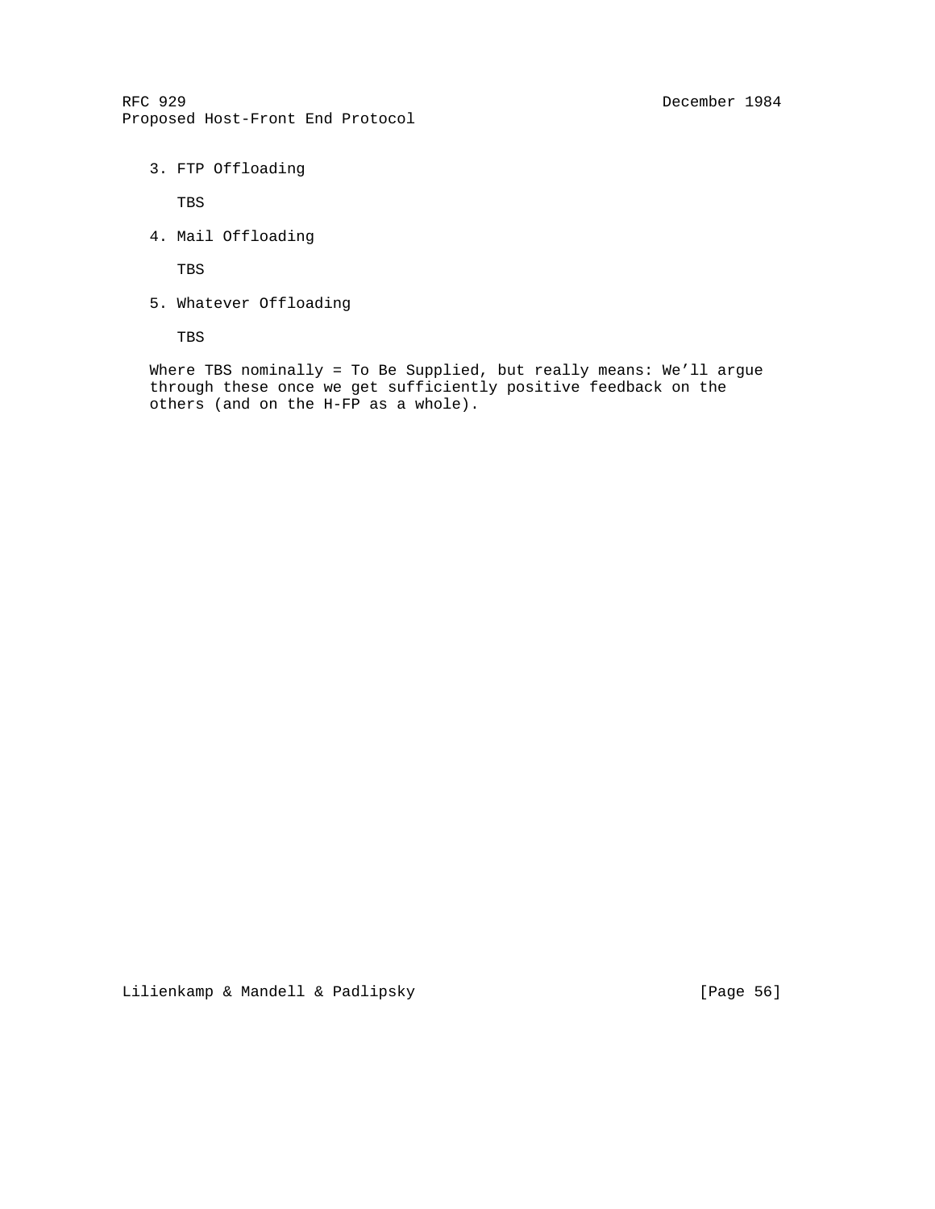3. FTP Offloading

   TBS

4. Mail Offloading

   TBS

5. Whatever Offloading

   TBS

Where TBS nominally = To Be Supplied, but really means: We’ll argue through these once we get sufficiently positive feedback on the others (and on the H-FP as a whole).